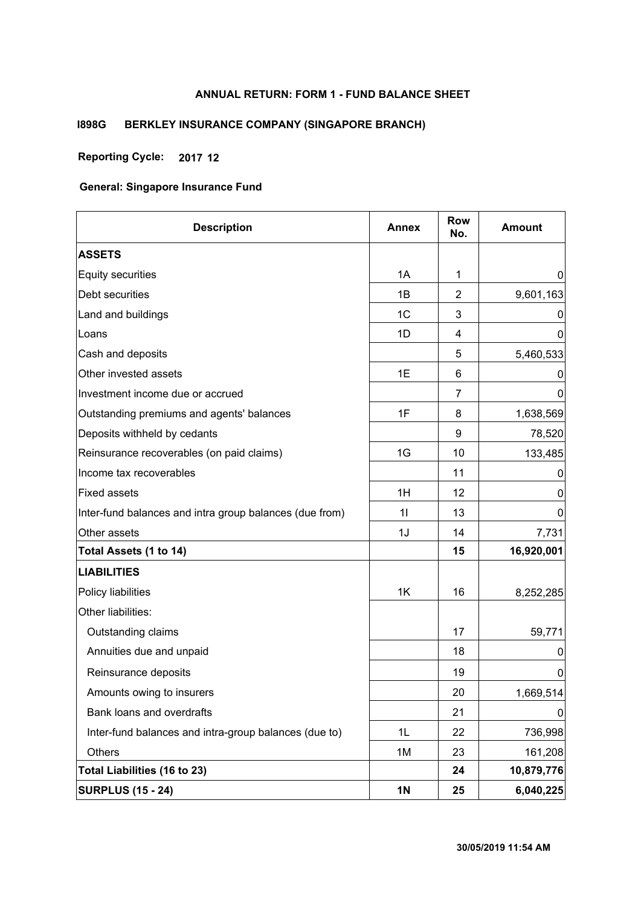# ANNUAL RETURN: FORM 1 - FUND BALANCE SHEET

**I898G BERKLEY INSURANCE COMPANY (SINGAPORE BRANCH)**

**Reporting Cycle: 2017 12**

**General: Singapore Insurance Fund**

| Description | Annex | Row No. | Amount |
|---|---|---|---|
| **ASSETS** | | | |
| Equity securities | 1A | 1 | 0 |
| Debt securities | 1B | 2 | 9,601,163 |
| Land and buildings | 1C | 3 | 0 |
| Loans | 1D | 4 | 0 |
| Cash and deposits | | 5 | 5,460,533 |
| Other invested assets | 1E | 6 | 0 |
| Investment income due or accrued | | 7 | 0 |
| Outstanding premiums and agents' balances | 1F | 8 | 1,638,569 |
| Deposits withheld by cedants | | 9 | 78,520 |
| Reinsurance recoverables (on paid claims) | 1G | 10 | 133,485 |
| Income tax recoverables | | 11 | 0 |
| Fixed assets | 1H | 12 | 0 |
| Inter-fund balances and intra group balances (due from) | 1I | 13 | 0 |
| Other assets | 1J | 14 | 7,731 |
| **Total Assets (1 to 14)** | | **15** | **16,920,001** |
| **LIABILITIES** | | | |
| Policy liabilities | 1K | 16 | 8,252,285 |
| Other liabilities: | | | |
| Outstanding claims | | 17 | 59,771 |
| Annuities due and unpaid | | 18 | 0 |
| Reinsurance deposits | | 19 | 0 |
| Amounts owing to insurers | | 20 | 1,669,514 |
| Bank loans and overdrafts | | 21 | 0 |
| Inter-fund balances and intra-group balances (due to) | 1L | 22 | 736,998 |
| Others | 1M | 23 | 161,208 |
| **Total Liabilities (16 to 23)** | | **24** | **10,879,776** |
| **SURPLUS (15 - 24)** | **1N** | **25** | **6,040,225** |

**30/05/2019 11:54 AM**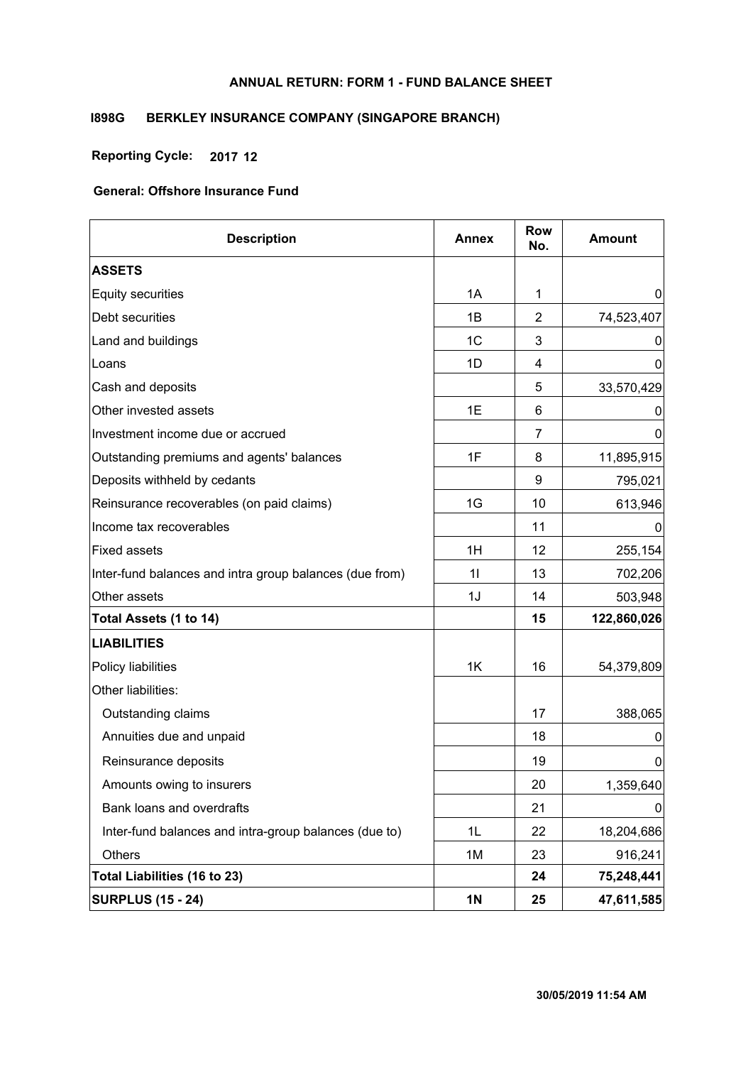# ANNUAL RETURN: FORM 1 - FUND BALANCE SHEET

## I898G BERKLEY INSURANCE COMPANY (SINGAPORE BRANCH)

**Reporting Cycle: 2017 12**

**General: Offshore Insurance Fund**

| Description | Annex | Row No. | Amount |
|---|---|---|---|
| **ASSETS** | | | |
| Equity securities | 1A | 1 | 0 |
| Debt securities | 1B | 2 | 74,523,407 |
| Land and buildings | 1C | 3 | 0 |
| Loans | 1D | 4 | 0 |
| Cash and deposits | | 5 | 33,570,429 |
| Other invested assets | 1E | 6 | 0 |
| Investment income due or accrued | | 7 | 0 |
| Outstanding premiums and agents' balances | 1F | 8 | 11,895,915 |
| Deposits withheld by cedants | | 9 | 795,021 |
| Reinsurance recoverables (on paid claims) | 1G | 10 | 613,946 |
| Income tax recoverables | | 11 | 0 |
| Fixed assets | 1H | 12 | 255,154 |
| Inter-fund balances and intra group balances (due from) | 1I | 13 | 702,206 |
| Other assets | 1J | 14 | 503,948 |
| **Total Assets (1 to 14)** | | **15** | **122,860,026** |
| **LIABILITIES** | | | |
| Policy liabilities | 1K | 16 | 54,379,809 |
| Other liabilities: | | | |
| Outstanding claims | | 17 | 388,065 |
| Annuities due and unpaid | | 18 | 0 |
| Reinsurance deposits | | 19 | 0 |
| Amounts owing to insurers | | 20 | 1,359,640 |
| Bank loans and overdrafts | | 21 | 0 |
| Inter-fund balances and intra-group balances (due to) | 1L | 22 | 18,204,686 |
| Others | 1M | 23 | 916,241 |
| **Total Liabilities (16 to 23)** | | **24** | **75,248,441** |
| **SURPLUS (15 - 24)** | **1N** | **25** | **47,611,585** |

**30/05/2019 11:54 AM**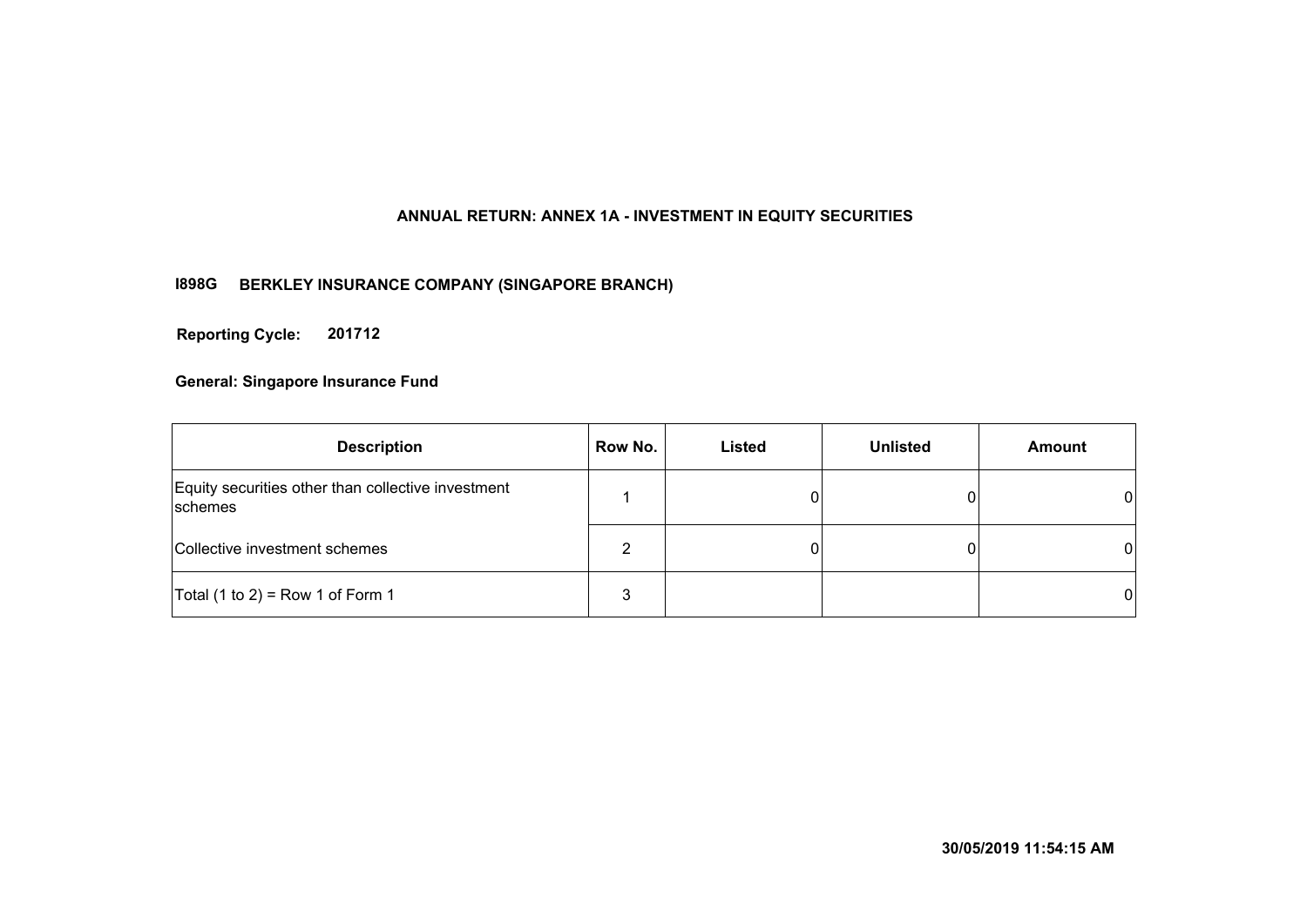# ANNUAL RETURN: ANNEX 1A - INVESTMENT IN EQUITY SECURITIES

**I898G BERKLEY INSURANCE COMPANY (SINGAPORE BRANCH)**

**Reporting Cycle: 201712**

**General: Singapore Insurance Fund**

| Description | Row No. | Listed | Unlisted | Amount |
|---|---|---|---|---|
| Equity securities other than collective investment schemes | 1 | 0 | 0 | 0 |
| Collective investment schemes | 2 | 0 | 0 | 0 |
| Total (1 to 2) = Row 1 of Form 1 | 3 | | | 0 |

**30/05/2019 11:54:15 AM**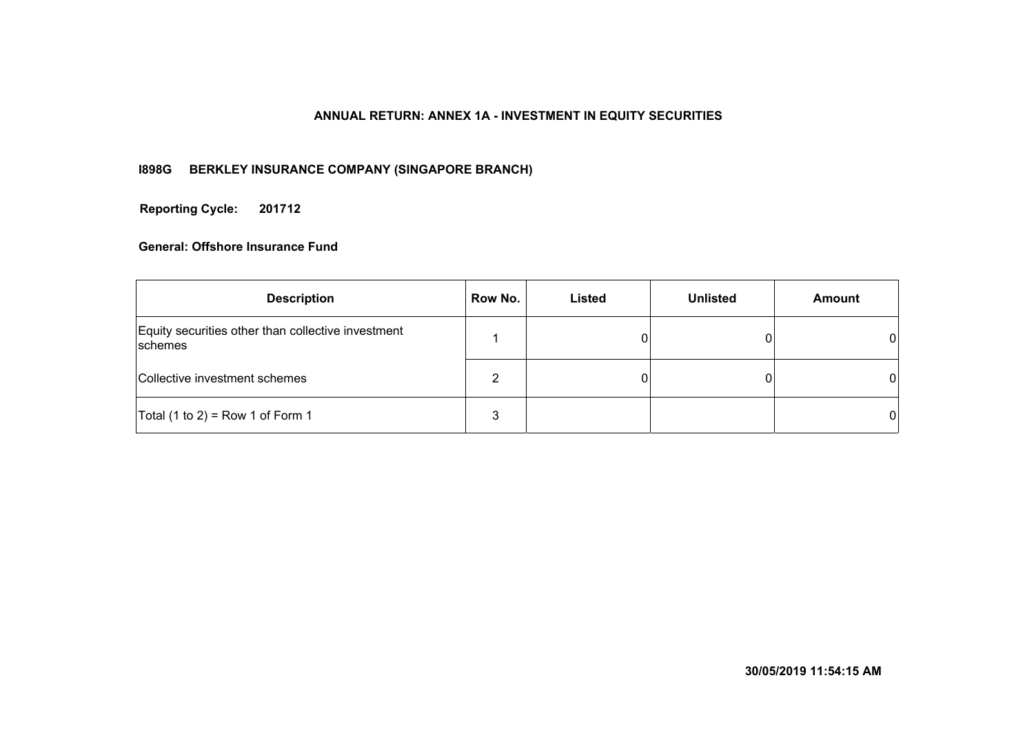**ANNUAL RETURN: ANNEX 1A - INVESTMENT IN EQUITY SECURITIES**

**I898G BERKLEY INSURANCE COMPANY (SINGAPORE BRANCH)**

**Reporting Cycle: 201712**

**General: Offshore Insurance Fund**

| Description | Row No. | Listed | Unlisted | Amount |
|---|---|---|---|---|
| Equity securities other than collective investment schemes | 1 | 0 | 0 | 0 |
| Collective investment schemes | 2 | 0 | 0 | 0 |
| Total (1 to 2) = Row 1 of Form 1 | 3 | | | 0 |

**30/05/2019 11:54:15 AM**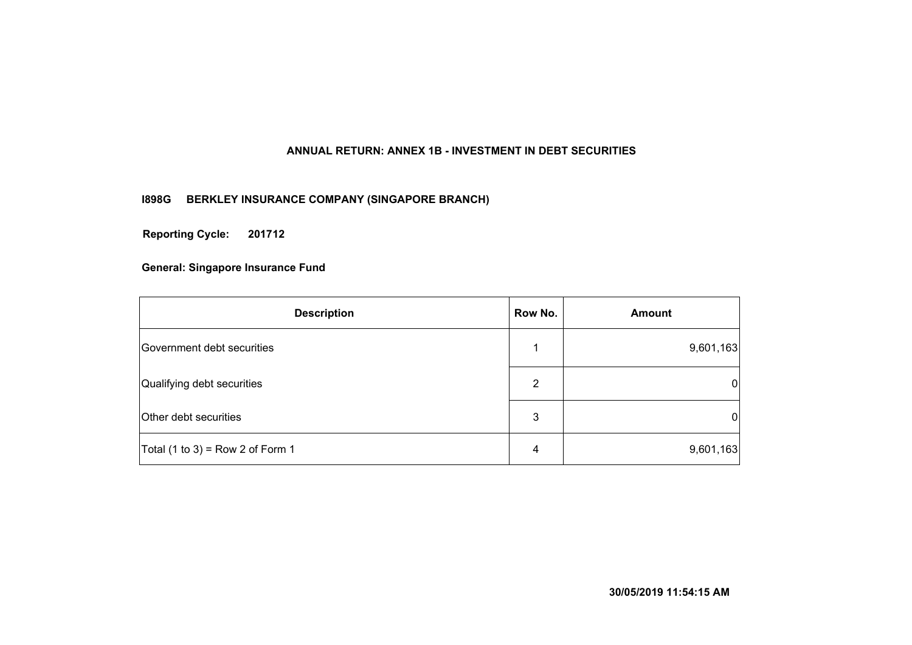# ANNUAL RETURN: ANNEX 1B - INVESTMENT IN DEBT SECURITIES

**I898G BERKLEY INSURANCE COMPANY (SINGAPORE BRANCH)**

**Reporting Cycle: 201712**

**General: Singapore Insurance Fund**

| Description | Row No. | Amount |
| --- | --- | --- |
| Government debt securities | 1 | 9,601,163 |
| Qualifying debt securities | 2 | 0 |
| Other debt securities | 3 | 0 |
| Total (1 to 3) = Row 2 of Form 1 | 4 | 9,601,163 |

**30/05/2019 11:54:15 AM**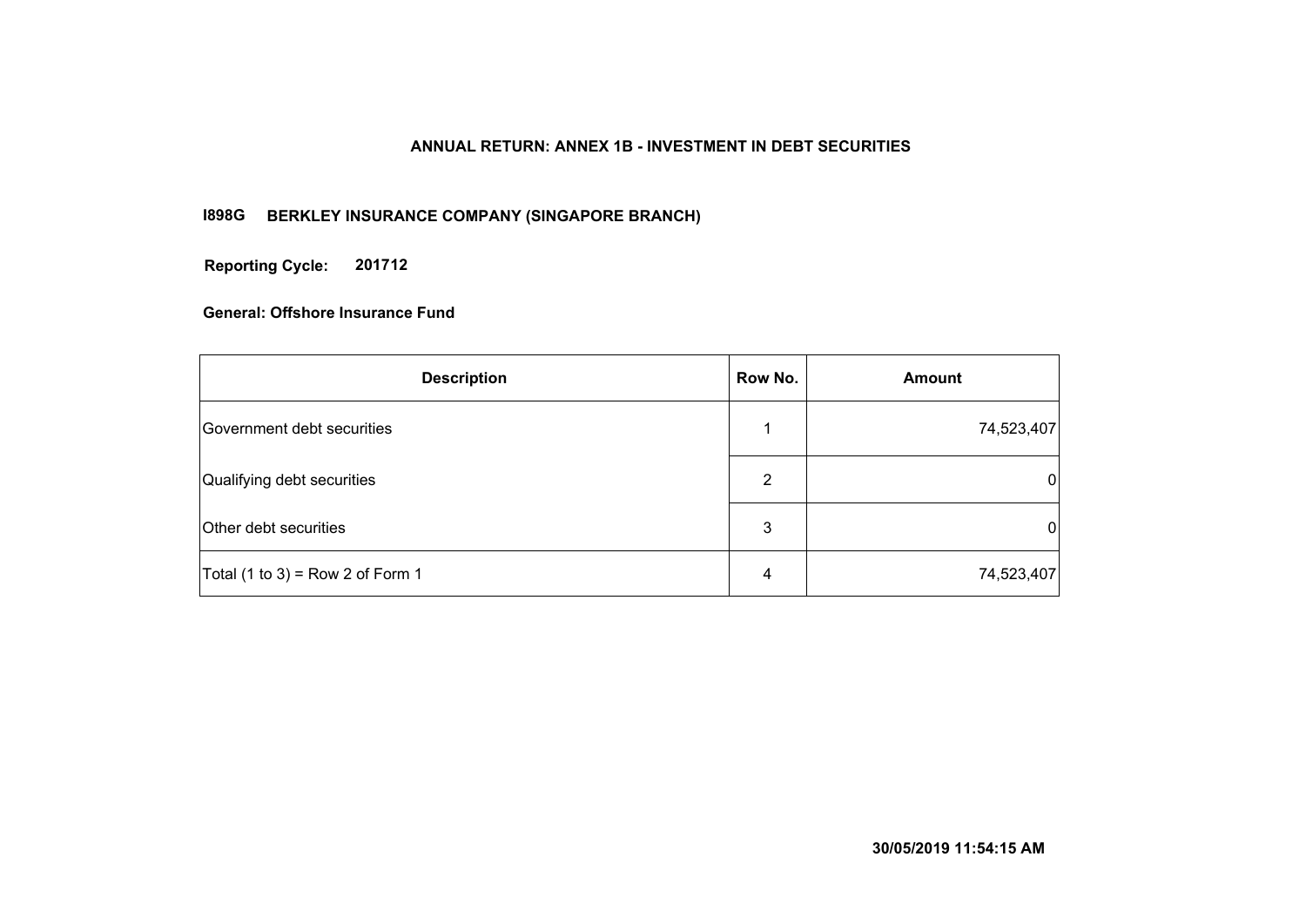# ANNUAL RETURN: ANNEX 1B - INVESTMENT IN DEBT SECURITIES

**I898G BERKLEY INSURANCE COMPANY (SINGAPORE BRANCH)**

**Reporting Cycle: 201712**

**General: Offshore Insurance Fund**

| Description | Row No. | Amount |
|---|---|---|
| Government debt securities | 1 | 74,523,407 |
| Qualifying debt securities | 2 | 0 |
| Other debt securities | 3 | 0 |
| Total (1 to 3) = Row 2 of Form 1 | 4 | 74,523,407 |

30/05/2019 11:54:15 AM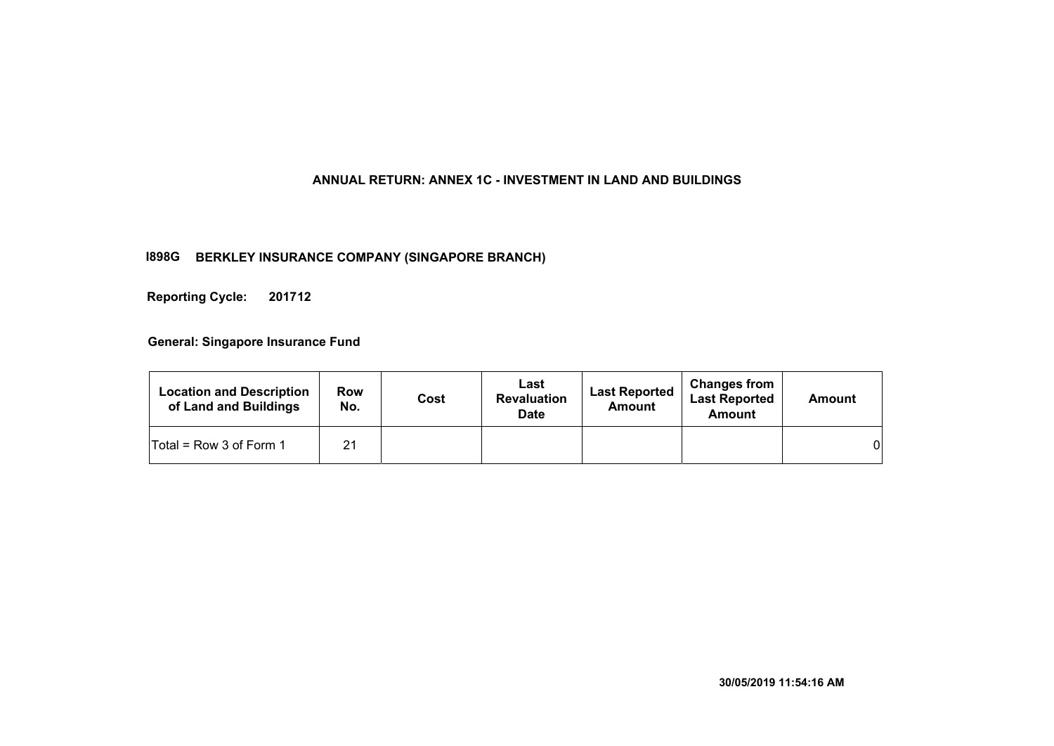# ANNUAL RETURN: ANNEX 1C - INVESTMENT IN LAND AND BUILDINGS

**I898G BERKLEY INSURANCE COMPANY (SINGAPORE BRANCH)**

**Reporting Cycle: 201712**

**General: Singapore Insurance Fund**

| Location and Description of Land and Buildings | Row No. | Cost | Last Revaluation Date | Last Reported Amount | Changes from Last Reported Amount | Amount |
|---|---|---|---|---|---|---|
| Total = Row 3 of Form 1 | 21 | | | | | 0 |

30/05/2019 11:54:16 AM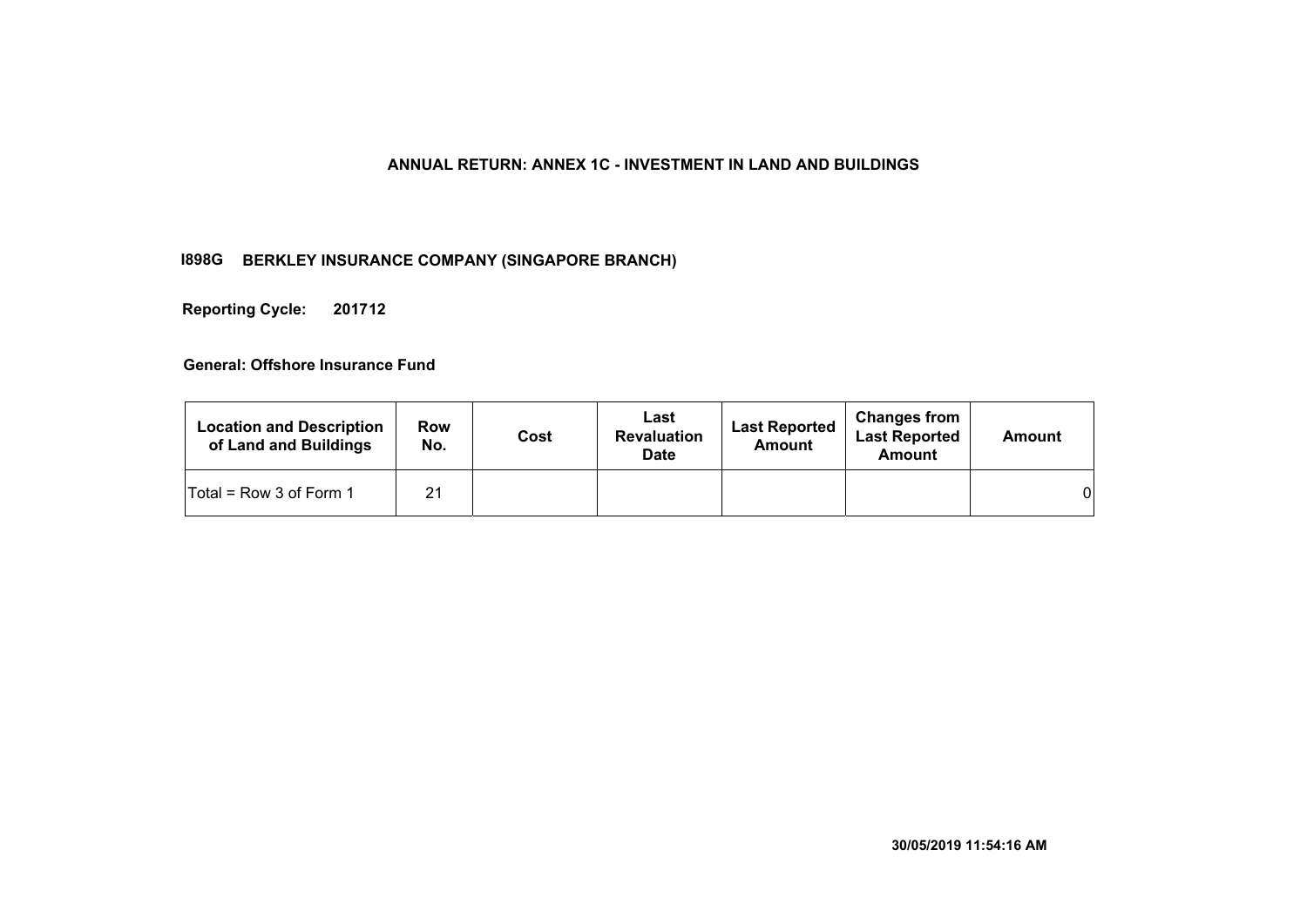## ANNUAL RETURN: ANNEX 1C - INVESTMENT IN LAND AND BUILDINGS

**I898G BERKLEY INSURANCE COMPANY (SINGAPORE BRANCH)**

**Reporting Cycle: 201712**

**General: Offshore Insurance Fund**

| Location and Description of Land and Buildings | Row No. | Cost | Last Revaluation Date | Last Reported Amount | Changes from Last Reported Amount | Amount |
|---|---|---|---|---|---|---|
| Total = Row 3 of Form 1 | 21 | | | | | 0 |

30/05/2019 11:54:16 AM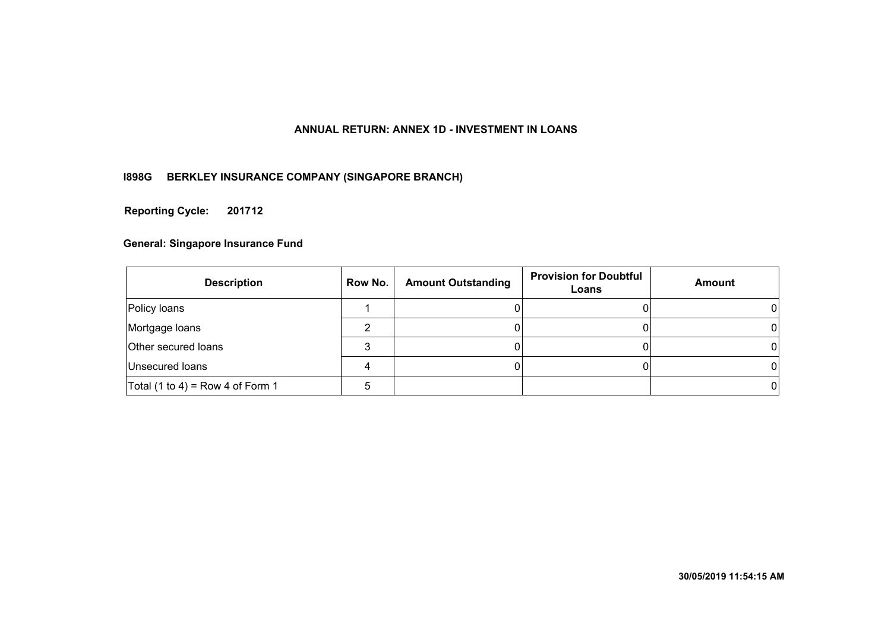## ANNUAL RETURN: ANNEX 1D - INVESTMENT IN LOANS

**I898G BERKLEY INSURANCE COMPANY (SINGAPORE BRANCH)**

**Reporting Cycle: 201712**

**General: Singapore Insurance Fund**

| Description | Row No. | Amount Outstanding | Provision for Doubtful Loans | Amount |
|---|---|---|---|---|
| Policy loans | 1 | 0 | 0 | 0 |
| Mortgage loans | 2 | 0 | 0 | 0 |
| Other secured loans | 3 | 0 | 0 | 0 |
| Unsecured loans | 4 | 0 | 0 | 0 |
| Total (1 to 4) = Row 4 of Form 1 | 5 | | | 0 |

**30/05/2019 11:54:15 AM**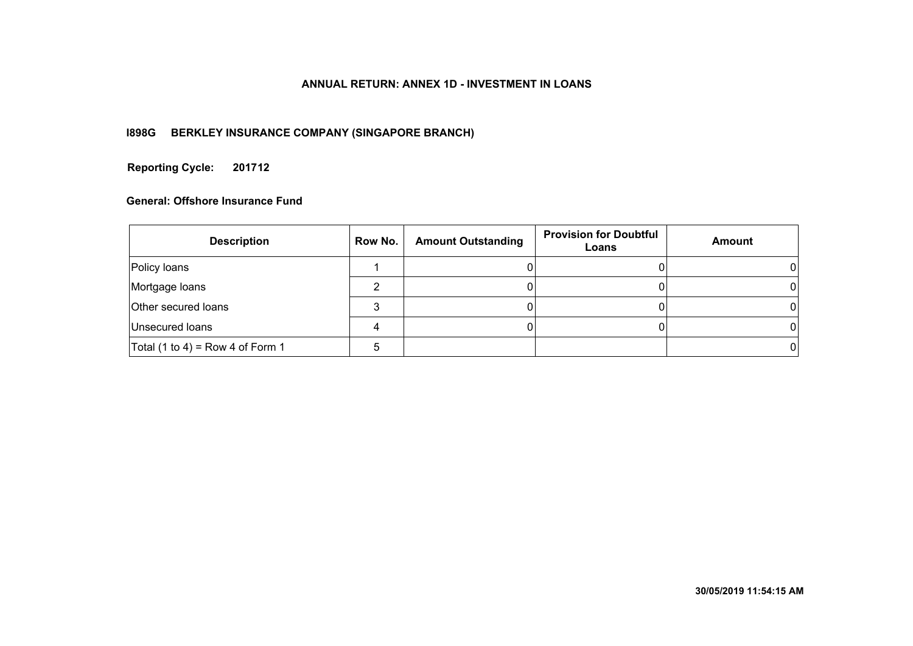# ANNUAL RETURN: ANNEX 1D - INVESTMENT IN LOANS

**I898G BERKLEY INSURANCE COMPANY (SINGAPORE BRANCH)**

**Reporting Cycle: 201712**

**General: Offshore Insurance Fund**

| Description | Row No. | Amount Outstanding | Provision for Doubtful Loans | Amount |
|---|---|---|---|---|
| Policy loans | 1 | 0 | 0 | 0 |
| Mortgage loans | 2 | 0 | 0 | 0 |
| Other secured loans | 3 | 0 | 0 | 0 |
| Unsecured loans | 4 | 0 | 0 | 0 |
| Total (1 to 4) = Row 4 of Form 1 | 5 | | | 0 |

**30/05/2019 11:54:15 AM**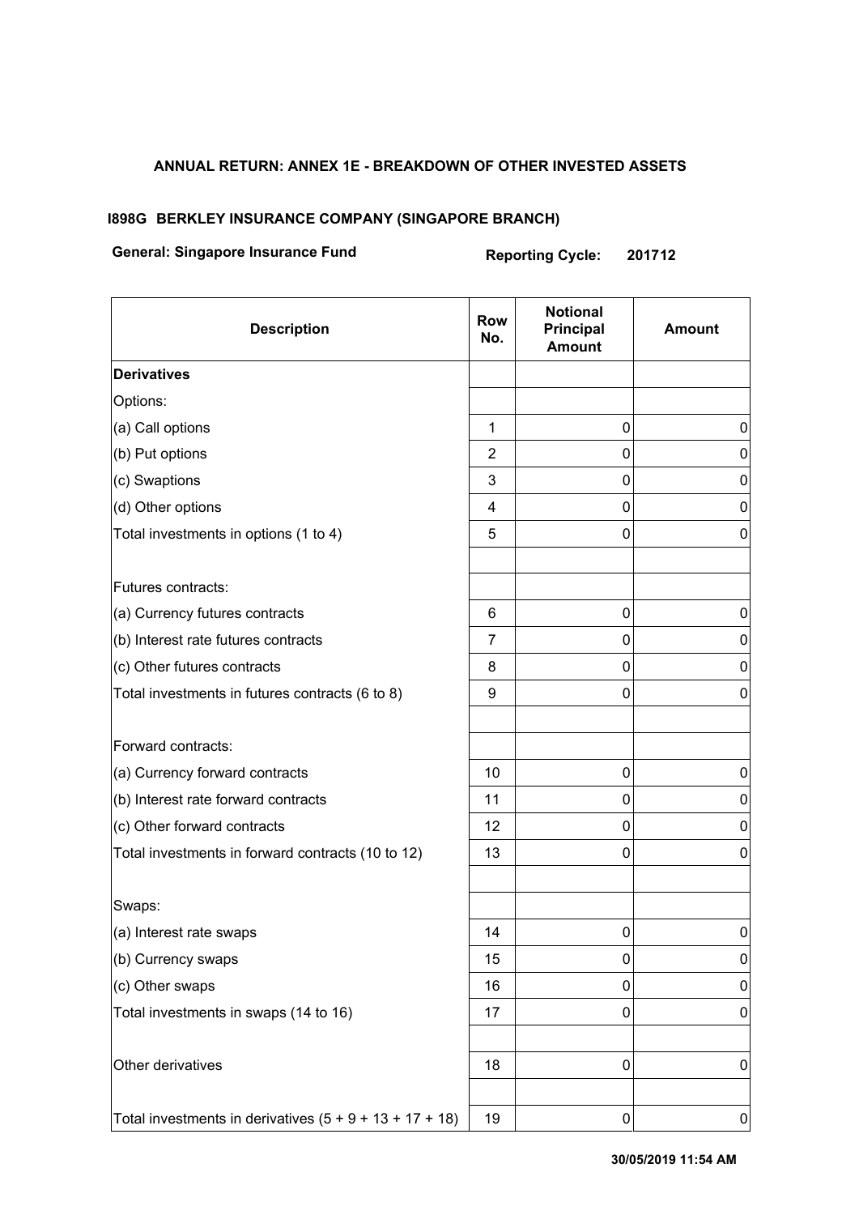**ANNUAL RETURN: ANNEX 1E - BREAKDOWN OF OTHER INVESTED ASSETS**

**I898G BERKLEY INSURANCE COMPANY (SINGAPORE BRANCH)**

**General: Singapore Insurance Fund** **Reporting Cycle: 201712**

| Description | Row No. | Notional Principal Amount | Amount |
|---|---|---|---|
| **Derivatives** | | | |
| Options: | | | |
| (a) Call options | 1 | 0 | 0 |
| (b) Put options | 2 | 0 | 0 |
| (c) Swaptions | 3 | 0 | 0 |
| (d) Other options | 4 | 0 | 0 |
| Total investments in options (1 to 4) | 5 | 0 | 0 |
| | | | |
| Futures contracts: | | | |
| (a) Currency futures contracts | 6 | 0 | 0 |
| (b) Interest rate futures contracts | 7 | 0 | 0 |
| (c) Other futures contracts | 8 | 0 | 0 |
| Total investments in futures contracts (6 to 8) | 9 | 0 | 0 |
| | | | |
| Forward contracts: | | | |
| (a) Currency forward contracts | 10 | 0 | 0 |
| (b) Interest rate forward contracts | 11 | 0 | 0 |
| (c) Other forward contracts | 12 | 0 | 0 |
| Total investments in forward contracts (10 to 12) | 13 | 0 | 0 |
| | | | |
| Swaps: | | | |
| (a) Interest rate swaps | 14 | 0 | 0 |
| (b) Currency swaps | 15 | 0 | 0 |
| (c) Other swaps | 16 | 0 | 0 |
| Total investments in swaps (14 to 16) | 17 | 0 | 0 |
| | | | |
| Other derivatives | 18 | 0 | 0 |
| | | | |
| Total investments in derivatives (5 + 9 + 13 + 17 + 18) | 19 | 0 | 0 |

**30/05/2019 11:54 AM**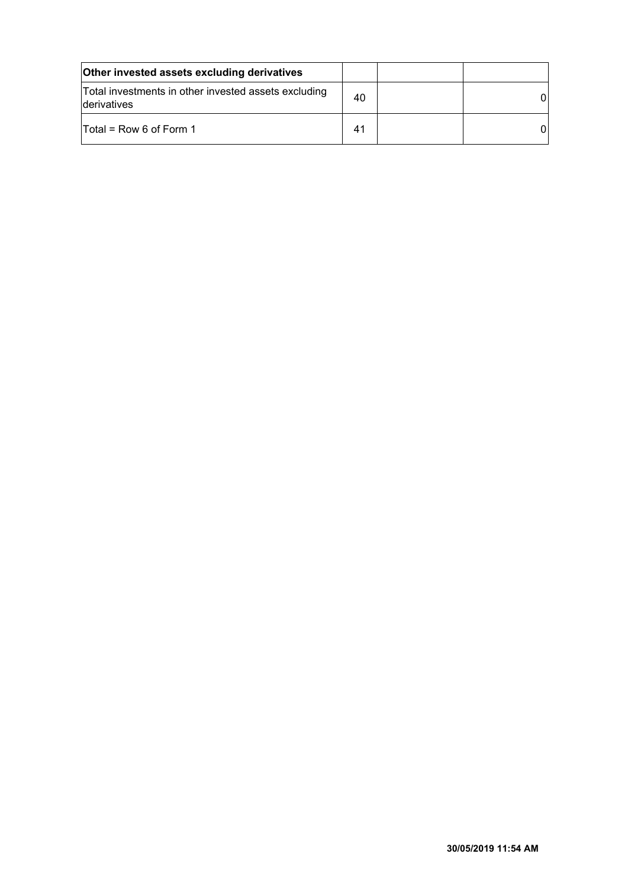| Other invested assets excluding derivatives | | | |
|---|---|---|---|
| Total investments in other invested assets excluding derivatives | 40 | | 0 |
| Total = Row 6 of Form 1 | 41 | | 0 |

30/05/2019 11:54 AM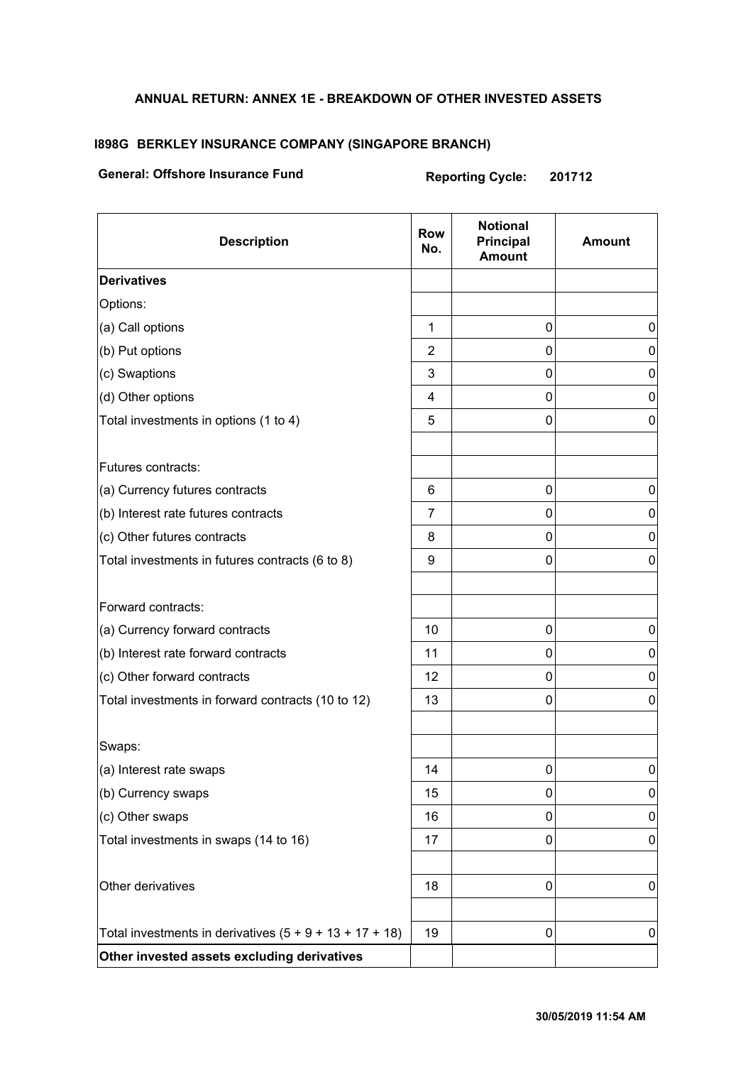# ANNUAL RETURN: ANNEX 1E - BREAKDOWN OF OTHER INVESTED ASSETS

## I898G BERKLEY INSURANCE COMPANY (SINGAPORE BRANCH)

**General: Offshore Insurance Fund** **Reporting Cycle: 201712**

| Description | Row No. | Notional Principal Amount | Amount |
|---|---|---|---|
| **Derivatives** | | | |
| Options: | | | |
| (a) Call options | 1 | 0 | 0 |
| (b) Put options | 2 | 0 | 0 |
| (c) Swaptions | 3 | 0 | 0 |
| (d) Other options | 4 | 0 | 0 |
| Total investments in options (1 to 4) | 5 | 0 | 0 |
| | | | |
| Futures contracts: | | | |
| (a) Currency futures contracts | 6 | 0 | 0 |
| (b) Interest rate futures contracts | 7 | 0 | 0 |
| (c) Other futures contracts | 8 | 0 | 0 |
| Total investments in futures contracts (6 to 8) | 9 | 0 | 0 |
| | | | |
| Forward contracts: | | | |
| (a) Currency forward contracts | 10 | 0 | 0 |
| (b) Interest rate forward contracts | 11 | 0 | 0 |
| (c) Other forward contracts | 12 | 0 | 0 |
| Total investments in forward contracts (10 to 12) | 13 | 0 | 0 |
| | | | |
| Swaps: | | | |
| (a) Interest rate swaps | 14 | 0 | 0 |
| (b) Currency swaps | 15 | 0 | 0 |
| (c) Other swaps | 16 | 0 | 0 |
| Total investments in swaps (14 to 16) | 17 | 0 | 0 |
| | | | |
| Other derivatives | 18 | 0 | 0 |
| | | | |
| Total investments in derivatives (5 + 9 + 13 + 17 + 18) | 19 | 0 | 0 |
| **Other invested assets excluding derivatives** | | | |

30/05/2019 11:54 AM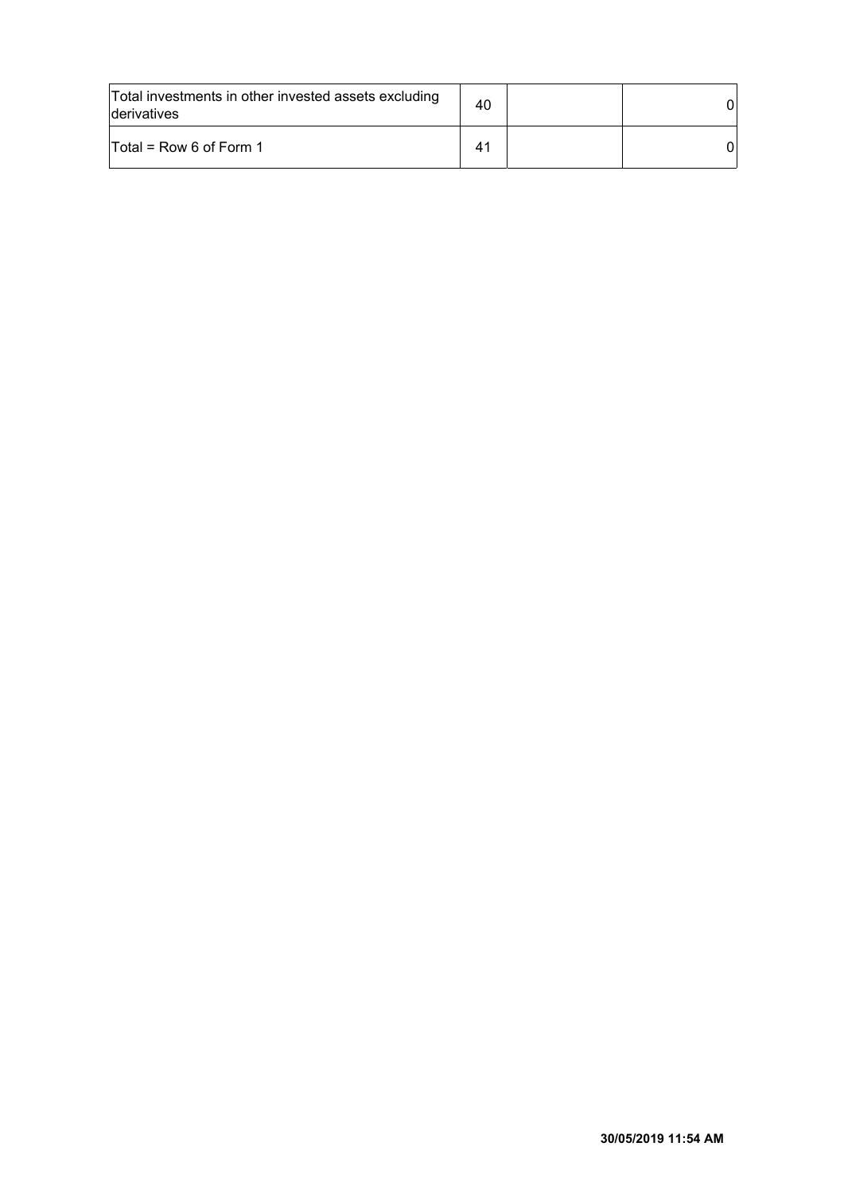| | | | |
|---|---|---|---|
| Total investments in other invested assets excluding derivatives | 40 | | 0 |
| Total = Row 6 of Form 1 | 41 | | 0 |

**30/05/2019 11:54 AM**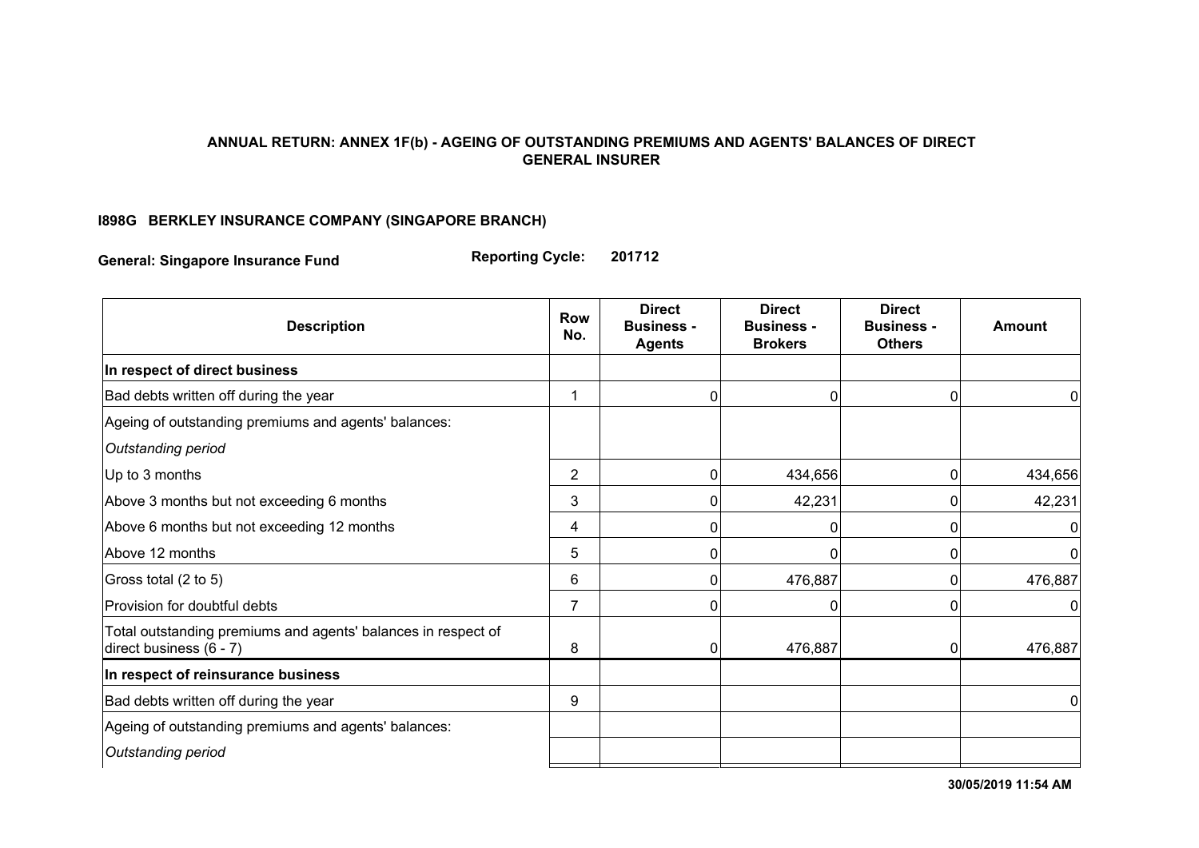**ANNUAL RETURN: ANNEX 1F(b) - AGEING OF OUTSTANDING PREMIUMS AND AGENTS' BALANCES OF DIRECT GENERAL INSURER**

**I898G BERKLEY INSURANCE COMPANY (SINGAPORE BRANCH)**

**General: Singapore Insurance Fund** **Reporting Cycle: 201712**

| Description | Row No. | Direct Business - Agents | Direct Business - Brokers | Direct Business - Others | Amount |
|---|---|---|---|---|---|
| **In respect of direct business** | | | | | |
| Bad debts written off during the year | 1 | 0 | 0 | 0 | 0 |
| Ageing of outstanding premiums and agents' balances: | | | | | |
| *Outstanding period* | | | | | |
| Up to 3 months | 2 | 0 | 434,656 | 0 | 434,656 |
| Above 3 months but not exceeding 6 months | 3 | 0 | 42,231 | 0 | 42,231 |
| Above 6 months but not exceeding 12 months | 4 | 0 | 0 | 0 | 0 |
| Above 12 months | 5 | 0 | 0 | 0 | 0 |
| Gross total (2 to 5) | 6 | 0 | 476,887 | 0 | 476,887 |
| Provision for doubtful debts | 7 | 0 | 0 | 0 | 0 |
| Total outstanding premiums and agents' balances in respect of direct business (6 - 7) | 8 | 0 | 476,887 | 0 | 476,887 |
| **In respect of reinsurance business** | | | | | |
| Bad debts written off during the year | 9 | | | | 0 |
| Ageing of outstanding premiums and agents' balances: | | | | | |
| *Outstanding period* | | | | | |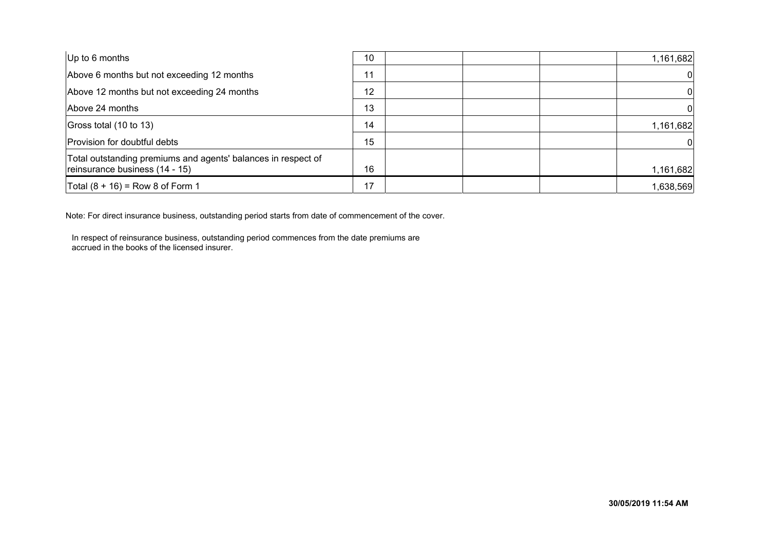| | | | | | |
|---|---|---|---|---|---|
| Up to 6 months | 10 | | | | 1,161,682 |
| Above 6 months but not exceeding 12 months | 11 | | | | 0 |
| Above 12 months but not exceeding 24 months | 12 | | | | 0 |
| Above 24 months | 13 | | | | 0 |
| Gross total (10 to 13) | 14 | | | | 1,161,682 |
| Provision for doubtful debts | 15 | | | | 0 |
| Total outstanding premiums and agents' balances in respect of reinsurance business (14 - 15) | 16 | | | | 1,161,682 |
| Total (8 + 16) = Row 8 of Form 1 | 17 | | | | 1,638,569 |

Note: For direct insurance business, outstanding period starts from date of commencement of the cover.

In respect of reinsurance business, outstanding period commences from the date premiums are accrued in the books of the licensed insurer.

**30/05/2019 11:54 AM**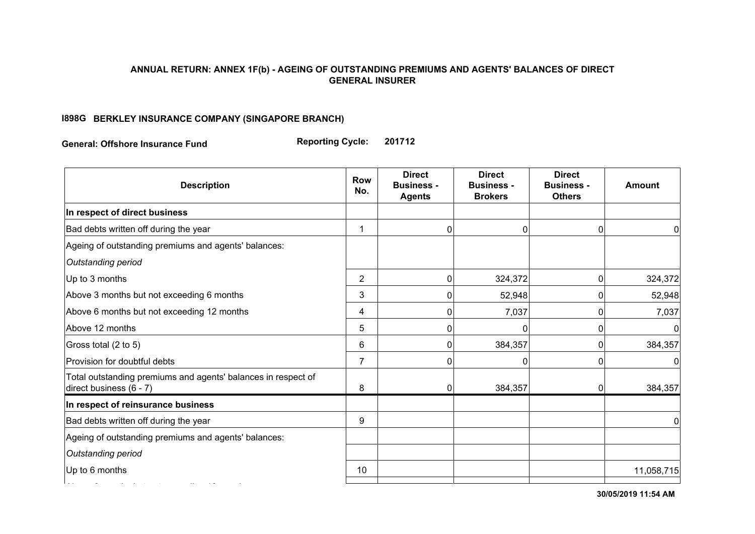**ANNUAL RETURN: ANNEX 1F(b) - AGEING OF OUTSTANDING PREMIUMS AND AGENTS' BALANCES OF DIRECT GENERAL INSURER**

**I898G BERKLEY INSURANCE COMPANY (SINGAPORE BRANCH)**

**General: Offshore Insurance Fund** **Reporting Cycle: 201712**

| Description | Row No. | Direct Business - Agents | Direct Business - Brokers | Direct Business - Others | Amount |
|---|---|---|---|---|---|
| **In respect of direct business** | | | | | |
| Bad debts written off during the year | 1 | 0 | 0 | 0 | 0 |
| Ageing of outstanding premiums and agents' balances: | | | | | |
| *Outstanding period* | | | | | |
| Up to 3 months | 2 | 0 | 324,372 | 0 | 324,372 |
| Above 3 months but not exceeding 6 months | 3 | 0 | 52,948 | 0 | 52,948 |
| Above 6 months but not exceeding 12 months | 4 | 0 | 7,037 | 0 | 7,037 |
| Above 12 months | 5 | 0 | 0 | 0 | 0 |
| Gross total (2 to 5) | 6 | 0 | 384,357 | 0 | 384,357 |
| Provision for doubtful debts | 7 | 0 | 0 | 0 | 0 |
| Total outstanding premiums and agents' balances in respect of direct business (6 - 7) | 8 | 0 | 384,357 | 0 | 384,357 |
| **In respect of reinsurance business** | | | | | |
| Bad debts written off during the year | 9 | | | | 0 |
| Ageing of outstanding premiums and agents' balances: | | | | | |
| *Outstanding period* | | | | | |
| Up to 6 months | 10 | | | | 11,058,715 |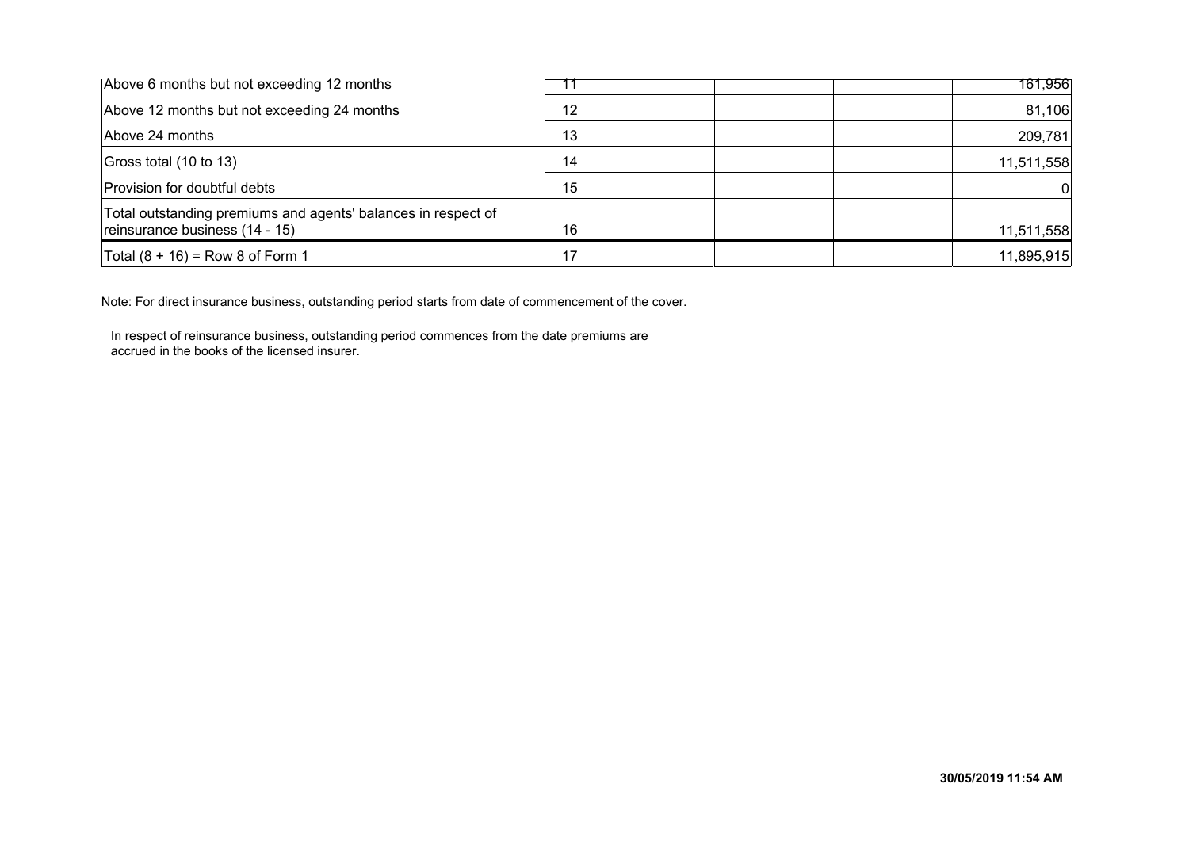| | | | | | |
|---|---|---|---|---|---|
| Above 6 months but not exceeding 12 months | 11 | | | | 161,956 |
| Above 12 months but not exceeding 24 months | 12 | | | | 81,106 |
| Above 24 months | 13 | | | | 209,781 |
| Gross total (10 to 13) | 14 | | | | 11,511,558 |
| Provision for doubtful debts | 15 | | | | 0 |
| Total outstanding premiums and agents' balances in respect of reinsurance business (14 - 15) | 16 | | | | 11,511,558 |
| Total (8 + 16) = Row 8 of Form 1 | 17 | | | | 11,895,915 |

Note: For direct insurance business, outstanding period starts from date of commencement of the cover.

In respect of reinsurance business, outstanding period commences from the date premiums are accrued in the books of the licensed insurer.

**30/05/2019 11:54 AM**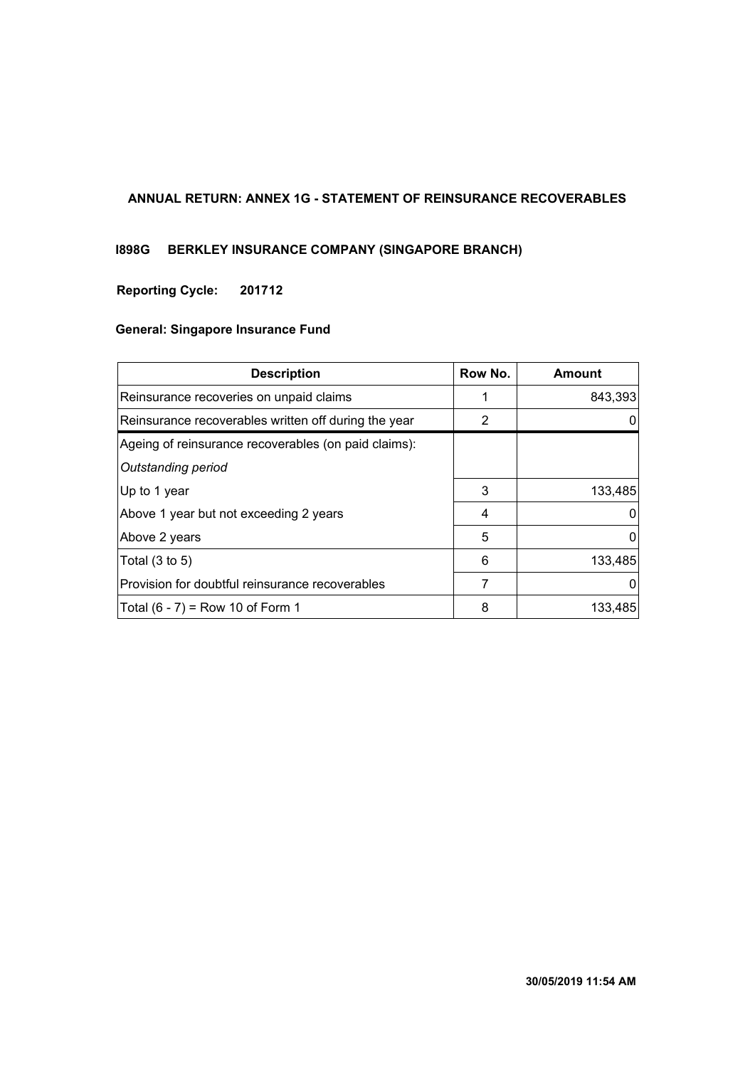## ANNUAL RETURN: ANNEX 1G - STATEMENT OF REINSURANCE RECOVERABLES

**I898G BERKLEY INSURANCE COMPANY (SINGAPORE BRANCH)**

**Reporting Cycle: 201712**

**General: Singapore Insurance Fund**

| Description | Row No. | Amount |
|---|---|---|
| Reinsurance recoveries on unpaid claims | 1 | 843,393 |
| Reinsurance recoverables written off during the year | 2 | 0 |
| Ageing of reinsurance recoverables (on paid claims): | | |
| *Outstanding period* | | |
| Up to 1 year | 3 | 133,485 |
| Above 1 year but not exceeding 2 years | 4 | 0 |
| Above 2 years | 5 | 0 |
| Total (3 to 5) | 6 | 133,485 |
| Provision for doubtful reinsurance recoverables | 7 | 0 |
| Total (6 - 7) = Row 10 of Form 1 | 8 | 133,485 |

**30/05/2019 11:54 AM**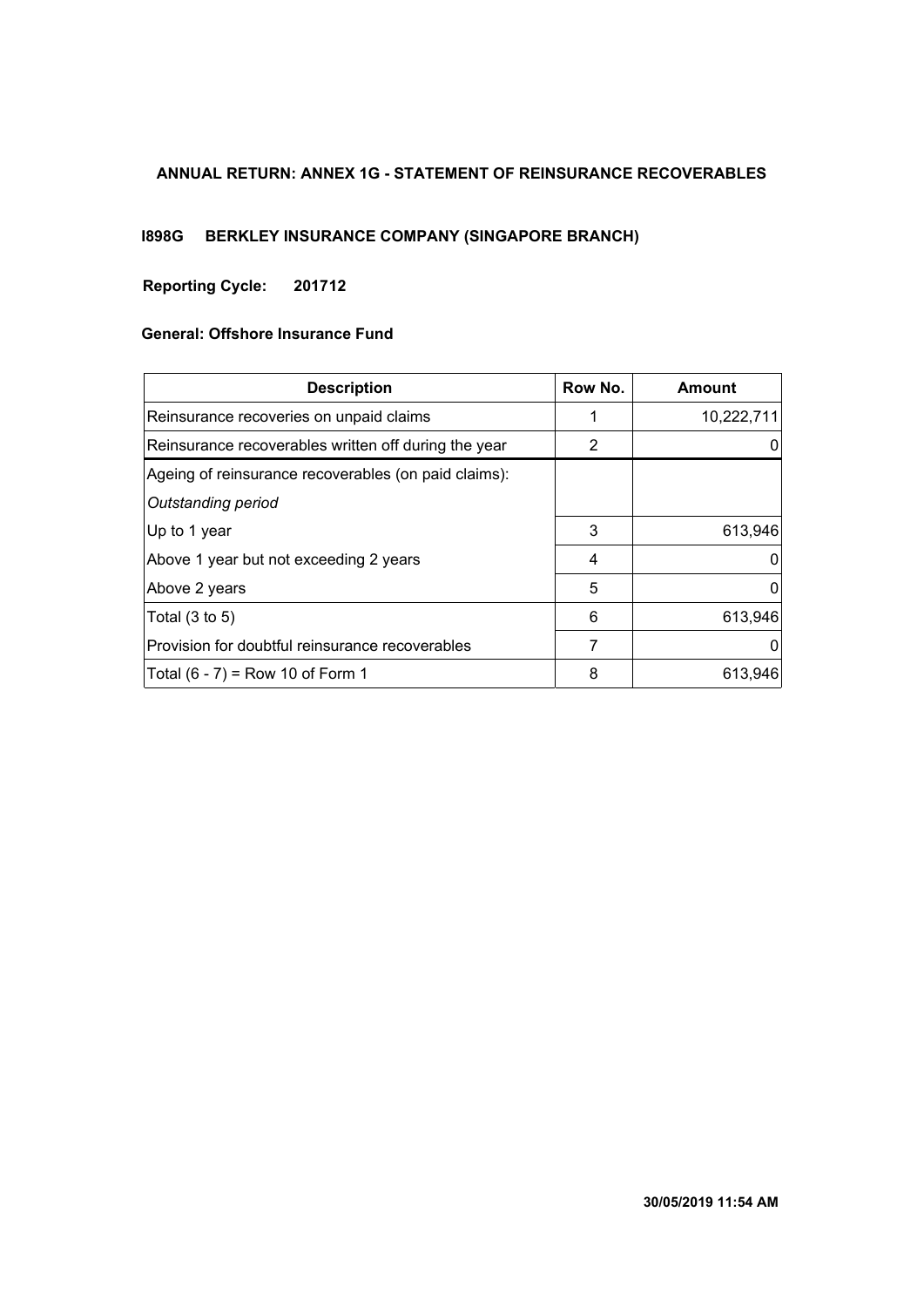# ANNUAL RETURN: ANNEX 1G - STATEMENT OF REINSURANCE RECOVERABLES

## I898G BERKLEY INSURANCE COMPANY (SINGAPORE BRANCH)

**Reporting Cycle: 201712**

**General: Offshore Insurance Fund**

| Description | Row No. | Amount |
|---|---|---|
| Reinsurance recoveries on unpaid claims | 1 | 10,222,711 |
| Reinsurance recoverables written off during the year | 2 | 0 |
| Ageing of reinsurance recoverables (on paid claims):<br>*Outstanding period* | | |
| Up to 1 year | 3 | 613,946 |
| Above 1 year but not exceeding 2 years | 4 | 0 |
| Above 2 years | 5 | 0 |
| Total (3 to 5) | 6 | 613,946 |
| Provision for doubtful reinsurance recoverables | 7 | 0 |
| Total (6 - 7) = Row 10 of Form 1 | 8 | 613,946 |

**30/05/2019 11:54 AM**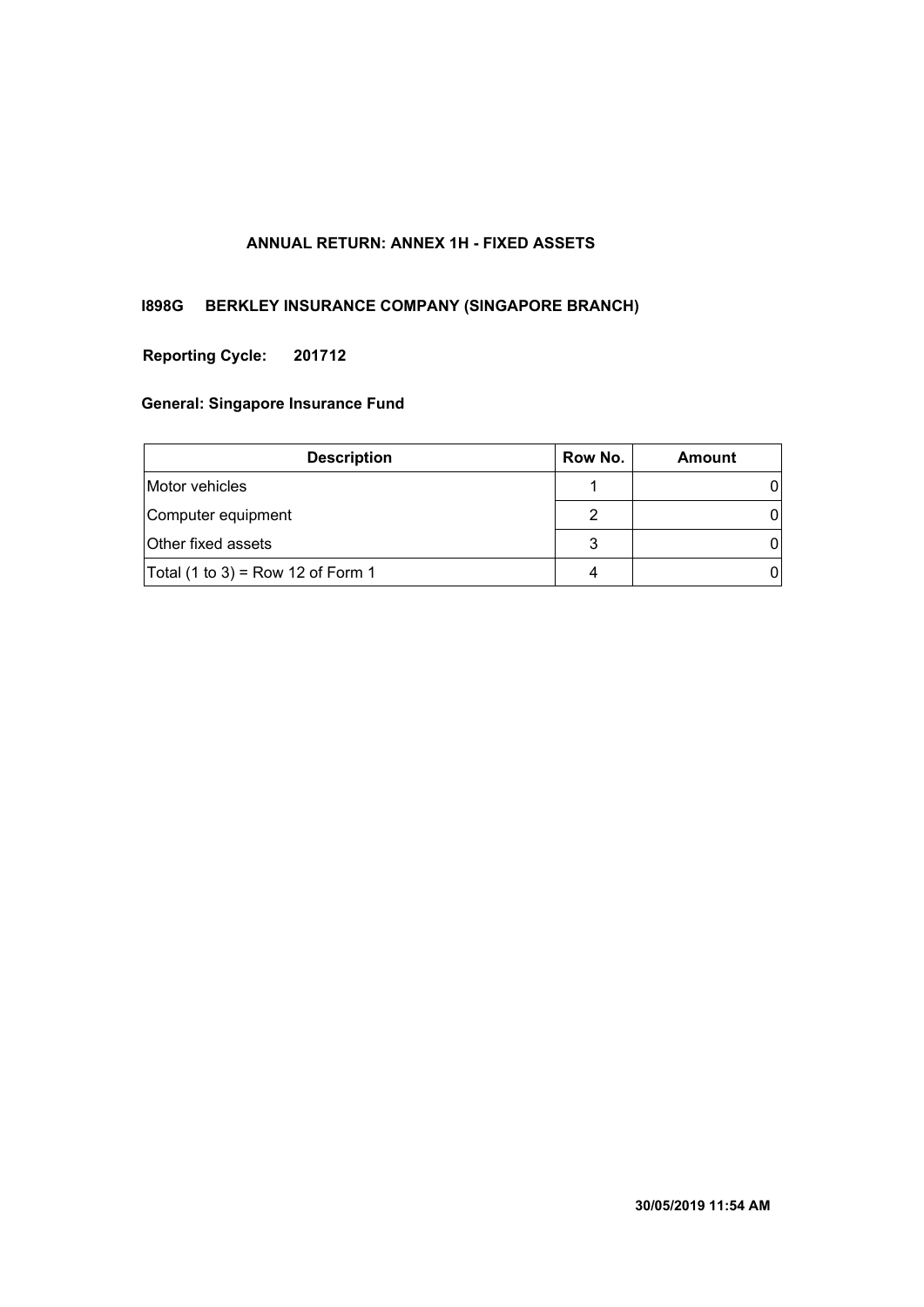## ANNUAL RETURN: ANNEX 1H - FIXED ASSETS

**I898G BERKLEY INSURANCE COMPANY (SINGAPORE BRANCH)**

**Reporting Cycle: 201712**

**General: Singapore Insurance Fund**

| Description | Row No. | Amount |
|---|---|---|
| Motor vehicles | 1 | 0 |
| Computer equipment | 2 | 0 |
| Other fixed assets | 3 | 0 |
| Total (1 to 3) = Row 12 of Form 1 | 4 | 0 |

**30/05/2019 11:54 AM**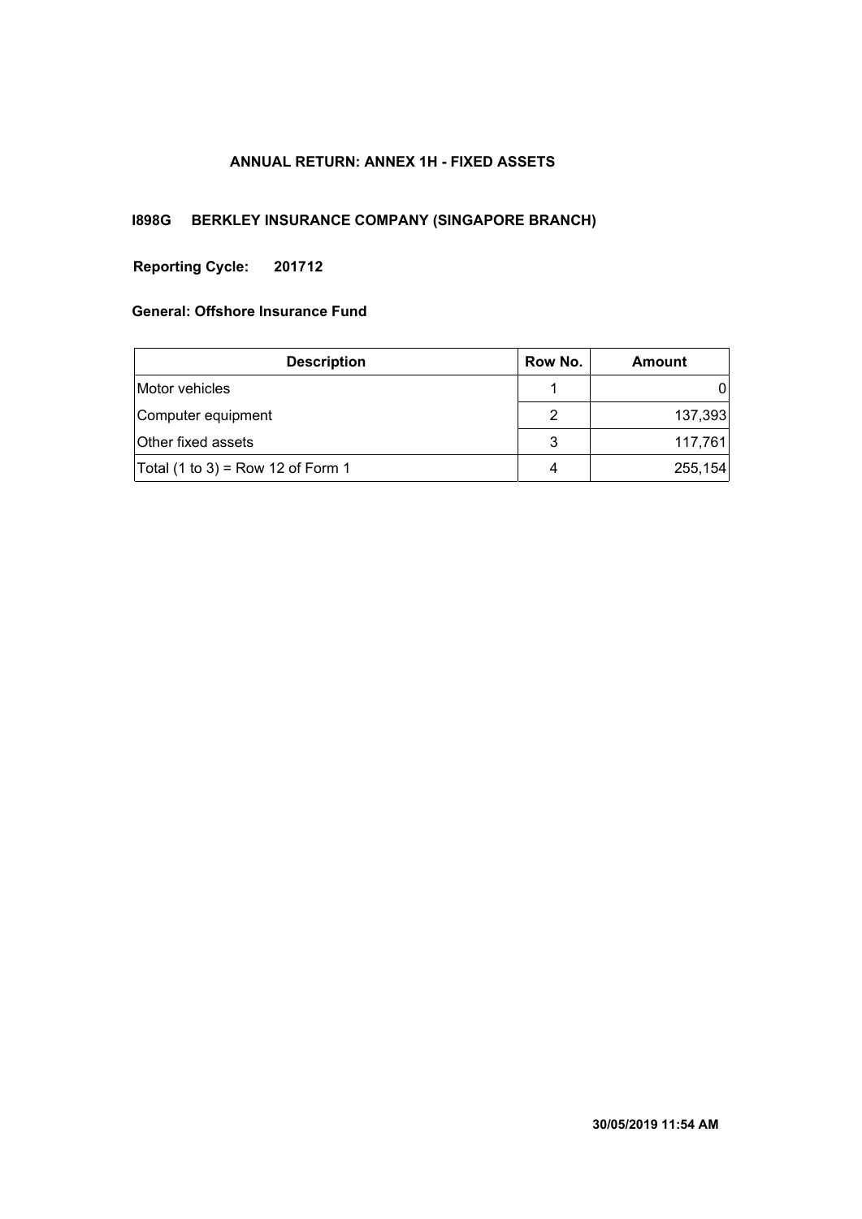### ANNUAL RETURN: ANNEX 1H - FIXED ASSETS

**I898G BERKLEY INSURANCE COMPANY (SINGAPORE BRANCH)**

**Reporting Cycle: 201712**

**General: Offshore Insurance Fund**

| Description | Row No. | Amount |
|---|---|---|
| Motor vehicles | 1 | 0 |
| Computer equipment | 2 | 137,393 |
| Other fixed assets | 3 | 117,761 |
| Total (1 to 3) = Row 12 of Form 1 | 4 | 255,154 |

**30/05/2019 11:54 AM**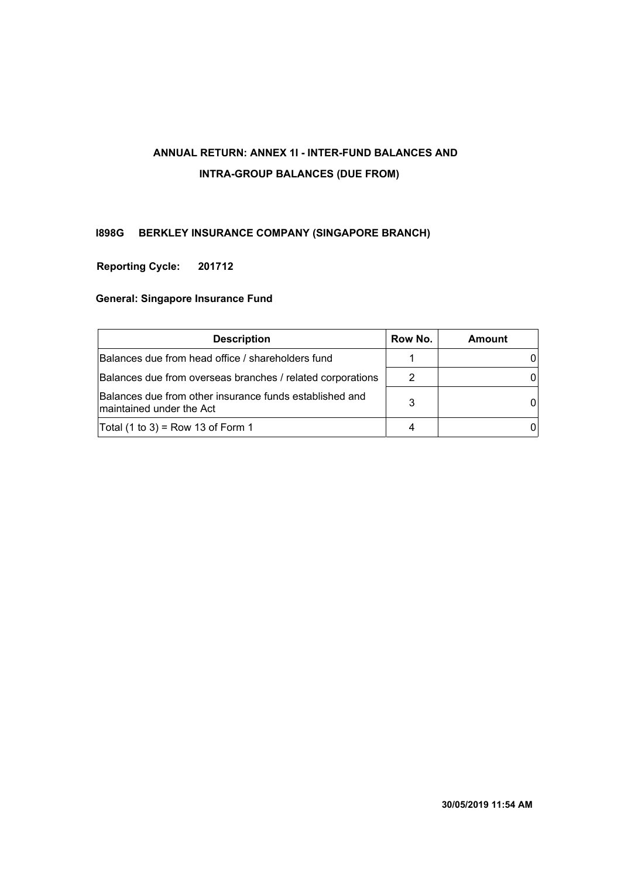# ANNUAL RETURN: ANNEX 1I - INTER-FUND BALANCES AND INTRA-GROUP BALANCES (DUE FROM)

**I898G BERKLEY INSURANCE COMPANY (SINGAPORE BRANCH)**

**Reporting Cycle: 201712**

**General: Singapore Insurance Fund**

| Description | Row No. | Amount |
|---|---|---|
| Balances due from head office / shareholders fund | 1 | 0 |
| Balances due from overseas branches / related corporations | 2 | 0 |
| Balances due from other insurance funds established and maintained under the Act | 3 | 0 |
| Total (1 to 3) = Row 13 of Form 1 | 4 | 0 |

**30/05/2019 11:54 AM**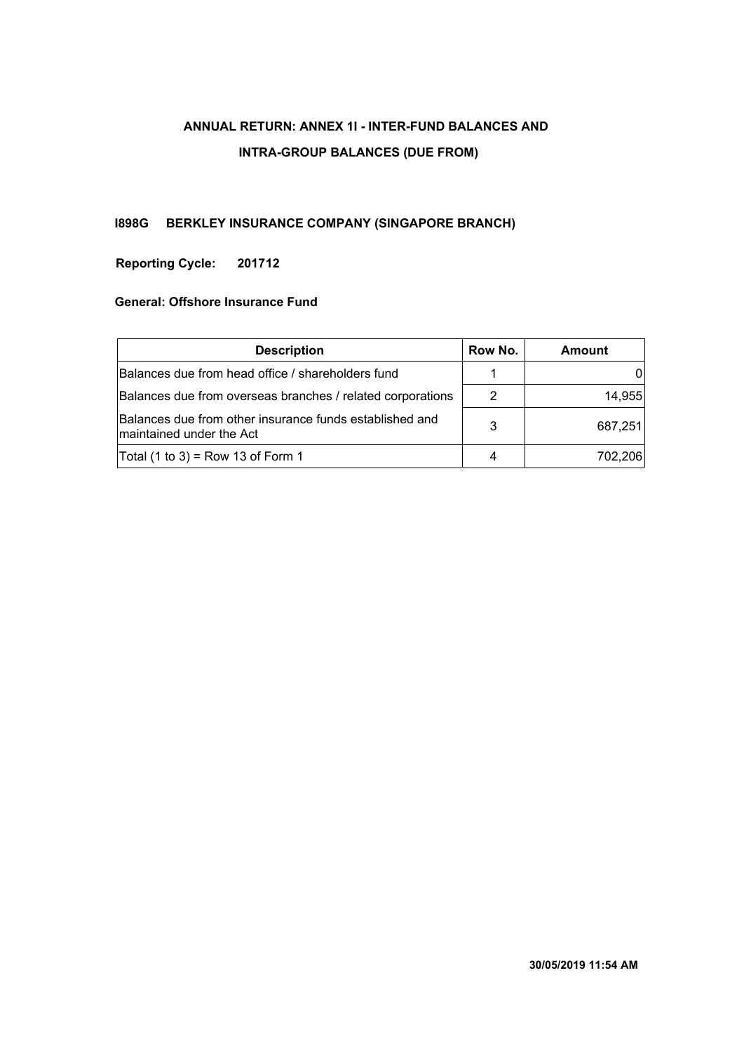**ANNUAL RETURN: ANNEX 1I - INTER-FUND BALANCES AND INTRA-GROUP BALANCES (DUE FROM)**

**I898G BERKLEY INSURANCE COMPANY (SINGAPORE BRANCH)**

**Reporting Cycle: 201712**

**General: Offshore Insurance Fund**

| Description | Row No. | Amount |
|---|---|---|
| Balances due from head office / shareholders fund | 1 | 0 |
| Balances due from overseas branches / related corporations | 2 | 14,955 |
| Balances due from other insurance funds established and maintained under the Act | 3 | 687,251 |
| Total (1 to 3) = Row 13 of Form 1 | 4 | 702,206 |

**30/05/2019 11:54 AM**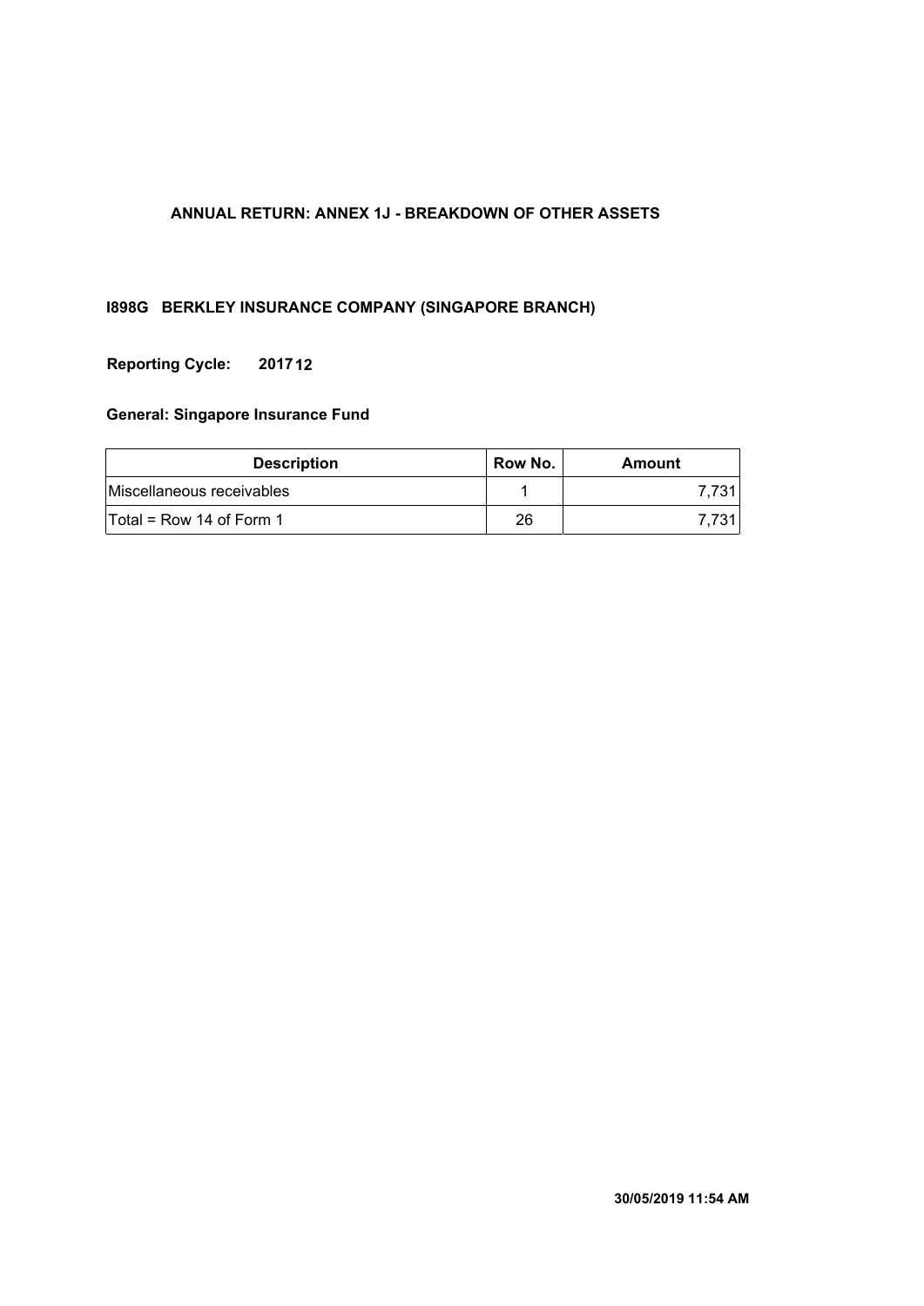## ANNUAL RETURN: ANNEX 1J - BREAKDOWN OF OTHER ASSETS

**I898G BERKLEY INSURANCE COMPANY (SINGAPORE BRANCH)**

**Reporting Cycle: 201712**

**General: Singapore Insurance Fund**

| Description | Row No. | Amount |
|---|---|---|
| Miscellaneous receivables | 1 | 7,731 |
| Total = Row 14 of Form 1 | 26 | 7,731 |

**30/05/2019 11:54 AM**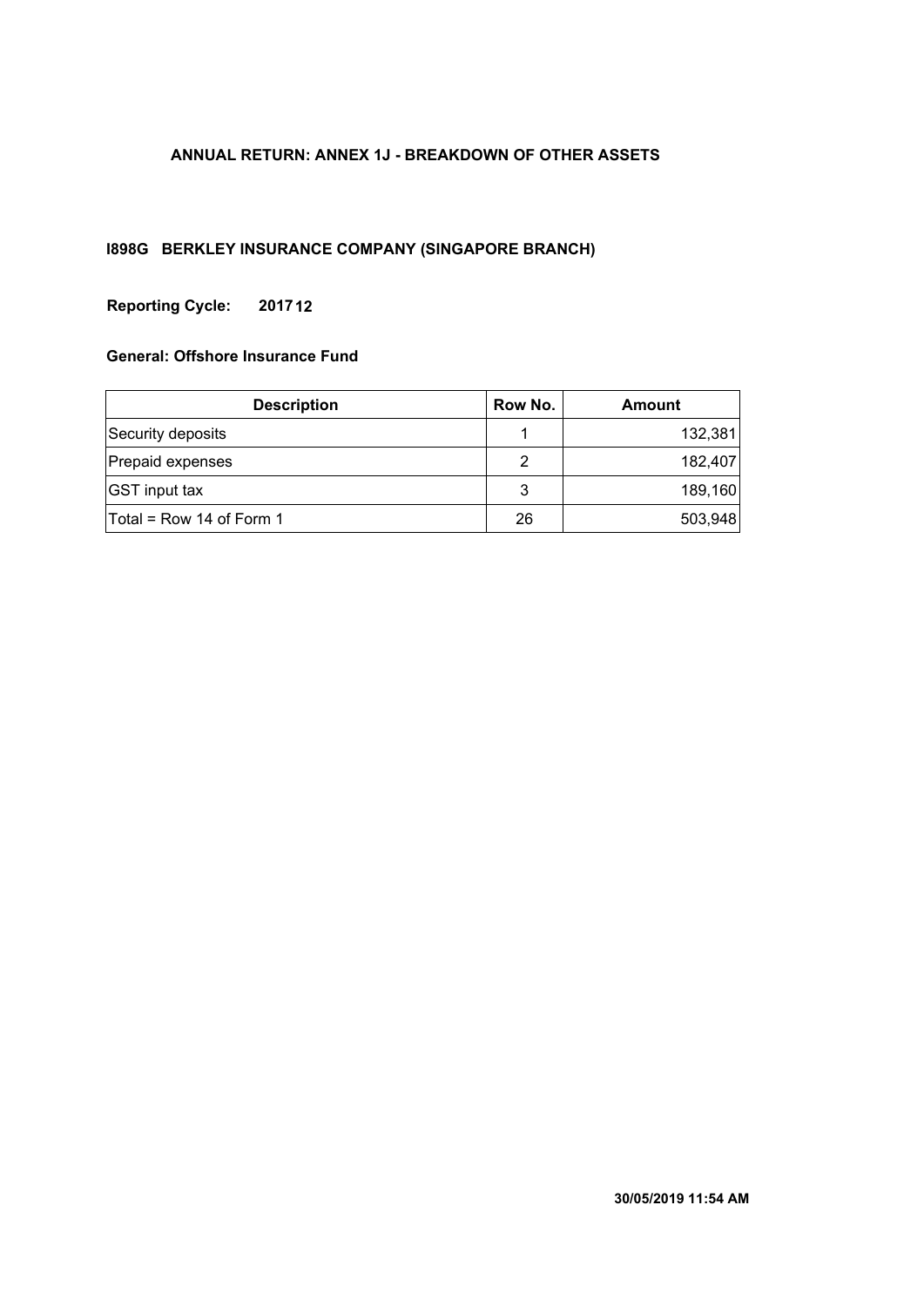# ANNUAL RETURN: ANNEX 1J - BREAKDOWN OF OTHER ASSETS

## I898G BERKLEY INSURANCE COMPANY (SINGAPORE BRANCH)

**Reporting Cycle: 201712**

**General: Offshore Insurance Fund**

| Description | Row No. | Amount |
|---|---|---|
| Security deposits | 1 | 132,381 |
| Prepaid expenses | 2 | 182,407 |
| GST input tax | 3 | 189,160 |
| Total = Row 14 of Form 1 | 26 | 503,948 |

**30/05/2019 11:54 AM**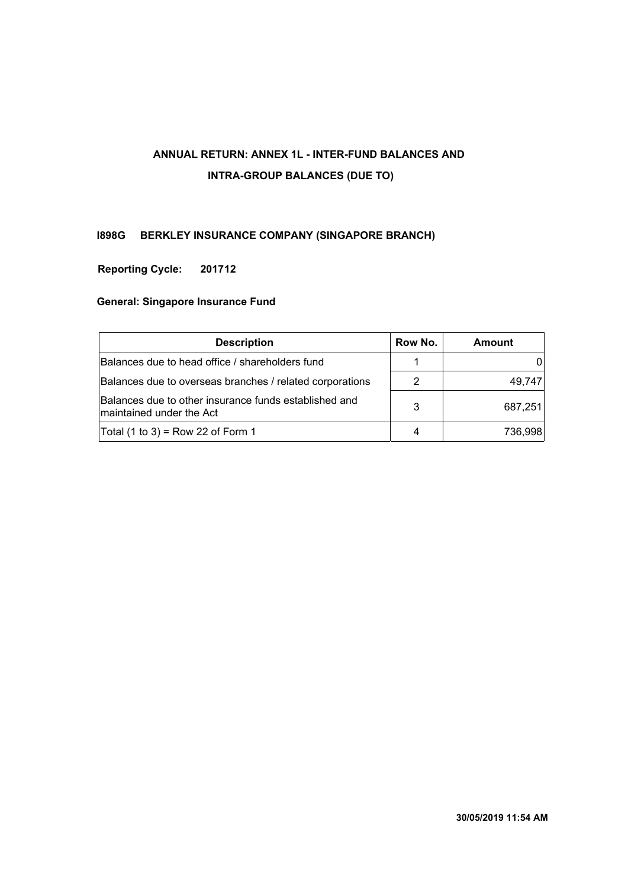# ANNUAL RETURN: ANNEX 1L - INTER-FUND BALANCES AND INTRA-GROUP BALANCES (DUE TO)

**I898G BERKLEY INSURANCE COMPANY (SINGAPORE BRANCH)**

**Reporting Cycle: 201712**

**General: Singapore Insurance Fund**

| Description | Row No. | Amount |
|---|---|---|
| Balances due to head office / shareholders fund | 1 | 0 |
| Balances due to overseas branches / related corporations | 2 | 49,747 |
| Balances due to other insurance funds established and maintained under the Act | 3 | 687,251 |
| Total (1 to 3) = Row 22 of Form 1 | 4 | 736,998 |

**30/05/2019 11:54 AM**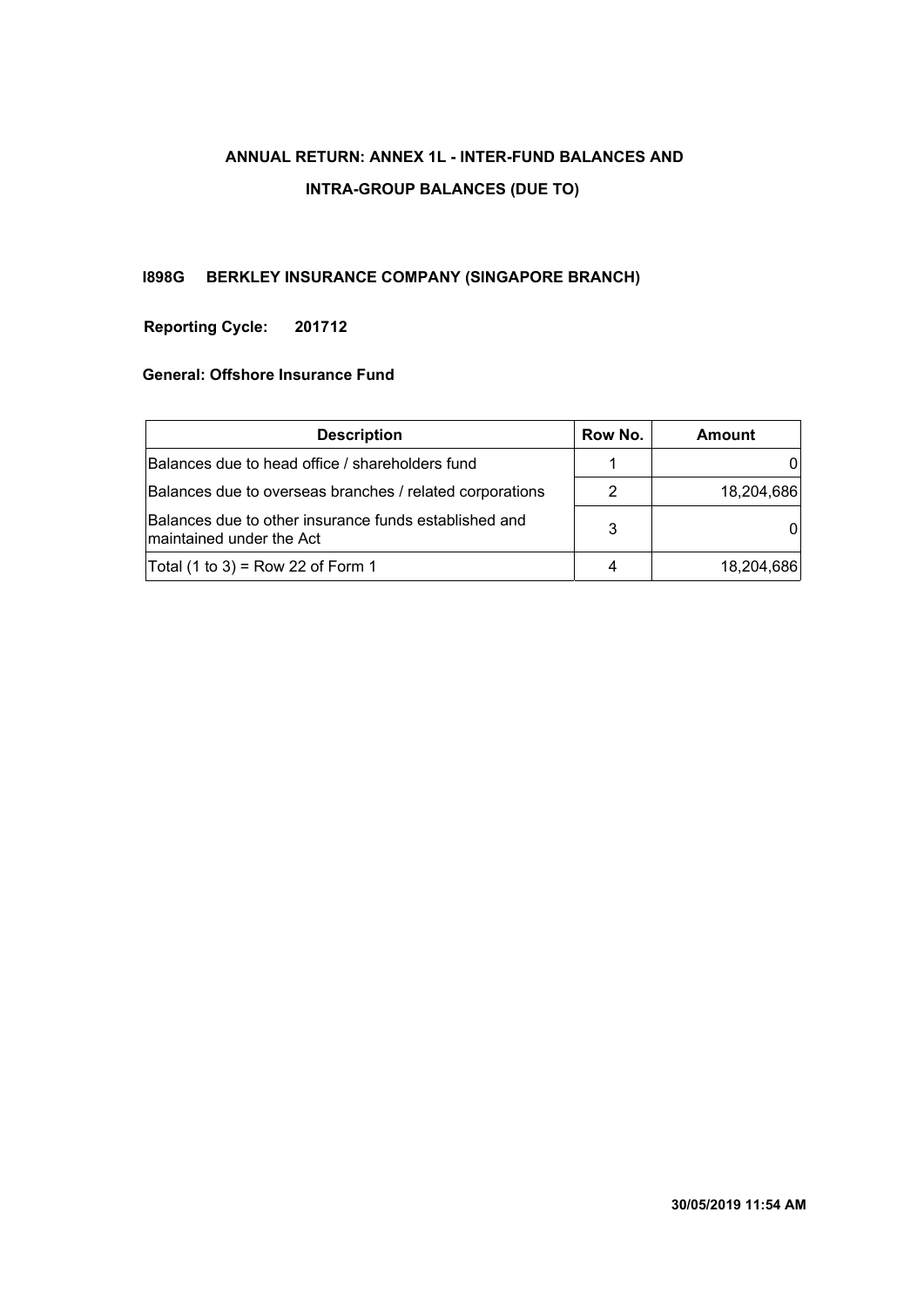# ANNUAL RETURN: ANNEX 1L - INTER-FUND BALANCES AND INTRA-GROUP BALANCES (DUE TO)

**I898G BERKLEY INSURANCE COMPANY (SINGAPORE BRANCH)**

**Reporting Cycle: 201712**

**General: Offshore Insurance Fund**

| Description | Row No. | Amount |
|---|---|---|
| Balances due to head office / shareholders fund | 1 | 0 |
| Balances due to overseas branches / related corporations | 2 | 18,204,686 |
| Balances due to other insurance funds established and maintained under the Act | 3 | 0 |
| Total (1 to 3) = Row 22 of Form 1 | 4 | 18,204,686 |

**30/05/2019 11:54 AM**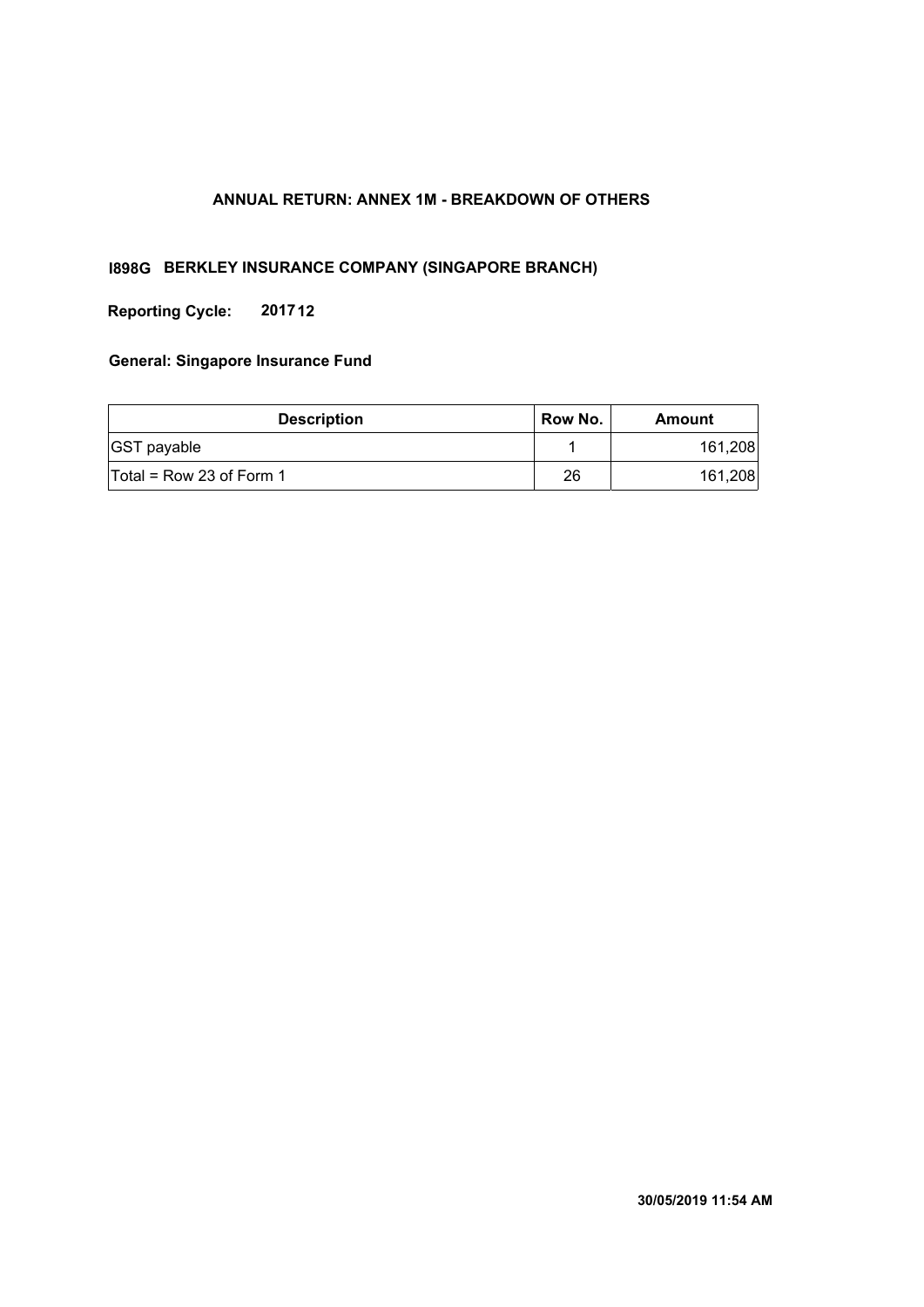# ANNUAL RETURN: ANNEX 1M - BREAKDOWN OF OTHERS

**I898G BERKLEY INSURANCE COMPANY (SINGAPORE BRANCH)**

**Reporting Cycle: 201712**

**General: Singapore Insurance Fund**

| Description | Row No. | Amount |
|---|---|---|
| GST payable | 1 | 161,208 |
| Total = Row 23 of Form 1 | 26 | 161,208 |

**30/05/2019 11:54 AM**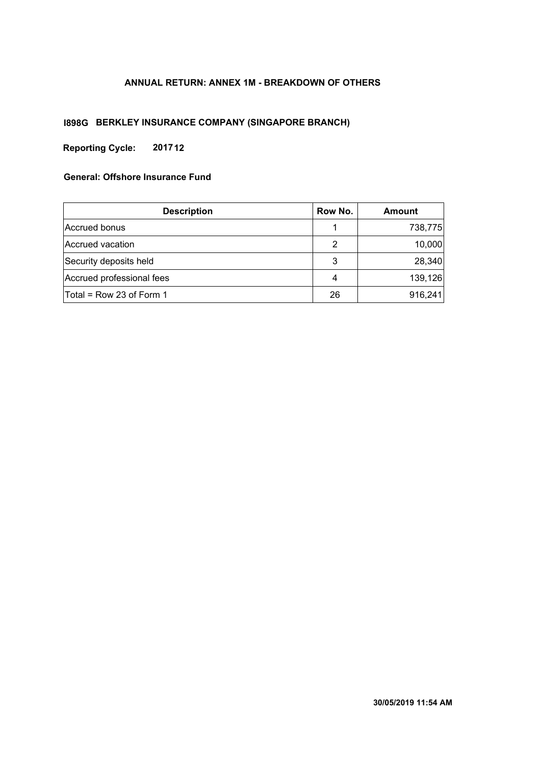# ANNUAL RETURN: ANNEX 1M - BREAKDOWN OF OTHERS

## I898G BERKLEY INSURANCE COMPANY (SINGAPORE BRANCH)

**Reporting Cycle:** 2017 12

**General: Offshore Insurance Fund**

| Description | Row No. | Amount |
|---|---|---|
| Accrued bonus | 1 | 738,775 |
| Accrued vacation | 2 | 10,000 |
| Security deposits held | 3 | 28,340 |
| Accrued professional fees | 4 | 139,126 |
| Total = Row 23 of Form 1 | 26 | 916,241 |

30/05/2019 11:54 AM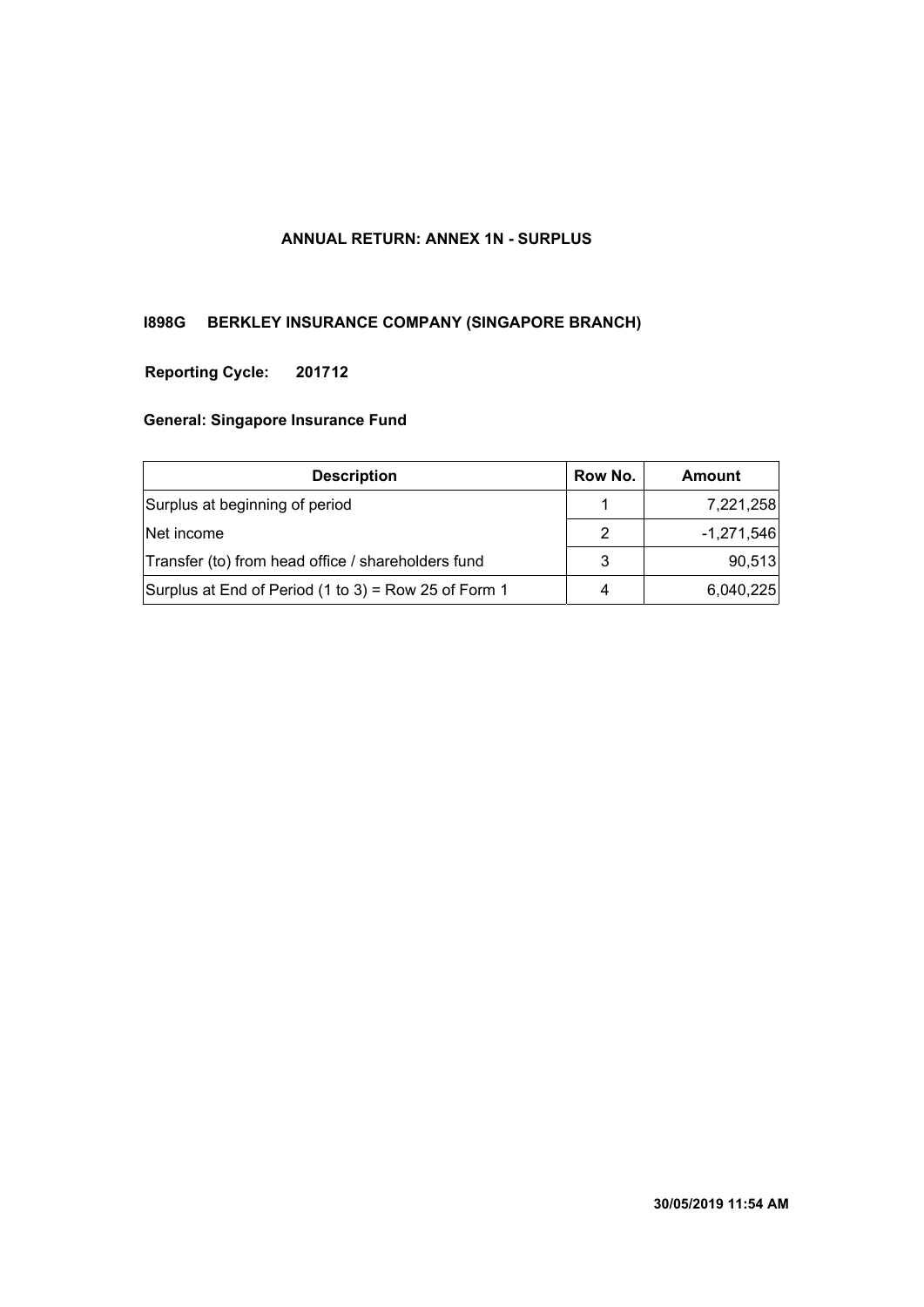**ANNUAL RETURN: ANNEX 1N - SURPLUS**

**I898G BERKLEY INSURANCE COMPANY (SINGAPORE BRANCH)**

**Reporting Cycle: 201712**

**General: Singapore Insurance Fund**

| Description | Row No. | Amount |
|---|---|---|
| Surplus at beginning of period | 1 | 7,221,258 |
| Net income | 2 | -1,271,546 |
| Transfer (to) from head office / shareholders fund | 3 | 90,513 |
| Surplus at End of Period (1 to 3) = Row 25 of Form 1 | 4 | 6,040,225 |

**30/05/2019 11:54 AM**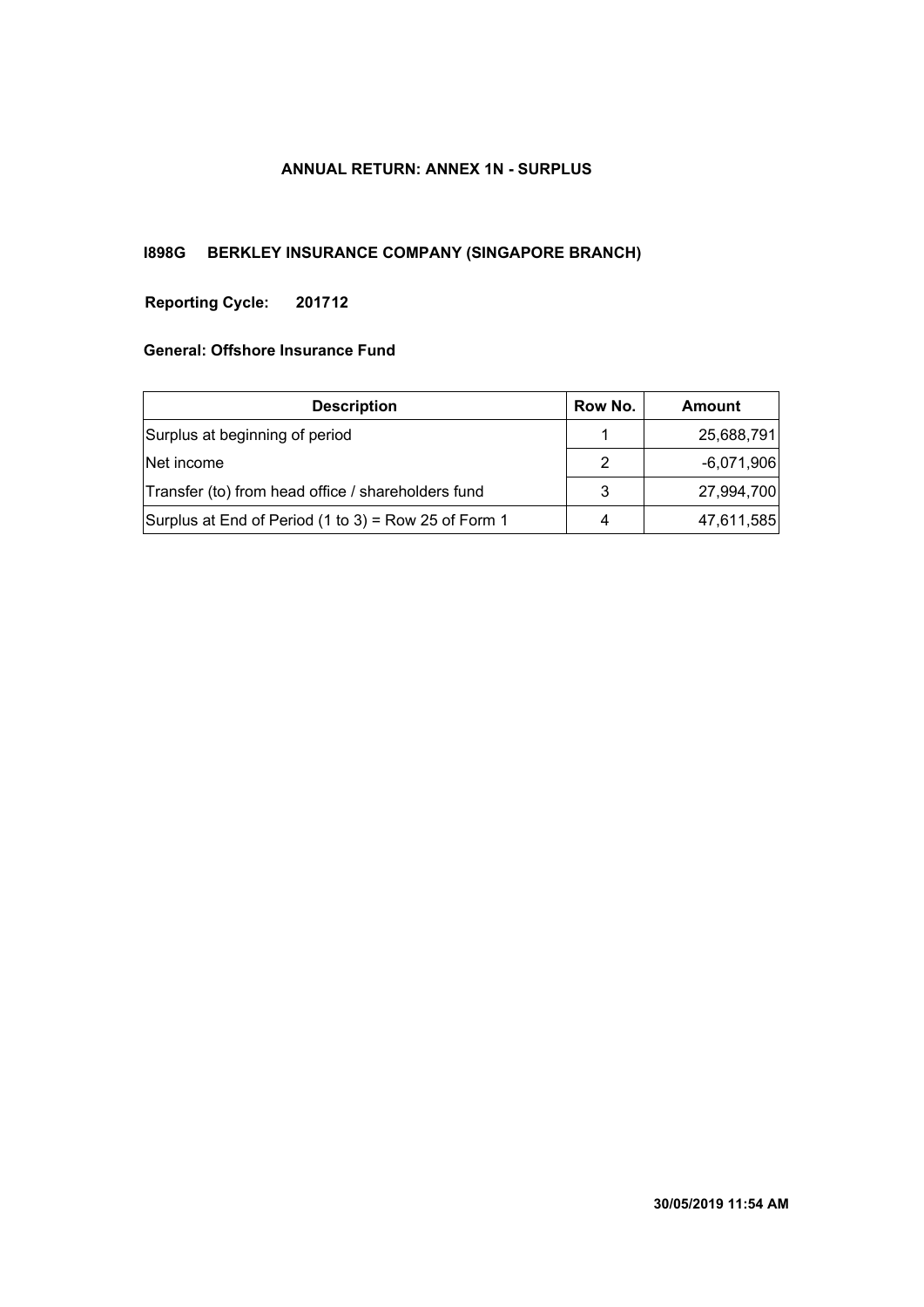# ANNUAL RETURN: ANNEX 1N - SURPLUS

## I898G BERKLEY INSURANCE COMPANY (SINGAPORE BRANCH)

**Reporting Cycle: 201712**

**General: Offshore Insurance Fund**

| Description | Row No. | Amount |
|---|---|---|
| Surplus at beginning of period | 1 | 25,688,791 |
| Net income | 2 | -6,071,906 |
| Transfer (to) from head office / shareholders fund | 3 | 27,994,700 |
| Surplus at End of Period (1 to 3) = Row 25 of Form 1 | 4 | 47,611,585 |

**30/05/2019 11:54 AM**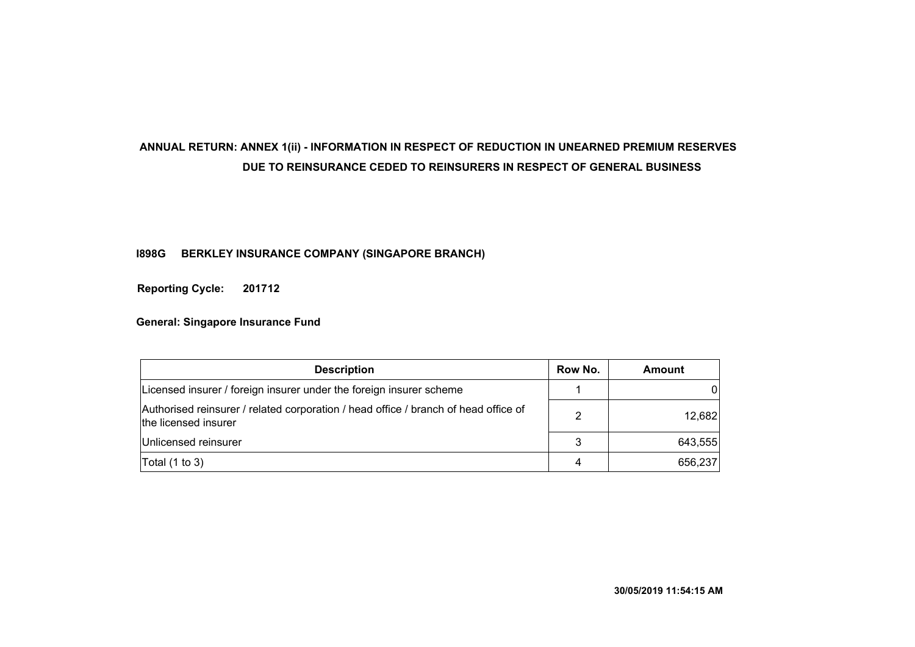# ANNUAL RETURN: ANNEX 1(ii) - INFORMATION IN RESPECT OF REDUCTION IN UNEARNED PREMIUM RESERVES DUE TO REINSURANCE CEDED TO REINSURERS IN RESPECT OF GENERAL BUSINESS

**I898G BERKLEY INSURANCE COMPANY (SINGAPORE BRANCH)**

**Reporting Cycle: 201712**

**General: Singapore Insurance Fund**

| Description | Row No. | Amount |
| --- | --- | --- |
| Licensed insurer / foreign insurer under the foreign insurer scheme | 1 | 0 |
| Authorised reinsurer / related corporation / head office / branch of head office of the licensed insurer | 2 | 12,682 |
| Unlicensed reinsurer | 3 | 643,555 |
| Total (1 to 3) | 4 | 656,237 |

**30/05/2019 11:54:15 AM**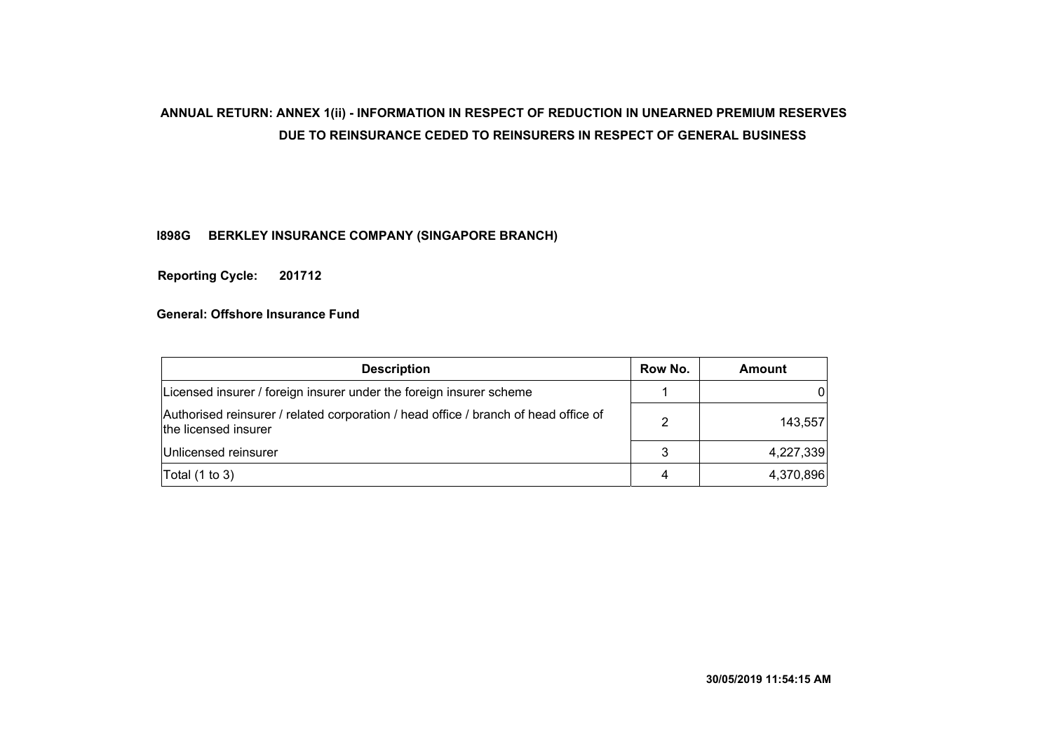## ANNUAL RETURN: ANNEX 1(ii) - INFORMATION IN RESPECT OF REDUCTION IN UNEARNED PREMIUM RESERVES DUE TO REINSURANCE CEDED TO REINSURERS IN RESPECT OF GENERAL BUSINESS

**I898G BERKLEY INSURANCE COMPANY (SINGAPORE BRANCH)**

**Reporting Cycle: 201712**

**General: Offshore Insurance Fund**

| Description | Row No. | Amount |
|---|---|---|
| Licensed insurer / foreign insurer under the foreign insurer scheme | 1 | 0 |
| Authorised reinsurer / related corporation / head office / branch of head office of the licensed insurer | 2 | 143,557 |
| Unlicensed reinsurer | 3 | 4,227,339 |
| Total (1 to 3) | 4 | 4,370,896 |

**30/05/2019 11:54:15 AM**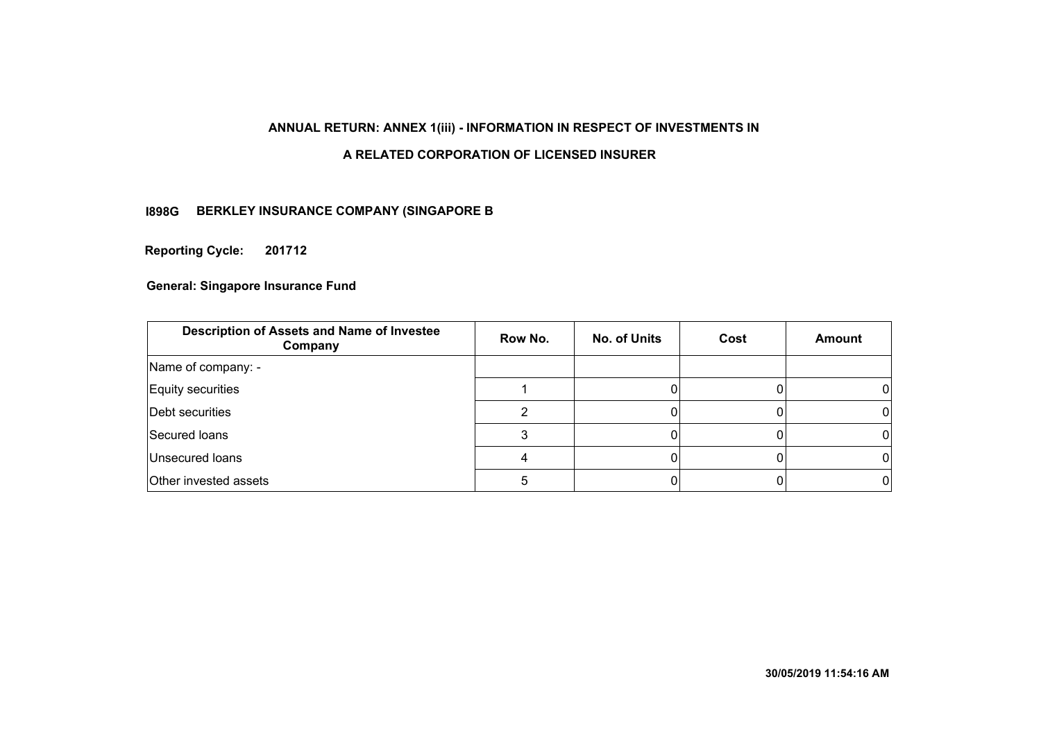# ANNUAL RETURN: ANNEX 1(iii) - INFORMATION IN RESPECT OF INVESTMENTS IN

# A RELATED CORPORATION OF LICENSED INSURER

**I898G BERKLEY INSURANCE COMPANY (SINGAPORE B**

**Reporting Cycle: 201712**

**General: Singapore Insurance Fund**

| Description of Assets and Name of Investee Company | Row No. | No. of Units | Cost | Amount |
|---|---|---|---|---|
| Name of company: - | | | | |
| Equity securities | 1 | 0 | 0 | 0 |
| Debt securities | 2 | 0 | 0 | 0 |
| Secured loans | 3 | 0 | 0 | 0 |
| Unsecured loans | 4 | 0 | 0 | 0 |
| Other invested assets | 5 | 0 | 0 | 0 |

**30/05/2019 11:54:16 AM**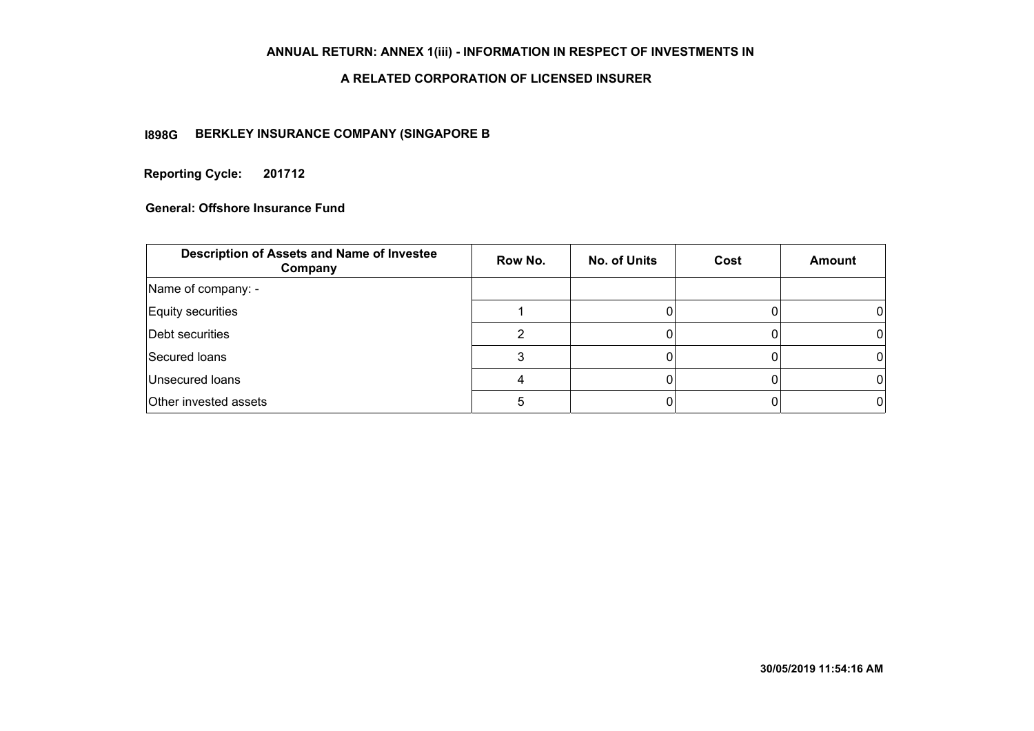## ANNUAL RETURN: ANNEX 1(iii) - INFORMATION IN RESPECT OF INVESTMENTS IN

## A RELATED CORPORATION OF LICENSED INSURER

**I898G BERKLEY INSURANCE COMPANY (SINGAPORE B**

**Reporting Cycle: 201712**

**General: Offshore Insurance Fund**

| Description of Assets and Name of Investee Company | Row No. | No. of Units | Cost | Amount |
|---|---|---|---|---|
| Name of company: - | | | | |
| Equity securities | 1 | 0 | 0 | 0 |
| Debt securities | 2 | 0 | 0 | 0 |
| Secured loans | 3 | 0 | 0 | 0 |
| Unsecured loans | 4 | 0 | 0 | 0 |
| Other invested assets | 5 | 0 | 0 | 0 |

30/05/2019 11:54:16 AM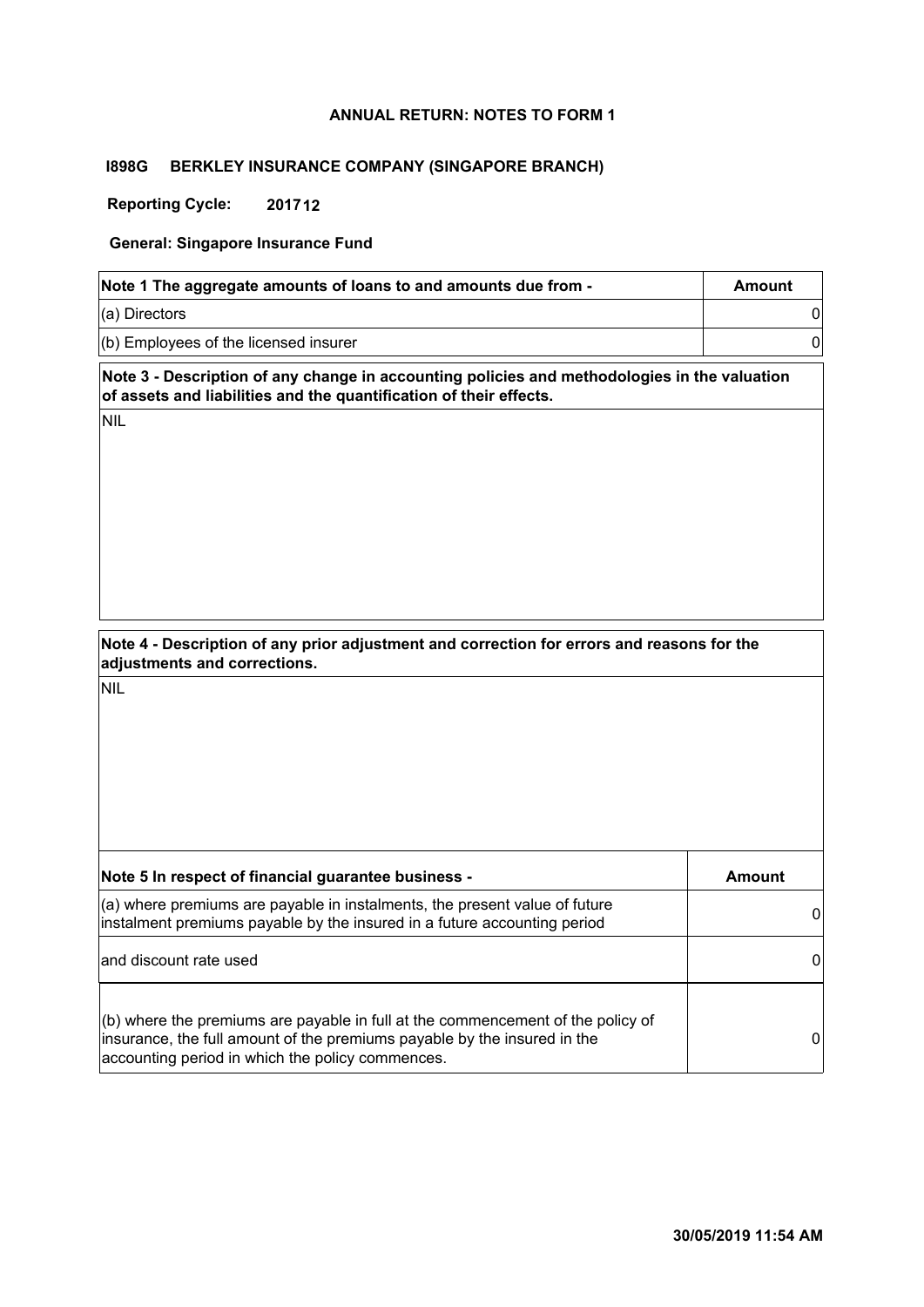## ANNUAL RETURN: NOTES TO FORM 1

**I898G BERKLEY INSURANCE COMPANY (SINGAPORE BRANCH)**

**Reporting Cycle: 201712**

**General: Singapore Insurance Fund**

| Note 1 The aggregate amounts of loans to and amounts due from - | Amount |
|---|---|
| (a) Directors | 0 |
| (b) Employees of the licensed insurer | 0 |

**Note 3 - Description of any change in accounting policies and methodologies in the valuation of assets and liabilities and the quantification of their effects.**

NIL

**Note 4 - Description of any prior adjustment and correction for errors and reasons for the adjustments and corrections.**

NIL

| Note 5 In respect of financial guarantee business - | Amount |
|---|---|
| (a) where premiums are payable in instalments, the present value of future instalment premiums payable by the insured in a future accounting period | 0 |
| and discount rate used | 0 |
| (b) where the premiums are payable in full at the commencement of the policy of insurance, the full amount of the premiums payable by the insured in the accounting period in which the policy commences. | 0 |

30/05/2019 11:54 AM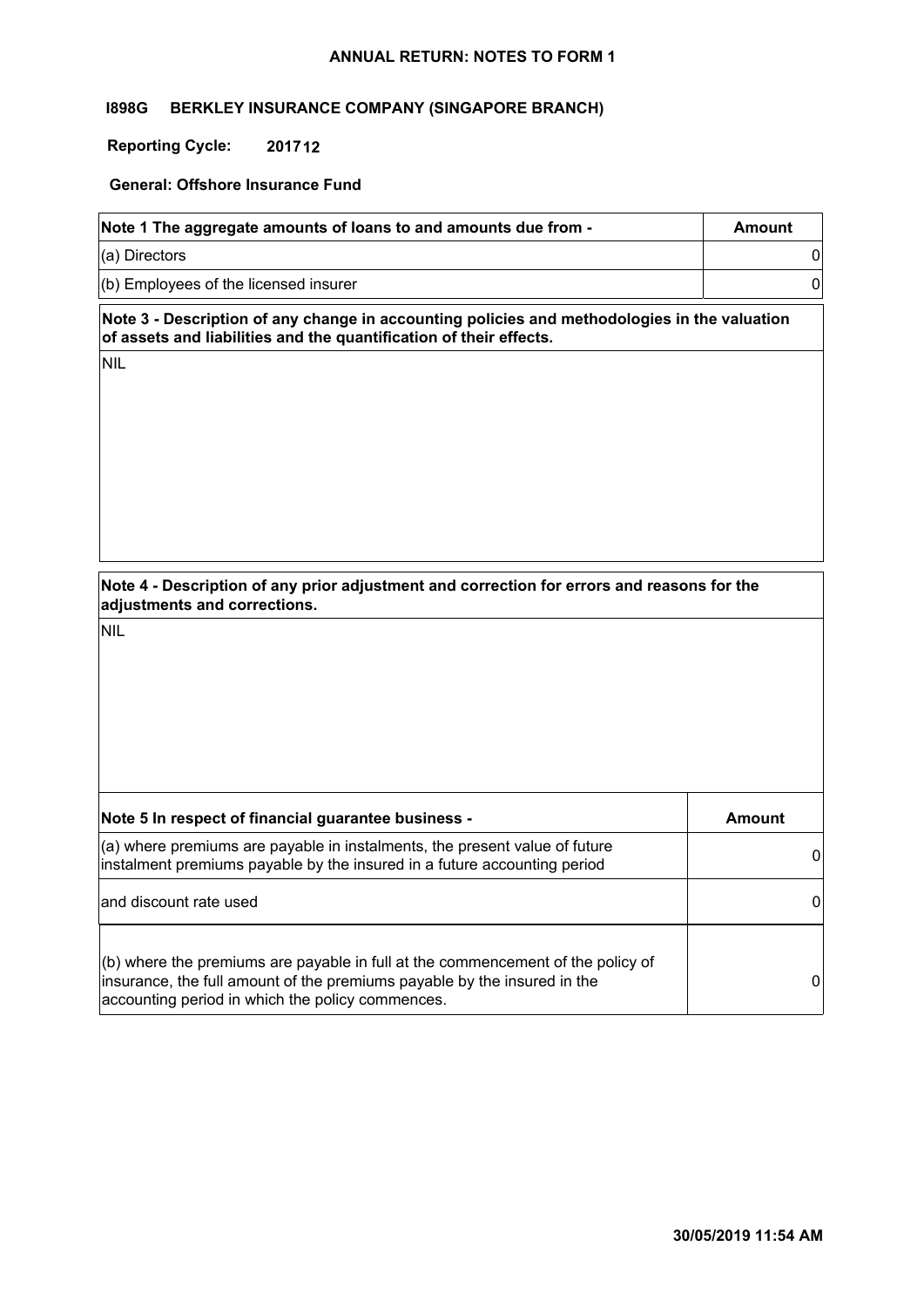**ANNUAL RETURN: NOTES TO FORM 1**

**I898G BERKLEY INSURANCE COMPANY (SINGAPORE BRANCH)**

**Reporting Cycle: 201712**

**General: Offshore Insurance Fund**

| Note 1 The aggregate amounts of loans to and amounts due from - | Amount |
|---|---|
| (a) Directors | 0 |
| (b) Employees of the licensed insurer | 0 |

**Note 3 - Description of any change in accounting policies and methodologies in the valuation of assets and liabilities and the quantification of their effects.**

NIL

**Note 4 - Description of any prior adjustment and correction for errors and reasons for the adjustments and corrections.**

NIL

| Note 5 In respect of financial guarantee business - | Amount |
|---|---|
| (a) where premiums are payable in instalments, the present value of future instalment premiums payable by the insured in a future accounting period | 0 |
| and discount rate used | 0 |
| (b) where the premiums are payable in full at the commencement of the policy of insurance, the full amount of the premiums payable by the insured in the accounting period in which the policy commences. | 0 |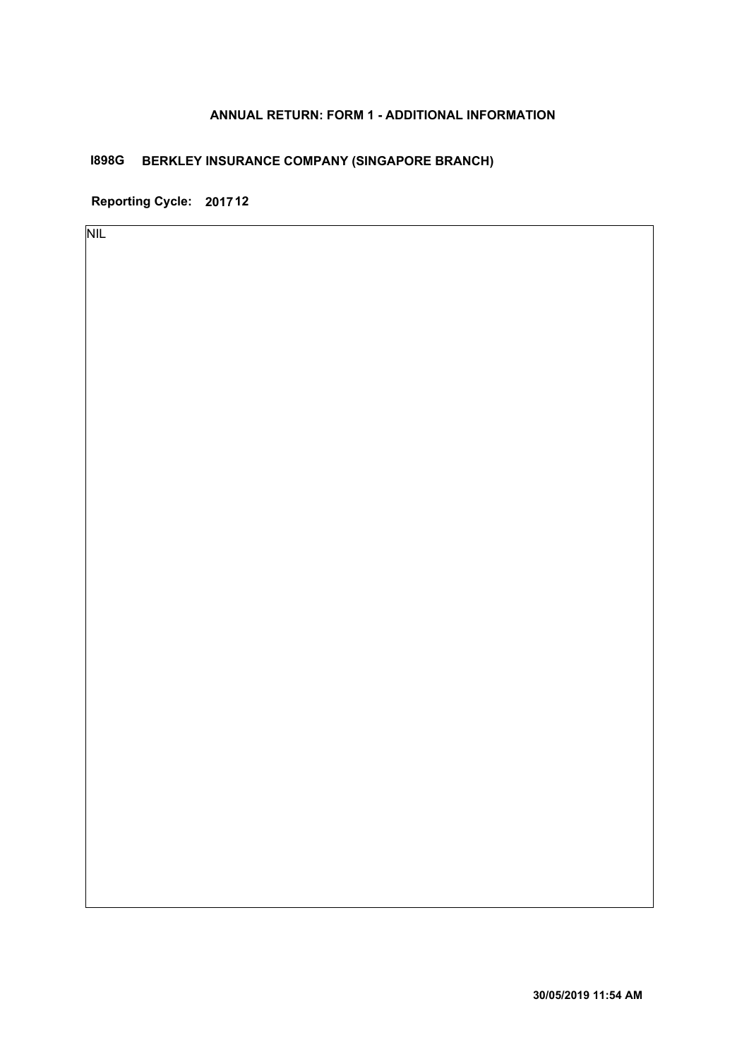## ANNUAL RETURN: FORM 1 - ADDITIONAL INFORMATION

**I898G BERKLEY INSURANCE COMPANY (SINGAPORE BRANCH)**

**Reporting Cycle: 201712**

NIL

**30/05/2019 11:54 AM**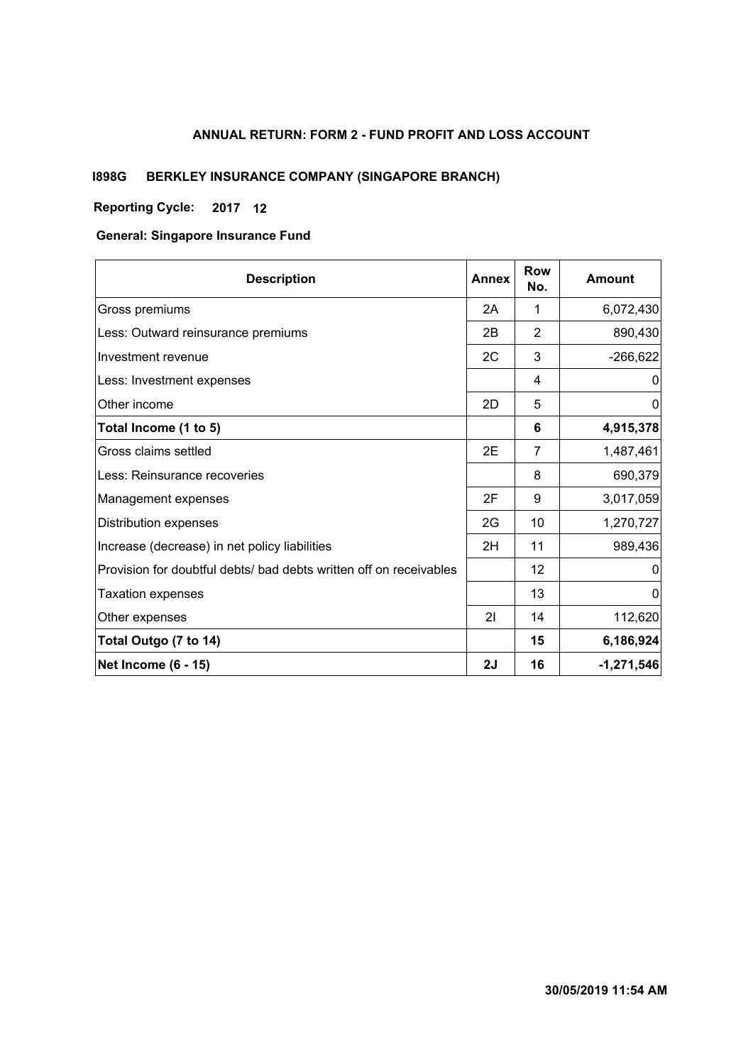## ANNUAL RETURN: FORM 2 - FUND PROFIT AND LOSS ACCOUNT

**I898G BERKLEY INSURANCE COMPANY (SINGAPORE BRANCH)**

**Reporting Cycle: 2017 12**

**General: Singapore Insurance Fund**

| Description | Annex | Row No. | Amount |
|---|---|---|---|
| Gross premiums | 2A | 1 | 6,072,430 |
| Less: Outward reinsurance premiums | 2B | 2 | 890,430 |
| Investment revenue | 2C | 3 | -266,622 |
| Less: Investment expenses | | 4 | 0 |
| Other income | 2D | 5 | 0 |
| **Total Income (1 to 5)** | | **6** | **4,915,378** |
| Gross claims settled | 2E | 7 | 1,487,461 |
| Less: Reinsurance recoveries | | 8 | 690,379 |
| Management expenses | 2F | 9 | 3,017,059 |
| Distribution expenses | 2G | 10 | 1,270,727 |
| Increase (decrease) in net policy liabilities | 2H | 11 | 989,436 |
| Provision for doubtful debts/ bad debts written off on receivables | | 12 | 0 |
| Taxation expenses | | 13 | 0 |
| Other expenses | 2I | 14 | 112,620 |
| **Total Outgo (7 to 14)** | | **15** | **6,186,924** |
| **Net Income (6 - 15)** | **2J** | **16** | **-1,271,546** |

**30/05/2019 11:54 AM**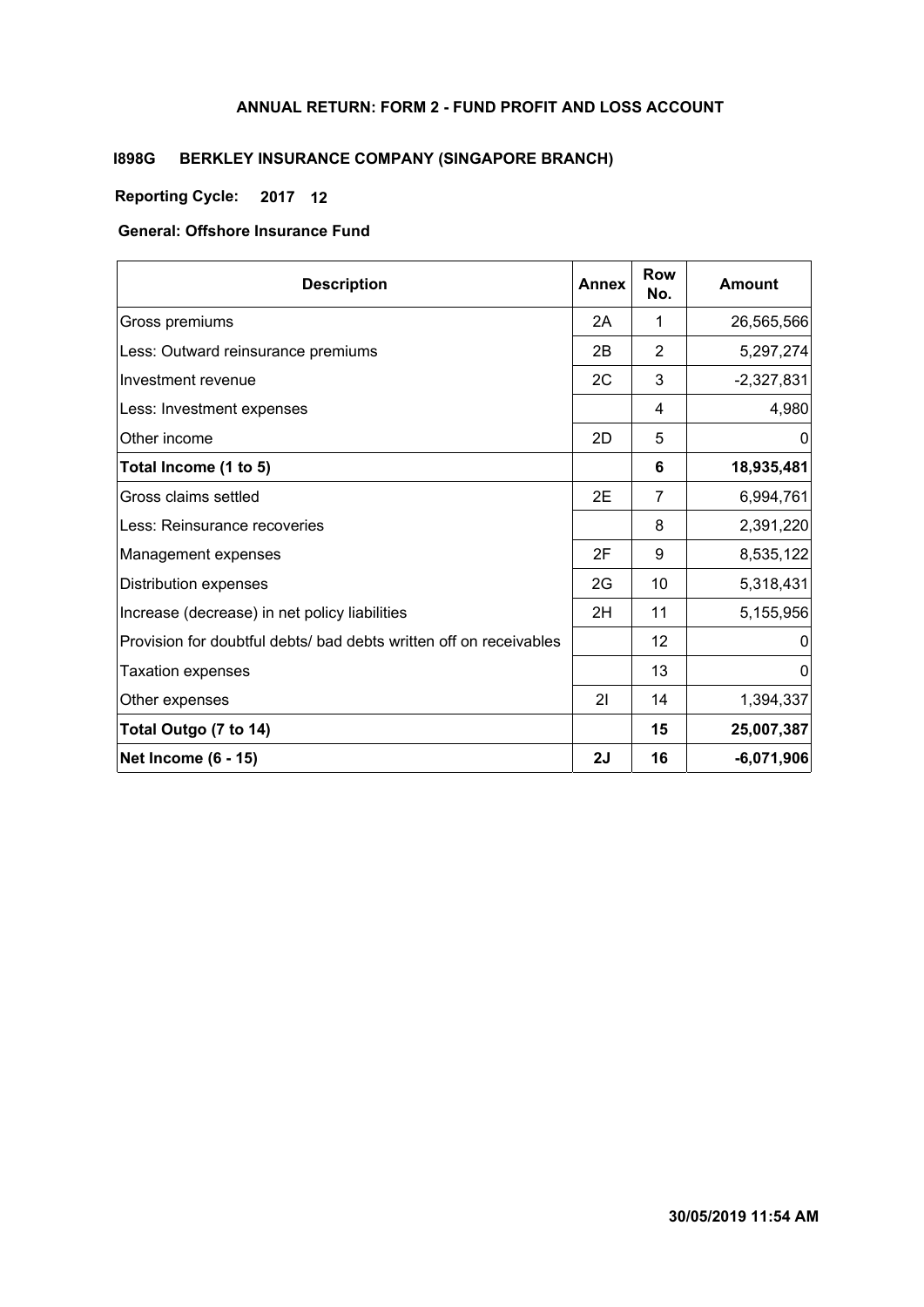## ANNUAL RETURN: FORM 2 - FUND PROFIT AND LOSS ACCOUNT

**I898G BERKLEY INSURANCE COMPANY (SINGAPORE BRANCH)**

**Reporting Cycle: 2017 12**

**General: Offshore Insurance Fund**

| Description | Annex | Row No. | Amount |
|---|---|---|---|
| Gross premiums | 2A | 1 | 26,565,566 |
| Less: Outward reinsurance premiums | 2B | 2 | 5,297,274 |
| Investment revenue | 2C | 3 | -2,327,831 |
| Less: Investment expenses | | 4 | 4,980 |
| Other income | 2D | 5 | 0 |
| **Total Income (1 to 5)** | | **6** | **18,935,481** |
| Gross claims settled | 2E | 7 | 6,994,761 |
| Less: Reinsurance recoveries | | 8 | 2,391,220 |
| Management expenses | 2F | 9 | 8,535,122 |
| Distribution expenses | 2G | 10 | 5,318,431 |
| Increase (decrease) in net policy liabilities | 2H | 11 | 5,155,956 |
| Provision for doubtful debts/ bad debts written off on receivables | | 12 | 0 |
| Taxation expenses | | 13 | 0 |
| Other expenses | 2I | 14 | 1,394,337 |
| **Total Outgo (7 to 14)** | | **15** | **25,007,387** |
| **Net Income (6 - 15)** | **2J** | **16** | **-6,071,906** |

**30/05/2019 11:54 AM**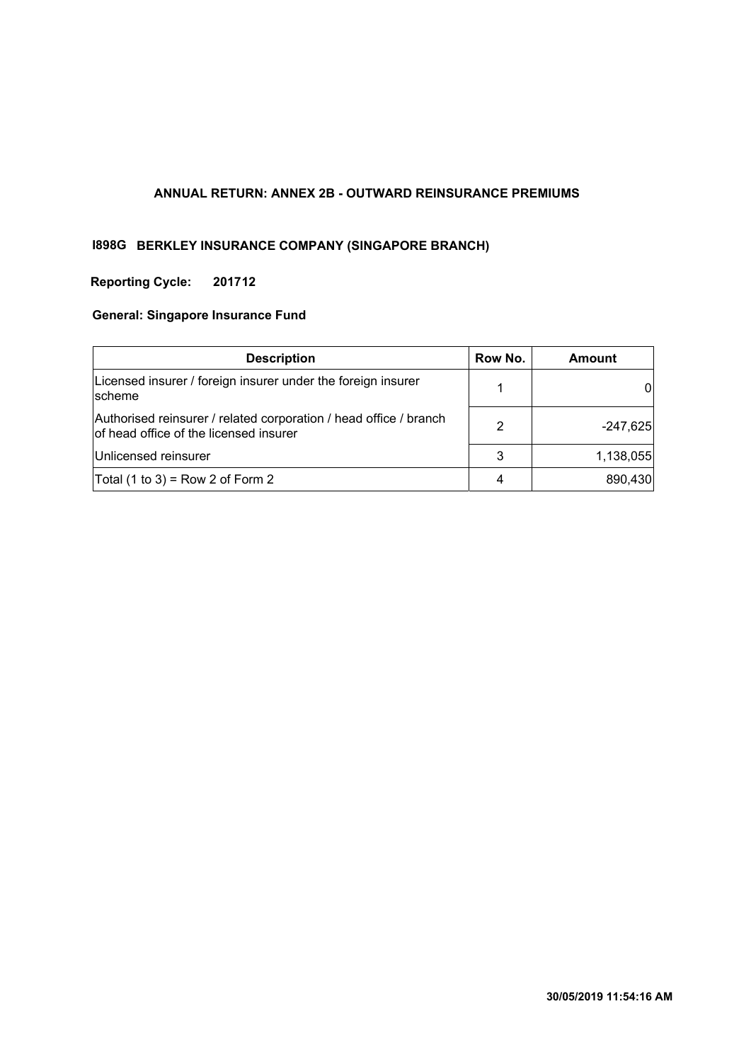# ANNUAL RETURN: ANNEX 2B - OUTWARD REINSURANCE PREMIUMS

**I898G BERKLEY INSURANCE COMPANY (SINGAPORE BRANCH)**

**Reporting Cycle: 201712**

**General: Singapore Insurance Fund**

| Description | Row No. | Amount |
|---|---|---|
| Licensed insurer / foreign insurer under the foreign insurer scheme | 1 | 0 |
| Authorised reinsurer / related corporation / head office / branch of head office of the licensed insurer | 2 | -247,625 |
| Unlicensed reinsurer | 3 | 1,138,055 |
| Total (1 to 3) = Row 2 of Form 2 | 4 | 890,430 |

**30/05/2019 11:54:16 AM**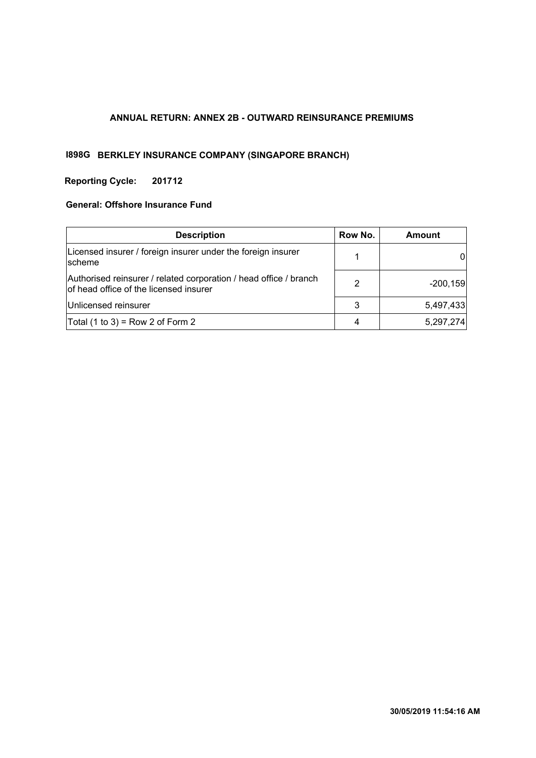## ANNUAL RETURN: ANNEX 2B - OUTWARD REINSURANCE PREMIUMS

**I898G BERKLEY INSURANCE COMPANY (SINGAPORE BRANCH)**

**Reporting Cycle: 201712**

**General: Offshore Insurance Fund**

| Description | Row No. | Amount |
|---|---|---|
| Licensed insurer / foreign insurer under the foreign insurer scheme | 1 | 0 |
| Authorised reinsurer / related corporation / head office / branch of head office of the licensed insurer | 2 | -200,159 |
| Unlicensed reinsurer | 3 | 5,497,433 |
| Total (1 to 3) = Row 2 of Form 2 | 4 | 5,297,274 |

**30/05/2019 11:54:16 AM**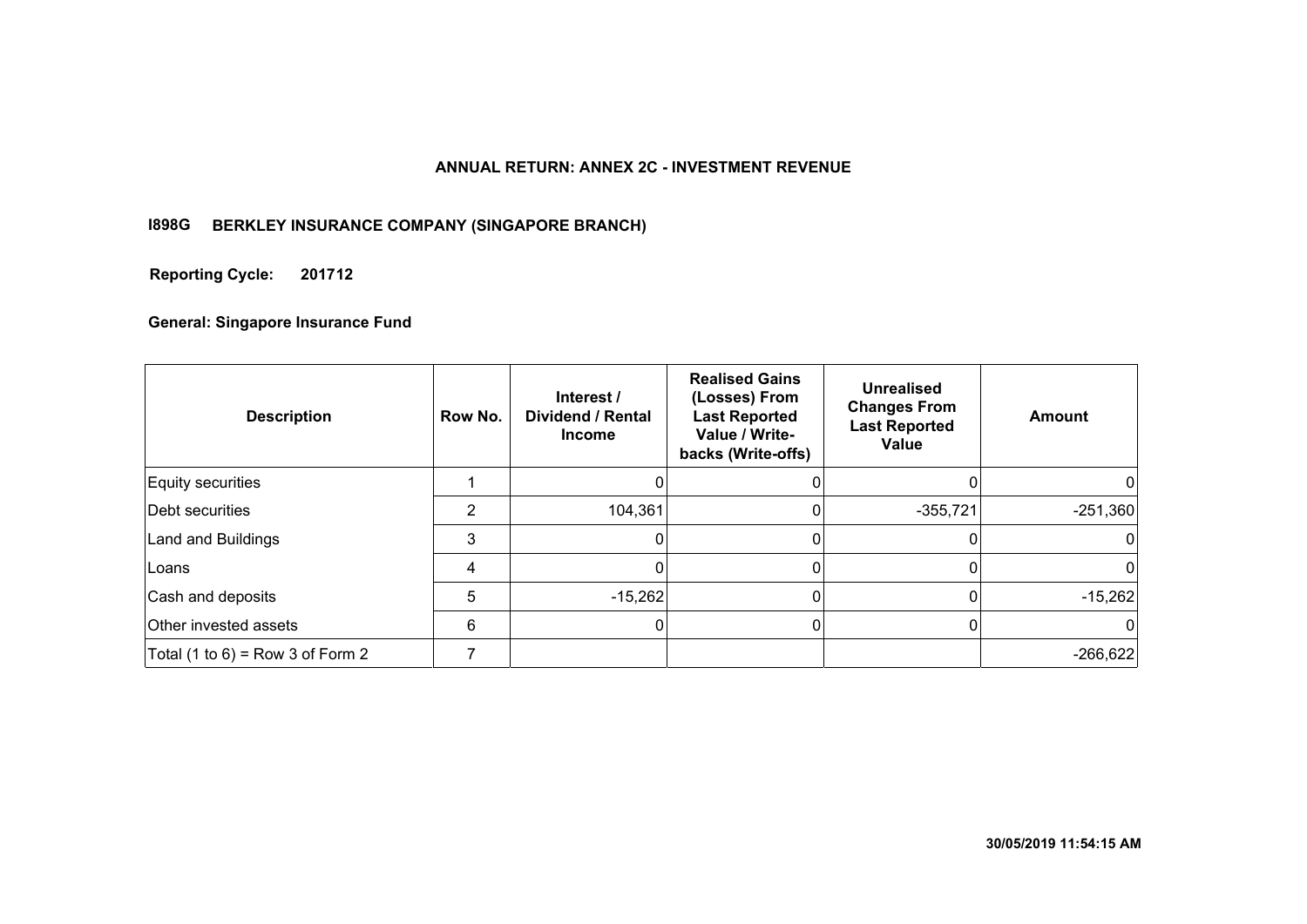# ANNUAL RETURN: ANNEX 2C - INVESTMENT REVENUE

**I898G BERKLEY INSURANCE COMPANY (SINGAPORE BRANCH)**

**Reporting Cycle: 201712**

**General: Singapore Insurance Fund**

| Description | Row No. | Interest / Dividend / Rental Income | Realised Gains (Losses) From Last Reported Value / Write-backs (Write-offs) | Unrealised Changes From Last Reported Value | Amount |
|---|---|---|---|---|---|
| Equity securities | 1 | 0 | 0 | 0 | 0 |
| Debt securities | 2 | 104,361 | 0 | -355,721 | -251,360 |
| Land and Buildings | 3 | 0 | 0 | 0 | 0 |
| Loans | 4 | 0 | 0 | 0 | 0 |
| Cash and deposits | 5 | -15,262 | 0 | 0 | -15,262 |
| Other invested assets | 6 | 0 | 0 | 0 | 0 |
| Total (1 to 6) = Row 3 of Form 2 | 7 | | | | -266,622 |

30/05/2019 11:54:15 AM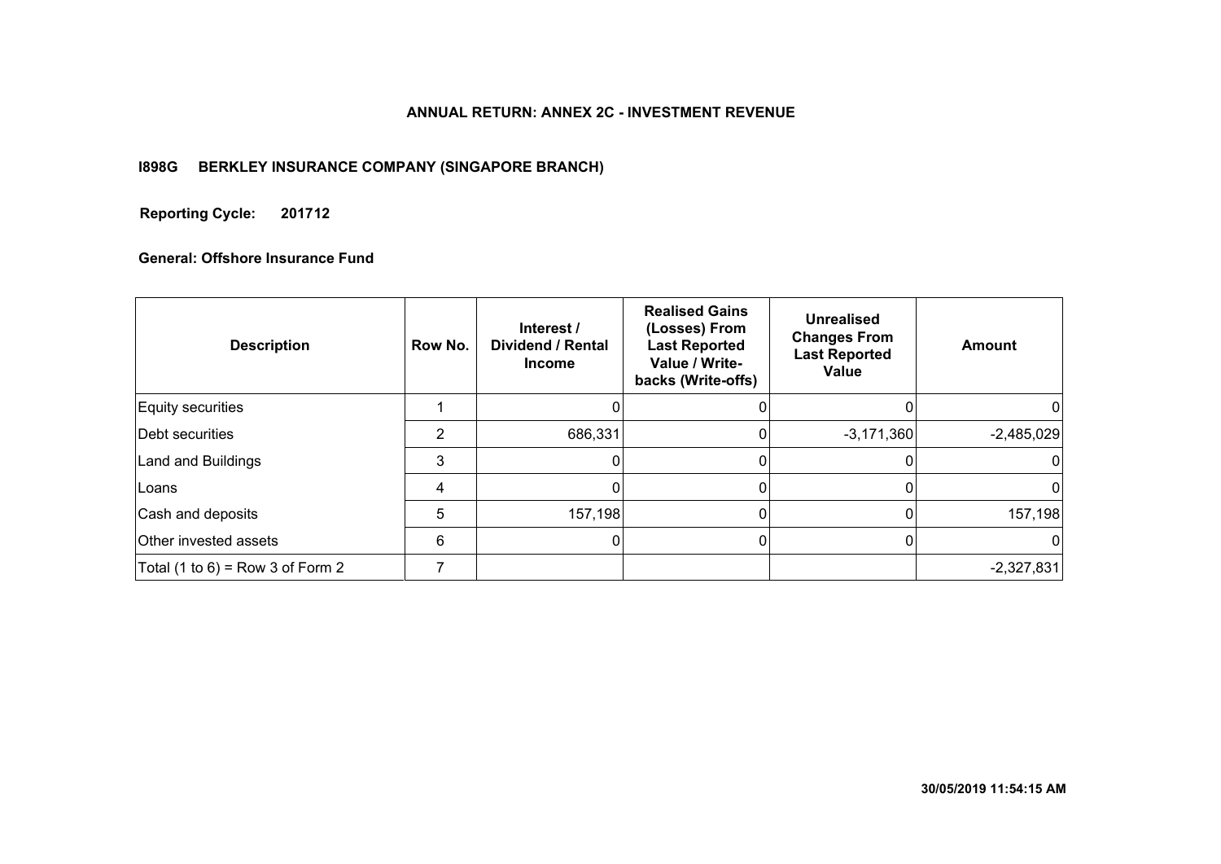**ANNUAL RETURN: ANNEX 2C - INVESTMENT REVENUE**

**I898G BERKLEY INSURANCE COMPANY (SINGAPORE BRANCH)**

**Reporting Cycle: 201712**

**General: Offshore Insurance Fund**

| Description | Row No. | Interest / Dividend / Rental Income | Realised Gains (Losses) From Last Reported Value / Write-backs (Write-offs) | Unrealised Changes From Last Reported Value | Amount |
|---|---|---|---|---|---|
| Equity securities | 1 | 0 | 0 | 0 | 0 |
| Debt securities | 2 | 686,331 | 0 | -3,171,360 | -2,485,029 |
| Land and Buildings | 3 | 0 | 0 | 0 | 0 |
| Loans | 4 | 0 | 0 | 0 | 0 |
| Cash and deposits | 5 | 157,198 | 0 | 0 | 157,198 |
| Other invested assets | 6 | 0 | 0 | 0 | 0 |
| Total (1 to 6) = Row 3 of Form 2 | 7 | | | | -2,327,831 |

30/05/2019 11:54:15 AM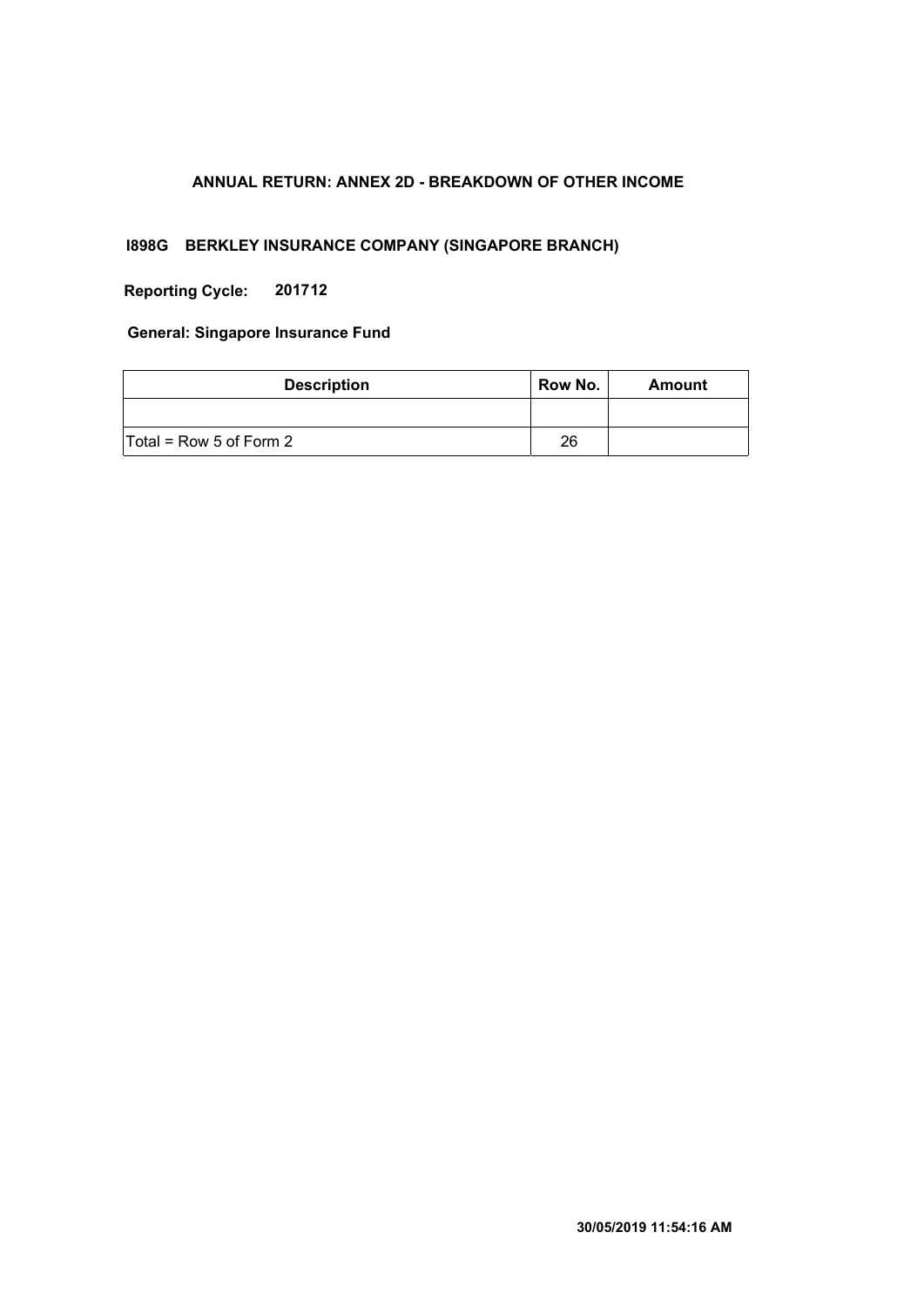**ANNUAL RETURN: ANNEX 2D - BREAKDOWN OF OTHER INCOME**

**I898G BERKLEY INSURANCE COMPANY (SINGAPORE BRANCH)**

**Reporting Cycle: 201712**

**General: Singapore Insurance Fund**

| Description | Row No. | Amount |
|---|---|---|
| | | |
| Total = Row 5 of Form 2 | 26 | |

**30/05/2019 11:54:16 AM**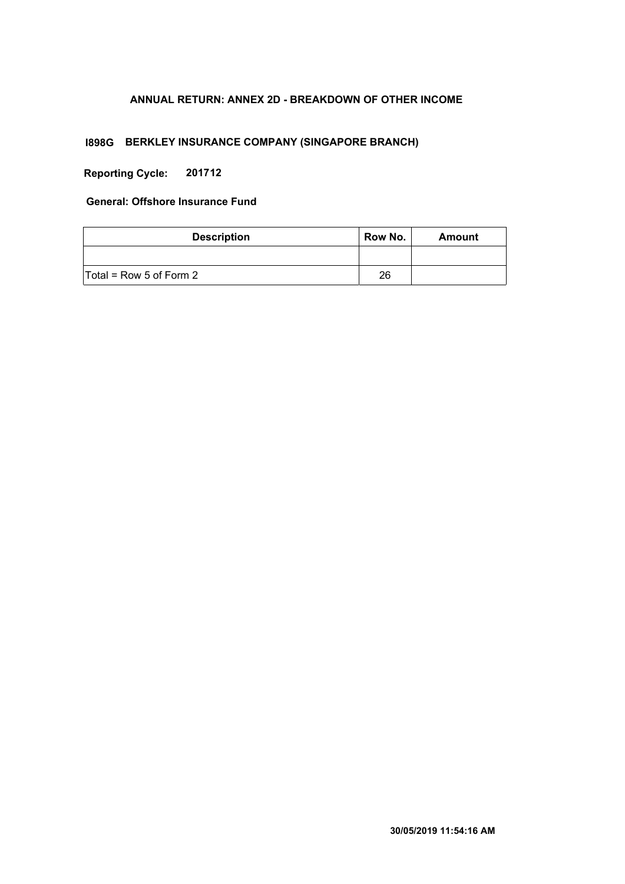**ANNUAL RETURN: ANNEX 2D - BREAKDOWN OF OTHER INCOME**

**I898G BERKLEY INSURANCE COMPANY (SINGAPORE BRANCH)**

**Reporting Cycle: 201712**

**General: Offshore Insurance Fund**

| Description | Row No. | Amount |
|---|---|---|
| | | |
| Total = Row 5 of Form 2 | 26 | |

**30/05/2019 11:54:16 AM**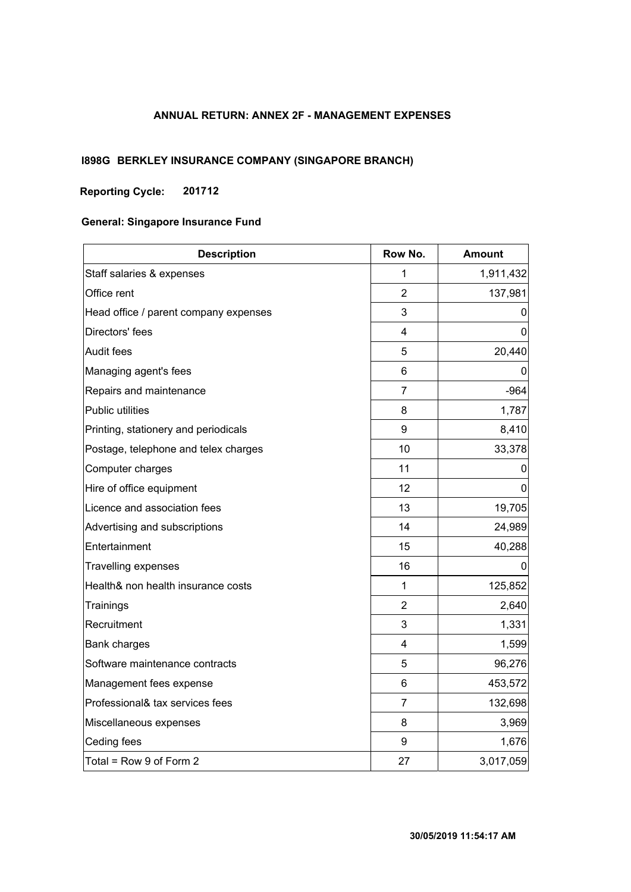**ANNUAL RETURN: ANNEX 2F - MANAGEMENT EXPENSES**

**I898G BERKLEY INSURANCE COMPANY (SINGAPORE BRANCH)**

**Reporting Cycle: 201712**

**General: Singapore Insurance Fund**

| Description | Row No. | Amount |
|---|---|---|
| Staff salaries & expenses | 1 | 1,911,432 |
| Office rent | 2 | 137,981 |
| Head office / parent company expenses | 3 | 0 |
| Directors' fees | 4 | 0 |
| Audit fees | 5 | 20,440 |
| Managing agent's fees | 6 | 0 |
| Repairs and maintenance | 7 | -964 |
| Public utilities | 8 | 1,787 |
| Printing, stationery and periodicals | 9 | 8,410 |
| Postage, telephone and telex charges | 10 | 33,378 |
| Computer charges | 11 | 0 |
| Hire of office equipment | 12 | 0 |
| Licence and association fees | 13 | 19,705 |
| Advertising and subscriptions | 14 | 24,989 |
| Entertainment | 15 | 40,288 |
| Travelling expenses | 16 | 0 |
| Health& non health insurance costs | 1 | 125,852 |
| Trainings | 2 | 2,640 |
| Recruitment | 3 | 1,331 |
| Bank charges | 4 | 1,599 |
| Software maintenance contracts | 5 | 96,276 |
| Management fees expense | 6 | 453,572 |
| Professional& tax services fees | 7 | 132,698 |
| Miscellaneous expenses | 8 | 3,969 |
| Ceding fees | 9 | 1,676 |
| Total = Row 9 of Form 2 | 27 | 3,017,059 |

**30/05/2019 11:54:17 AM**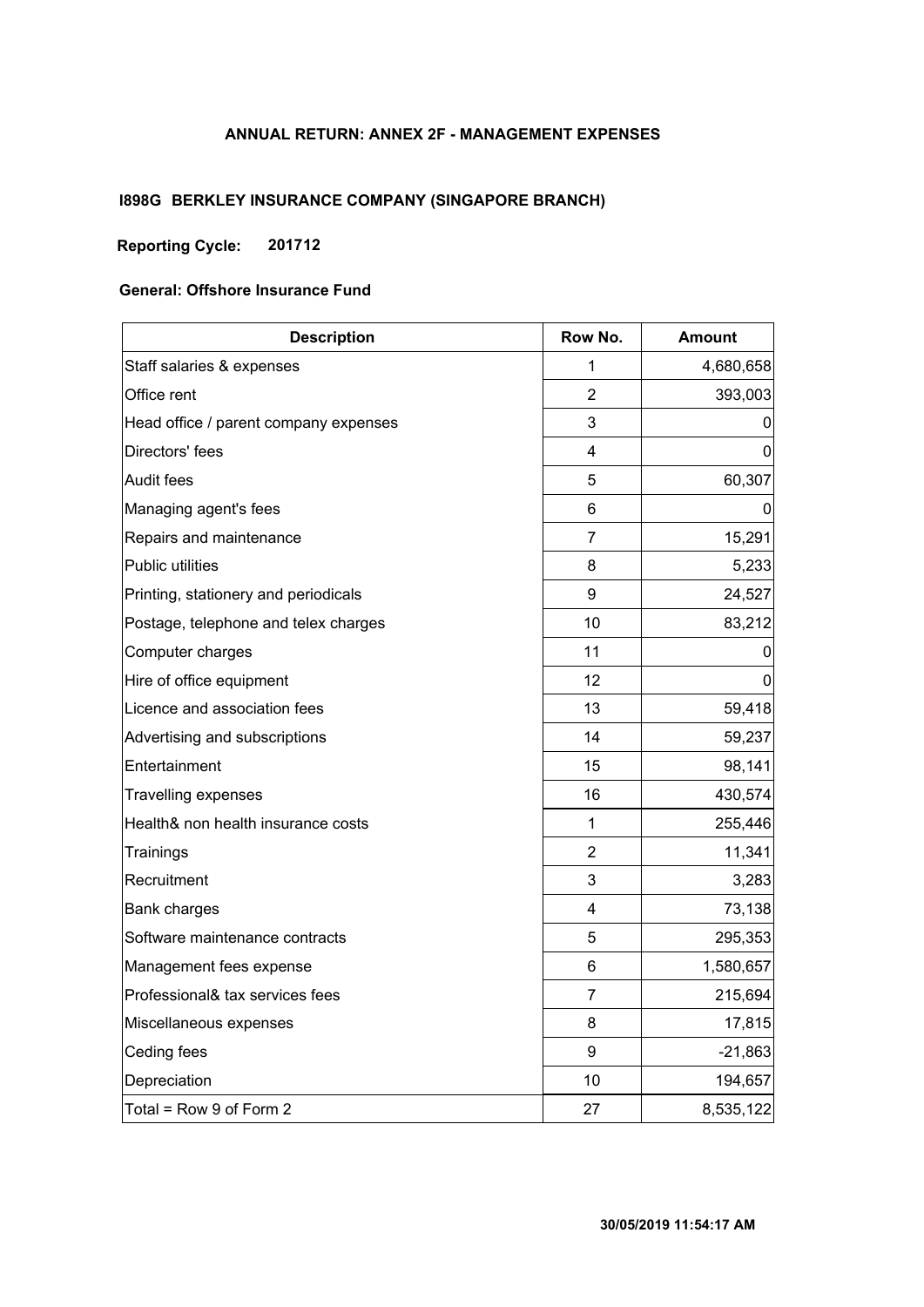## ANNUAL RETURN: ANNEX 2F - MANAGEMENT EXPENSES

**I898G BERKLEY INSURANCE COMPANY (SINGAPORE BRANCH)**

**Reporting Cycle: 201712**

**General: Offshore Insurance Fund**

| Description | Row No. | Amount |
|---|---|---|
| Staff salaries & expenses | 1 | 4,680,658 |
| Office rent | 2 | 393,003 |
| Head office / parent company expenses | 3 | 0 |
| Directors' fees | 4 | 0 |
| Audit fees | 5 | 60,307 |
| Managing agent's fees | 6 | 0 |
| Repairs and maintenance | 7 | 15,291 |
| Public utilities | 8 | 5,233 |
| Printing, stationery and periodicals | 9 | 24,527 |
| Postage, telephone and telex charges | 10 | 83,212 |
| Computer charges | 11 | 0 |
| Hire of office equipment | 12 | 0 |
| Licence and association fees | 13 | 59,418 |
| Advertising and subscriptions | 14 | 59,237 |
| Entertainment | 15 | 98,141 |
| Travelling expenses | 16 | 430,574 |
| Health& non health insurance costs | 1 | 255,446 |
| Trainings | 2 | 11,341 |
| Recruitment | 3 | 3,283 |
| Bank charges | 4 | 73,138 |
| Software maintenance contracts | 5 | 295,353 |
| Management fees expense | 6 | 1,580,657 |
| Professional& tax services fees | 7 | 215,694 |
| Miscellaneous expenses | 8 | 17,815 |
| Ceding fees | 9 | -21,863 |
| Depreciation | 10 | 194,657 |
| Total = Row 9 of Form 2 | 27 | 8,535,122 |

**30/05/2019 11:54:17 AM**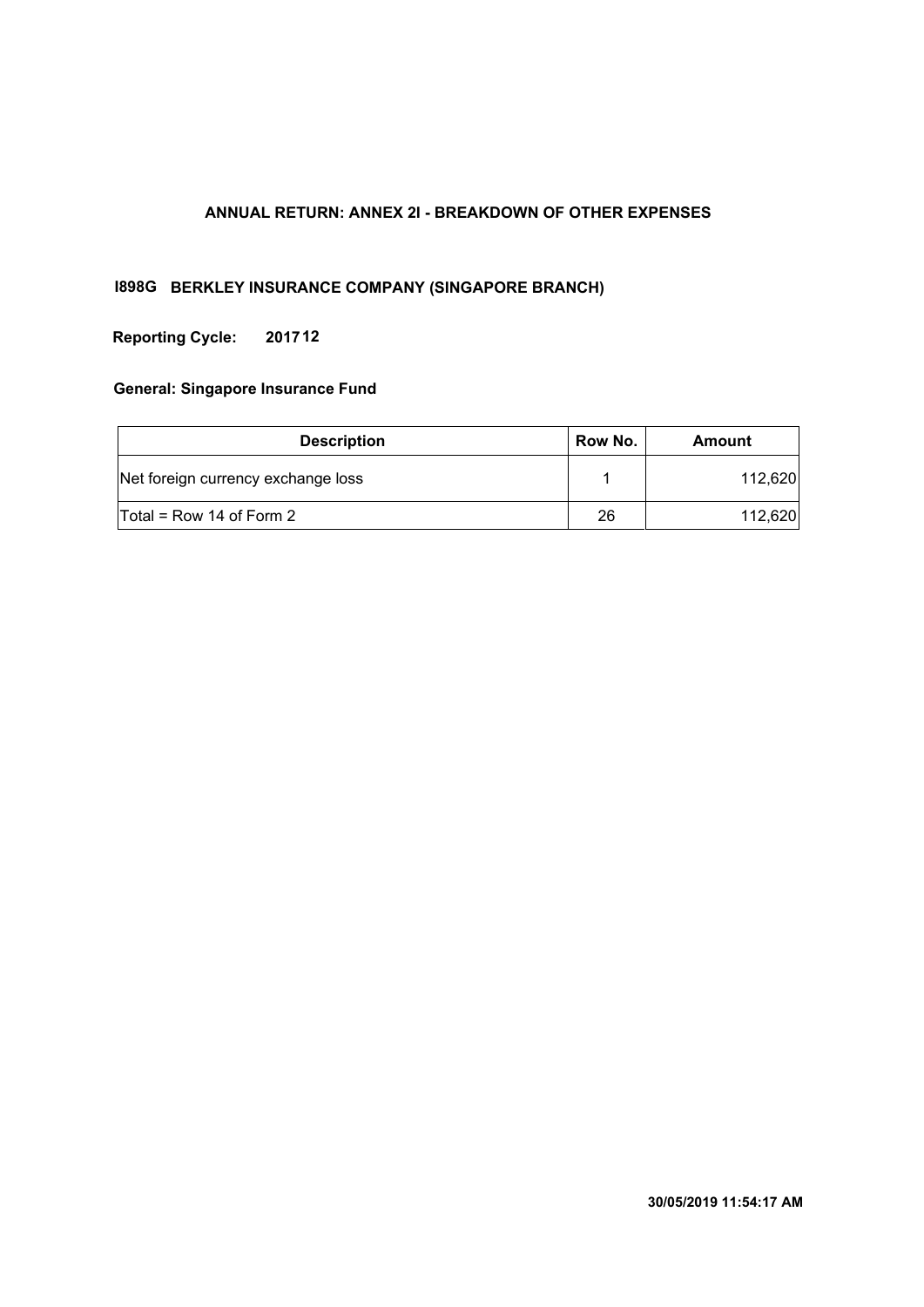# ANNUAL RETURN: ANNEX 2I - BREAKDOWN OF OTHER EXPENSES

**I898G BERKLEY INSURANCE COMPANY (SINGAPORE BRANCH)**

**Reporting Cycle: 2017 12**

**General: Singapore Insurance Fund**

| Description | Row No. | Amount |
|---|---|---|
| Net foreign currency exchange loss | 1 | 112,620 |
| Total = Row 14 of Form 2 | 26 | 112,620 |

**30/05/2019 11:54:17 AM**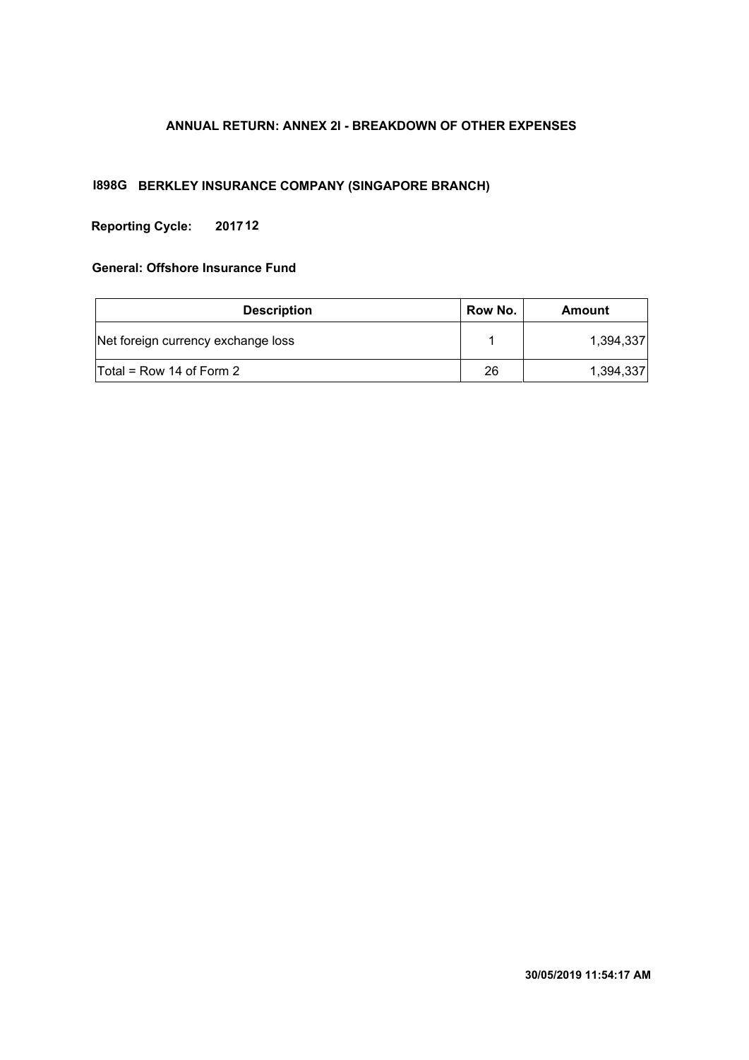# ANNUAL RETURN: ANNEX 2I - BREAKDOWN OF OTHER EXPENSES

**I898G BERKLEY INSURANCE COMPANY (SINGAPORE BRANCH)**

**Reporting Cycle: 2017 12**

**General: Offshore Insurance Fund**

| Description | Row No. | Amount |
|---|---|---|
| Net foreign currency exchange loss | 1 | 1,394,337 |
| Total = Row 14 of Form 2 | 26 | 1,394,337 |

**30/05/2019 11:54:17 AM**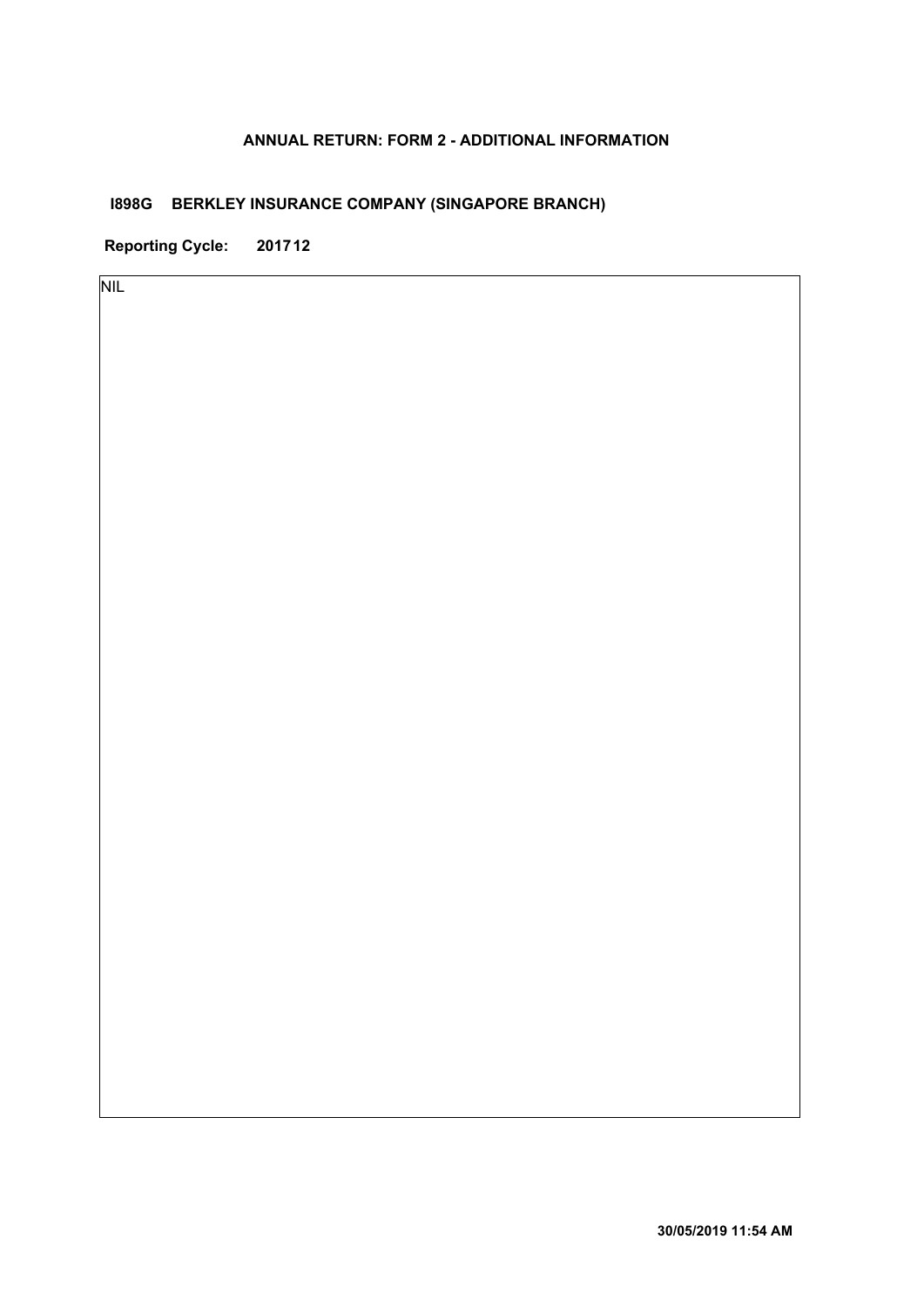**ANNUAL RETURN: FORM 2 - ADDITIONAL INFORMATION**

**I898G BERKLEY INSURANCE COMPANY (SINGAPORE BRANCH)**

**Reporting Cycle: 201712**

NIL

**30/05/2019 11:54 AM**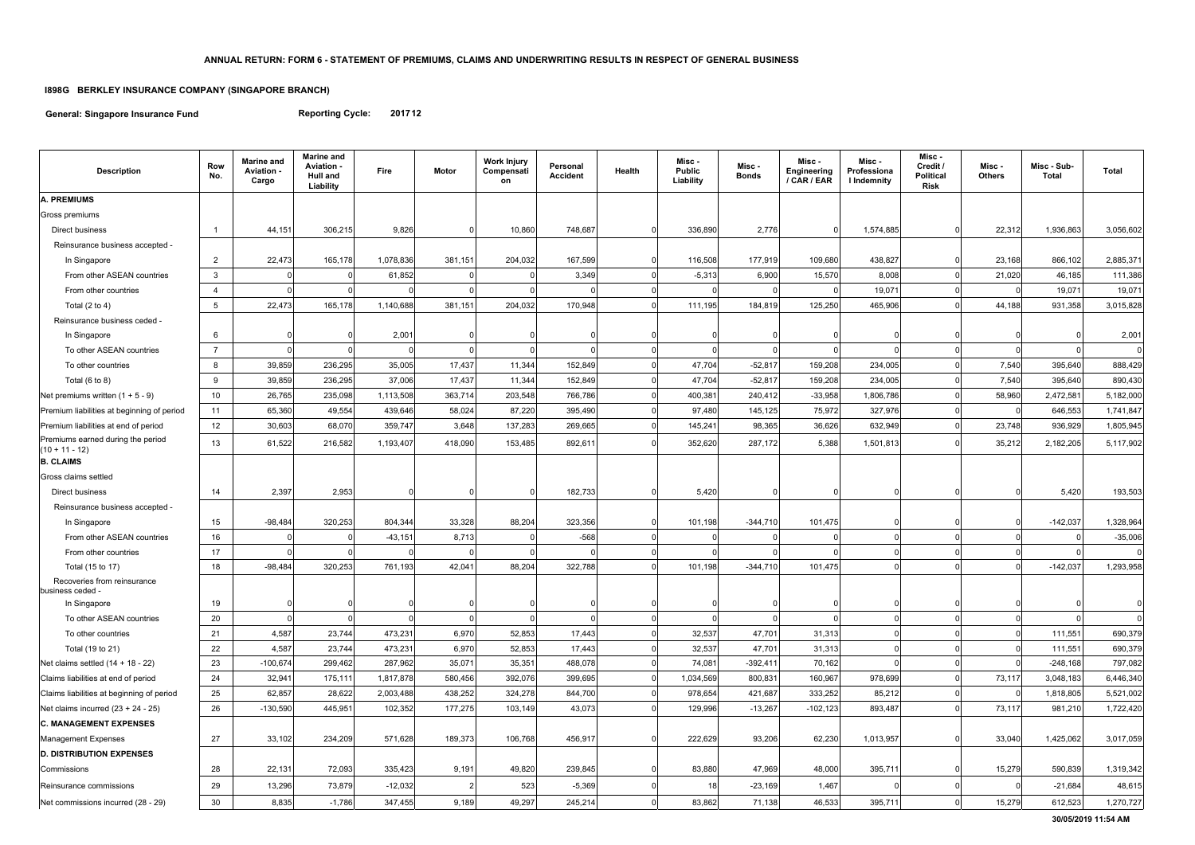**ANNUAL RETURN: FORM 6 - STATEMENT OF PREMIUMS, CLAIMS AND UNDERWRITING RESULTS IN RESPECT OF GENERAL BUSINESS**

**I898G BERKLEY INSURANCE COMPANY (SINGAPORE BRANCH)**

**General: Singapore Insurance Fund** **Reporting Cycle: 201712**

| Description | Row No. | Marine and Aviation - Cargo | Marine and Aviation - Hull and Liability | Fire | Motor | Work Injury Compensation | Personal Accident | Health | Misc - Public Liability | Misc - Bonds | Misc - Engineering / CAR / EAR | Misc - Professional Indemnity | Misc - Credit / Political Risk | Misc - Others | Misc - Sub-Total | Total |
|---|---|---|---|---|---|---|---|---|---|---|---|---|---|---|---|---|
| **A. PREMIUMS** | | | | | | | | | | | | | | | | |
| Gross premiums | | | | | | | | | | | | | | | | |
| Direct business | 1 | 44,151 | 306,215 | 9,826 | 0 | 10,860 | 748,687 | 0 | 336,890 | 2,776 | 0 | 1,574,885 | 0 | 22,312 | 1,936,863 | 3,056,602 |
| Reinsurance business accepted - | | | | | | | | | | | | | | | | |
| In Singapore | 2 | 22,473 | 165,178 | 1,078,836 | 381,151 | 204,032 | 167,599 | 0 | 116,508 | 177,919 | 109,680 | 438,827 | 0 | 23,168 | 866,102 | 2,885,371 |
| From other ASEAN countries | 3 | 0 | 0 | 61,852 | 0 | 0 | 3,349 | 0 | -5,313 | 6,900 | 15,570 | 8,008 | 0 | 21,020 | 46,185 | 111,386 |
| From other countries | 4 | 0 | 0 | 0 | 0 | 0 | 0 | 0 | 0 | 0 | 0 | 19,071 | 0 | 0 | 19,071 | 19,071 |
| Total (2 to 4) | 5 | 22,473 | 165,178 | 1,140,688 | 381,151 | 204,032 | 170,948 | 0 | 111,195 | 184,819 | 125,250 | 465,906 | 0 | 44,188 | 931,358 | 3,015,828 |
| Reinsurance business ceded - | | | | | | | | | | | | | | | | |
| In Singapore | 6 | 0 | 0 | 2,001 | 0 | 0 | 0 | 0 | 0 | 0 | 0 | 0 | 0 | 0 | 0 | 2,001 |
| To other ASEAN countries | 7 | 0 | 0 | 0 | 0 | 0 | 0 | 0 | 0 | 0 | 0 | 0 | 0 | 0 | 0 | 0 |
| To other countries | 8 | 39,859 | 236,295 | 35,005 | 17,437 | 11,344 | 152,849 | 0 | 47,704 | -52,817 | 159,208 | 234,005 | 0 | 7,540 | 395,640 | 888,429 |
| Total (6 to 8) | 9 | 39,859 | 236,295 | 37,006 | 17,437 | 11,344 | 152,849 | 0 | 47,704 | -52,817 | 159,208 | 234,005 | 0 | 7,540 | 395,640 | 890,430 |
| Net premiums written (1 + 5 - 9) | 10 | 26,765 | 235,098 | 1,113,508 | 363,714 | 203,548 | 766,786 | 0 | 400,381 | 240,412 | -33,958 | 1,806,786 | 0 | 58,960 | 2,472,581 | 5,182,000 |
| Premium liabilities at beginning of period | 11 | 65,360 | 49,554 | 439,646 | 58,024 | 87,220 | 395,490 | 0 | 97,480 | 145,125 | 75,972 | 327,976 | 0 | 0 | 646,553 | 1,741,847 |
| Premium liabilities at end of period | 12 | 30,603 | 68,070 | 359,747 | 3,648 | 137,283 | 269,665 | 0 | 145,241 | 98,365 | 36,626 | 632,949 | 0 | 23,748 | 936,929 | 1,805,945 |
| Premiums earned during the period (10 + 11 - 12) | 13 | 61,522 | 216,582 | 1,193,407 | 418,090 | 153,485 | 892,611 | 0 | 352,620 | 287,172 | 5,388 | 1,501,813 | 0 | 35,212 | 2,182,205 | 5,117,902 |
| **B. CLAIMS** | | | | | | | | | | | | | | | | |
| Gross claims settled | | | | | | | | | | | | | | | | |
| Direct business | 14 | 2,397 | 2,953 | 0 | 0 | 0 | 182,733 | 0 | 5,420 | 0 | 0 | 0 | 0 | 0 | 5,420 | 193,503 |
| Reinsurance business accepted - | | | | | | | | | | | | | | | | |
| In Singapore | 15 | -98,484 | 320,253 | 804,344 | 33,328 | 88,204 | 323,356 | 0 | 101,198 | -344,710 | 101,475 | 0 | 0 | 0 | -142,037 | 1,328,964 |
| From other ASEAN countries | 16 | 0 | 0 | -43,151 | 8,713 | 0 | -568 | 0 | 0 | 0 | 0 | 0 | 0 | 0 | 0 | -35,006 |
| From other countries | 17 | 0 | 0 | 0 | 0 | 0 | 0 | 0 | 0 | 0 | 0 | 0 | 0 | 0 | 0 | 0 |
| Total (15 to 17) | 18 | -98,484 | 320,253 | 761,193 | 42,041 | 88,204 | 322,788 | 0 | 101,198 | -344,710 | 101,475 | 0 | 0 | 0 | -142,037 | 1,293,958 |
| Recoveries from reinsurance business ceded - | | | | | | | | | | | | | | | | |
| In Singapore | 19 | 0 | 0 | 0 | 0 | 0 | 0 | 0 | 0 | 0 | 0 | 0 | 0 | 0 | 0 | 0 |
| To other ASEAN countries | 20 | 0 | 0 | 0 | 0 | 0 | 0 | 0 | 0 | 0 | 0 | 0 | 0 | 0 | 0 | 0 |
| To other countries | 21 | 4,587 | 23,744 | 473,231 | 6,970 | 52,853 | 17,443 | 0 | 32,537 | 47,701 | 31,313 | 0 | 0 | 0 | 111,551 | 690,379 |
| Total (19 to 21) | 22 | 4,587 | 23,744 | 473,231 | 6,970 | 52,853 | 17,443 | 0 | 32,537 | 47,701 | 31,313 | 0 | 0 | 0 | 111,551 | 690,379 |
| Net claims settled (14 + 18 - 22) | 23 | -100,674 | 299,462 | 287,962 | 35,071 | 35,351 | 488,078 | 0 | 74,081 | -392,411 | 70,162 | 0 | 0 | 0 | -248,168 | 797,082 |
| Claims liabilities at end of period | 24 | 32,941 | 175,111 | 1,817,878 | 580,456 | 392,076 | 399,695 | 0 | 1,034,569 | 800,831 | 160,967 | 978,699 | 0 | 73,117 | 3,048,183 | 6,446,340 |
| Claims liabilities at beginning of period | 25 | 62,857 | 28,622 | 2,003,488 | 438,252 | 324,278 | 844,700 | 0 | 978,654 | 421,687 | 333,252 | 85,212 | 0 | 0 | 1,818,805 | 5,521,002 |
| Net claims incurred (23 + 24 - 25) | 26 | -130,590 | 445,951 | 102,352 | 177,275 | 103,149 | 43,073 | 0 | 129,996 | -13,267 | -102,123 | 893,487 | 0 | 73,117 | 981,210 | 1,722,420 |
| **C. MANAGEMENT EXPENSES** | | | | | | | | | | | | | | | | |
| Management Expenses | 27 | 33,102 | 234,209 | 571,628 | 189,373 | 106,768 | 456,917 | 0 | 222,629 | 93,206 | 62,230 | 1,013,957 | 0 | 33,040 | 1,425,062 | 3,017,059 |
| **D. DISTRIBUTION EXPENSES** | | | | | | | | | | | | | | | | |
| Commissions | 28 | 22,131 | 72,093 | 335,423 | 9,191 | 49,820 | 239,845 | 0 | 83,880 | 47,969 | 48,000 | 395,711 | 0 | 15,279 | 590,839 | 1,319,342 |
| Reinsurance commissions | 29 | 13,296 | 73,879 | -12,032 | 2 | 523 | -5,369 | 0 | 18 | -23,169 | 1,467 | 0 | 0 | 0 | -21,684 | 48,615 |
| Net commissions incurred (28 - 29) | 30 | 8,835 | -1,786 | 347,455 | 9,189 | 49,297 | 245,214 | 0 | 83,862 | 71,138 | 46,533 | 395,711 | 0 | 15,279 | 612,523 | 1,270,727 |

30/05/2019 11:54 AM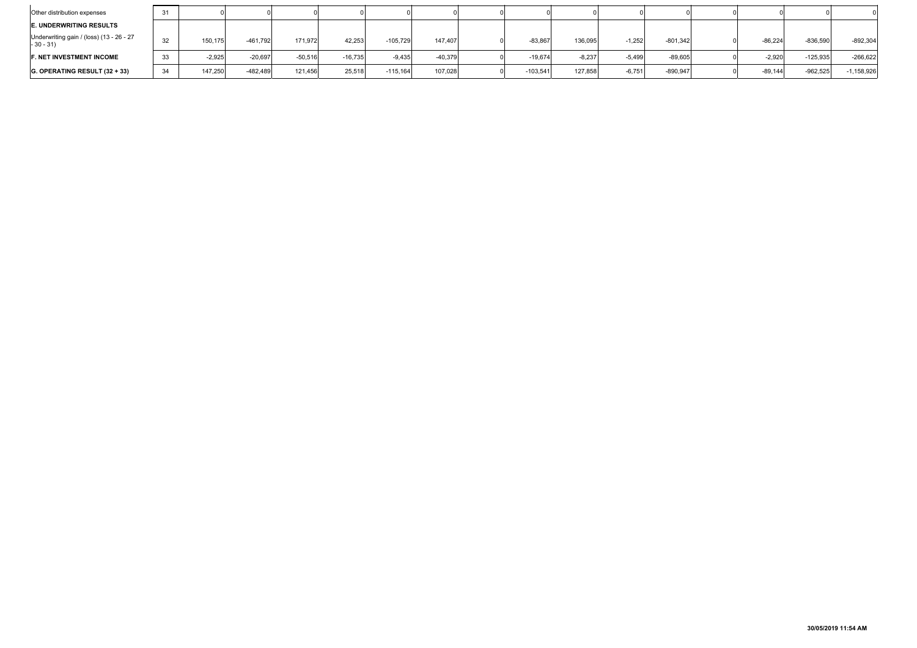| | | | | | | | | | | | | | | | | |
|---|---|---|---|---|---|---|---|---|---|---|---|---|---|---|---|---|
| Other distribution expenses | 31 | 0 | 0 | 0 | 0 | 0 | 0 | 0 | 0 | 0 | 0 | 0 | 0 | 0 | 0 | 0 |
| **E. UNDERWRITING RESULTS** | | | | | | | | | | | | | | | | |
| Underwriting gain / (loss) (13 - 26 - 27 - 30 - 31) | 32 | 150,175 | -461,792 | 171,972 | 42,253 | -105,729 | 147,407 | 0 | -83,867 | 136,095 | -1,252 | -801,342 | 0 | -86,224 | -836,590 | -892,304 |
| **F. NET INVESTMENT INCOME** | 33 | -2,925 | -20,697 | -50,516 | -16,735 | -9,435 | -40,379 | 0 | -19,674 | -8,237 | -5,499 | -89,605 | 0 | -2,920 | -125,935 | -266,622 |
| **G. OPERATING RESULT (32 + 33)** | 34 | 147,250 | -482,489 | 121,456 | 25,518 | -115,164 | 107,028 | 0 | -103,541 | 127,858 | -6,751 | -890,947 | 0 | -89,144 | -962,525 | -1,158,926 |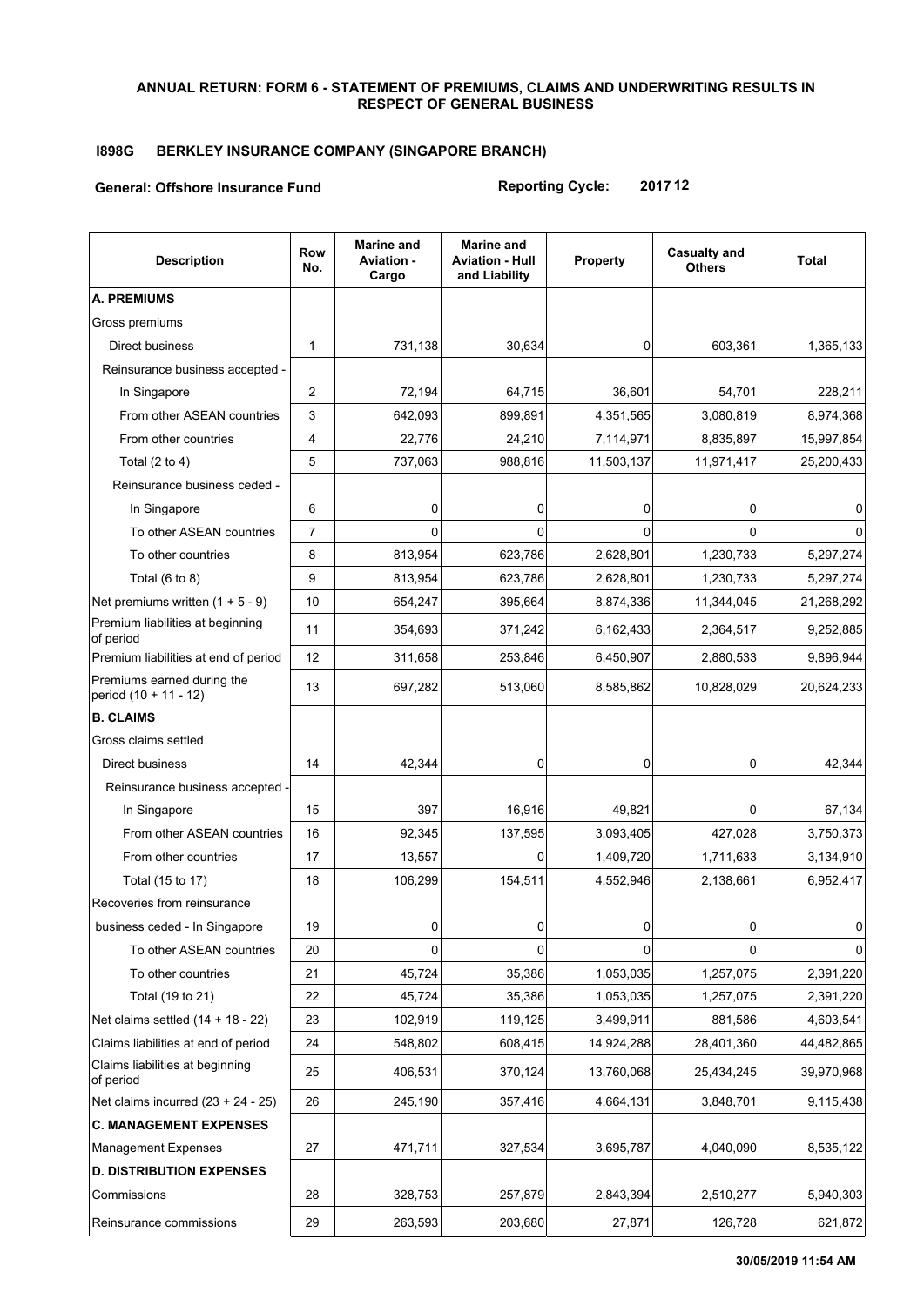**ANNUAL RETURN: FORM 6 - STATEMENT OF PREMIUMS, CLAIMS AND UNDERWRITING RESULTS IN RESPECT OF GENERAL BUSINESS**

**I898G BERKLEY INSURANCE COMPANY (SINGAPORE BRANCH)**

**General: Offshore Insurance Fund** **Reporting Cycle: 2017 12**

| Description | Row No. | Marine and Aviation - Cargo | Marine and Aviation - Hull and Liability | Property | Casualty and Others | Total |
|---|---|---|---|---|---|---|
| **A. PREMIUMS** | | | | | | |
| Gross premiums | | | | | | |
| Direct business | 1 | 731,138 | 30,634 | 0 | 603,361 | 1,365,133 |
| Reinsurance business accepted - | | | | | | |
| In Singapore | 2 | 72,194 | 64,715 | 36,601 | 54,701 | 228,211 |
| From other ASEAN countries | 3 | 642,093 | 899,891 | 4,351,565 | 3,080,819 | 8,974,368 |
| From other countries | 4 | 22,776 | 24,210 | 7,114,971 | 8,835,897 | 15,997,854 |
| Total (2 to 4) | 5 | 737,063 | 988,816 | 11,503,137 | 11,971,417 | 25,200,433 |
| Reinsurance business ceded - | | | | | | |
| In Singapore | 6 | 0 | 0 | 0 | 0 | 0 |
| To other ASEAN countries | 7 | 0 | 0 | 0 | 0 | 0 |
| To other countries | 8 | 813,954 | 623,786 | 2,628,801 | 1,230,733 | 5,297,274 |
| Total (6 to 8) | 9 | 813,954 | 623,786 | 2,628,801 | 1,230,733 | 5,297,274 |
| Net premiums written (1 + 5 - 9) | 10 | 654,247 | 395,664 | 8,874,336 | 11,344,045 | 21,268,292 |
| Premium liabilities at beginning of period | 11 | 354,693 | 371,242 | 6,162,433 | 2,364,517 | 9,252,885 |
| Premium liabilities at end of period | 12 | 311,658 | 253,846 | 6,450,907 | 2,880,533 | 9,896,944 |
| Premiums earned during the period (10 + 11 - 12) | 13 | 697,282 | 513,060 | 8,585,862 | 10,828,029 | 20,624,233 |
| **B. CLAIMS** | | | | | | |
| Gross claims settled | | | | | | |
| Direct business | 14 | 42,344 | 0 | 0 | 0 | 42,344 |
| Reinsurance business accepted - | | | | | | |
| In Singapore | 15 | 397 | 16,916 | 49,821 | 0 | 67,134 |
| From other ASEAN countries | 16 | 92,345 | 137,595 | 3,093,405 | 427,028 | 3,750,373 |
| From other countries | 17 | 13,557 | 0 | 1,409,720 | 1,711,633 | 3,134,910 |
| Total (15 to 17) | 18 | 106,299 | 154,511 | 4,552,946 | 2,138,661 | 6,952,417 |
| Recoveries from reinsurance | | | | | | |
| business ceded - In Singapore | 19 | 0 | 0 | 0 | 0 | 0 |
| To other ASEAN countries | 20 | 0 | 0 | 0 | 0 | 0 |
| To other countries | 21 | 45,724 | 35,386 | 1,053,035 | 1,257,075 | 2,391,220 |
| Total (19 to 21) | 22 | 45,724 | 35,386 | 1,053,035 | 1,257,075 | 2,391,220 |
| Net claims settled (14 + 18 - 22) | 23 | 102,919 | 119,125 | 3,499,911 | 881,586 | 4,603,541 |
| Claims liabilities at end of period | 24 | 548,802 | 608,415 | 14,924,288 | 28,401,360 | 44,482,865 |
| Claims liabilities at beginning of period | 25 | 406,531 | 370,124 | 13,760,068 | 25,434,245 | 39,970,968 |
| Net claims incurred (23 + 24 - 25) | 26 | 245,190 | 357,416 | 4,664,131 | 3,848,701 | 9,115,438 |
| **C. MANAGEMENT EXPENSES** | | | | | | |
| Management Expenses | 27 | 471,711 | 327,534 | 3,695,787 | 4,040,090 | 8,535,122 |
| **D. DISTRIBUTION EXPENSES** | | | | | | |
| Commissions | 28 | 328,753 | 257,879 | 2,843,394 | 2,510,277 | 5,940,303 |
| Reinsurance commissions | 29 | 263,593 | 203,680 | 27,871 | 126,728 | 621,872 |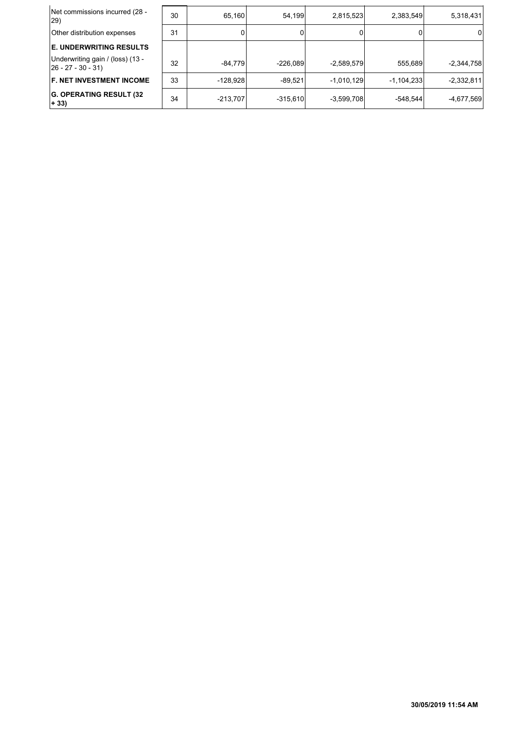| | | | | | | |
|---|---|---|---|---|---|---|
| Net commissions incurred (28 - 29) | 30 | 65,160 | 54,199 | 2,815,523 | 2,383,549 | 5,318,431 |
| Other distribution expenses | 31 | 0 | 0 | 0 | 0 | 0 |
| **E. UNDERWRITING RESULTS** | | | | | | |
| Underwriting gain / (loss) (13 - 26 - 27 - 30 - 31) | 32 | -84,779 | -226,089 | -2,589,579 | 555,689 | -2,344,758 |
| **F. NET INVESTMENT INCOME** | 33 | -128,928 | -89,521 | -1,010,129 | -1,104,233 | -2,332,811 |
| **G. OPERATING RESULT (32 + 33)** | 34 | -213,707 | -315,610 | -3,599,708 | -548,544 | -4,677,569 |

**30/05/2019 11:54 AM**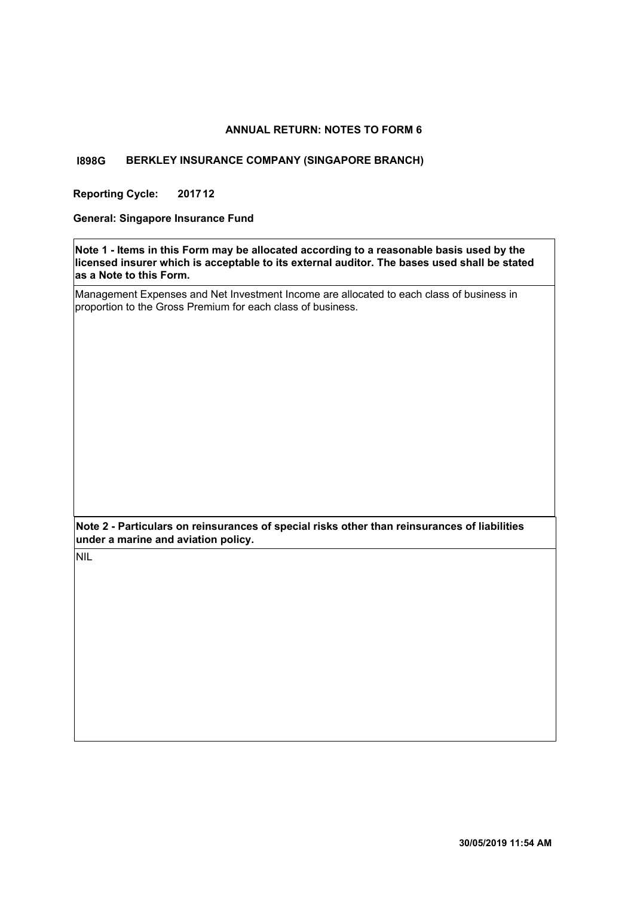## ANNUAL RETURN: NOTES TO FORM 6

**I898G BERKLEY INSURANCE COMPANY (SINGAPORE BRANCH)**

**Reporting Cycle: 2017 12**

**General: Singapore Insurance Fund**

| **Note 1 - Items in this Form may be allocated according to a reasonable basis used by the licensed insurer which is acceptable to its external auditor. The bases used shall be stated as a Note to this Form.** |
|---|
| Management Expenses and Net Investment Income are allocated to each class of business in proportion to the Gross Premium for each class of business. |

| **Note 2 - Particulars on reinsurances of special risks other than reinsurances of liabilities under a marine and aviation policy.** |
|---|
| NIL |

30/05/2019 11:54 AM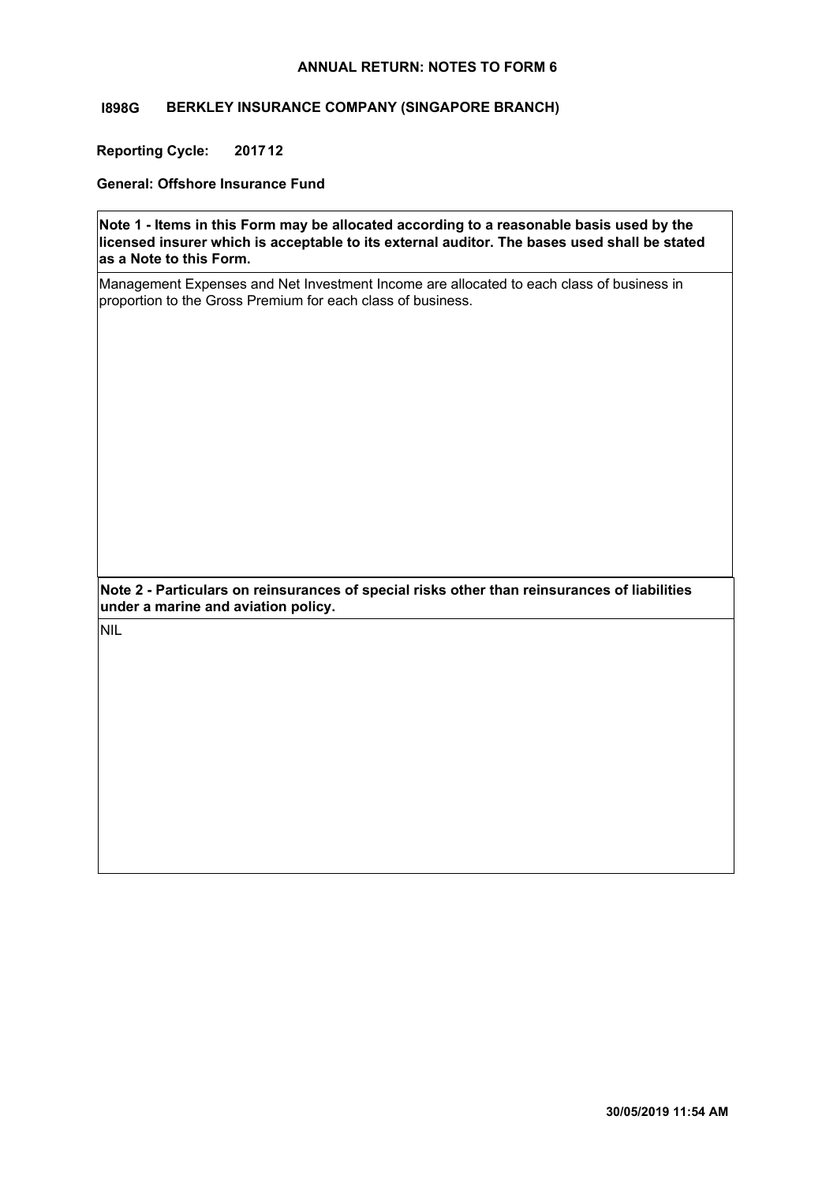**ANNUAL RETURN: NOTES TO FORM 6**

**I898G BERKLEY INSURANCE COMPANY (SINGAPORE BRANCH)**

**Reporting Cycle: 201712**

**General: Offshore Insurance Fund**

**Note 1 - Items in this Form may be allocated according to a reasonable basis used by the licensed insurer which is acceptable to its external auditor. The bases used shall be stated as a Note to this Form.**

Management Expenses and Net Investment Income are allocated to each class of business in proportion to the Gross Premium for each class of business.

**Note 2 - Particulars on reinsurances of special risks other than reinsurances of liabilities under a marine and aviation policy.**

NIL

30/05/2019 11:54 AM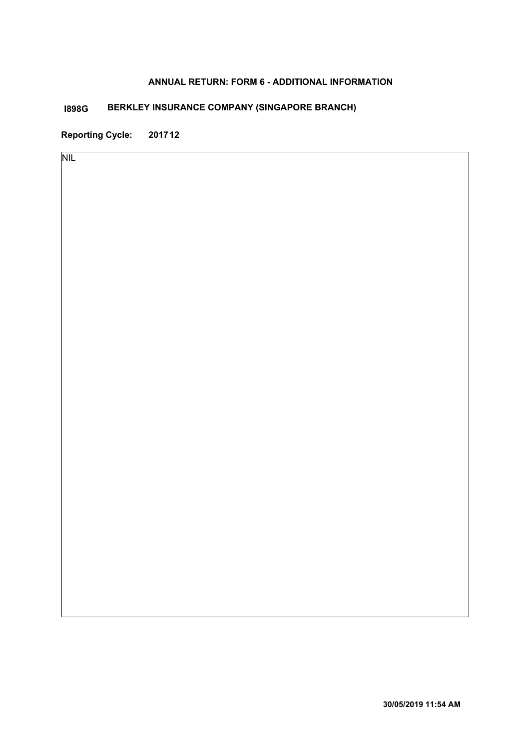**ANNUAL RETURN: FORM 6 - ADDITIONAL INFORMATION**

**I898G BERKLEY INSURANCE COMPANY (SINGAPORE BRANCH)**

**Reporting Cycle: 201712**

NIL

**30/05/2019 11:54 AM**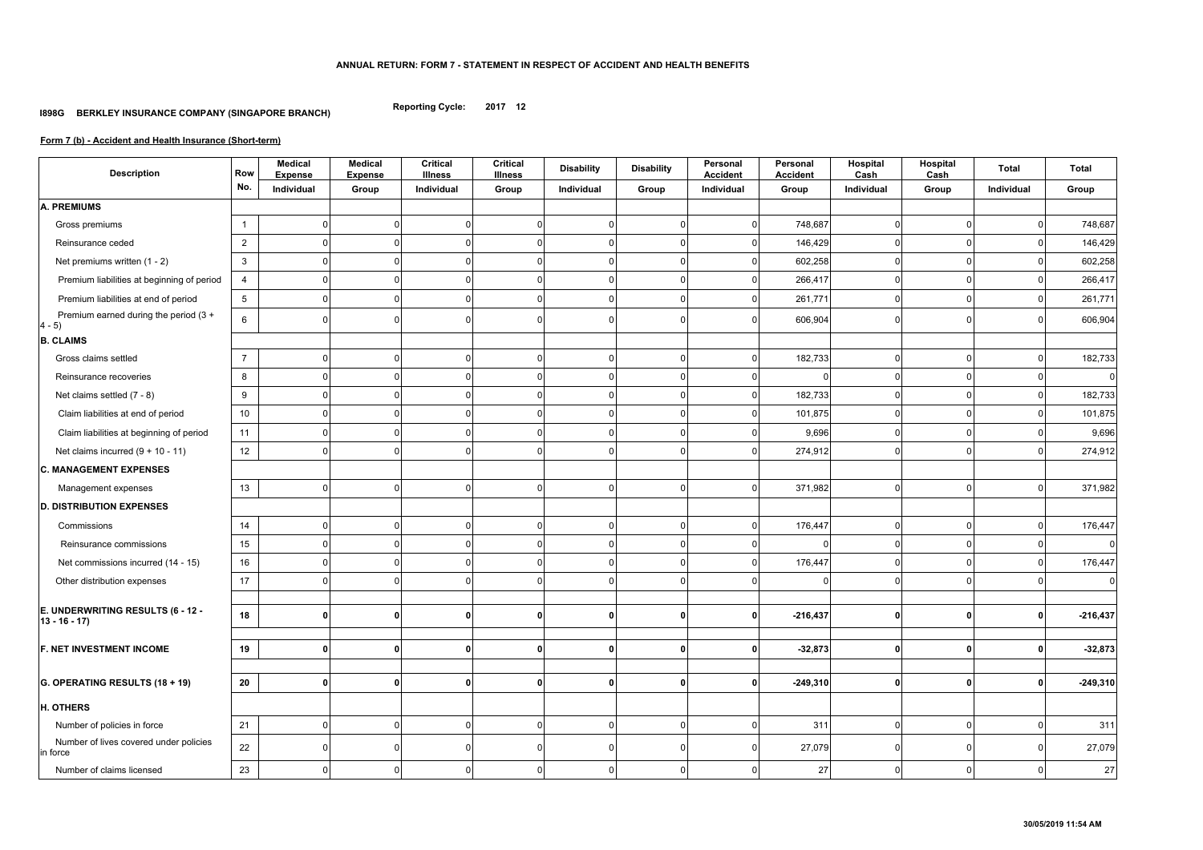**ANNUAL RETURN: FORM 7 - STATEMENT IN RESPECT OF ACCIDENT AND HEALTH BENEFITS**

**I898G BERKLEY INSURANCE COMPANY (SINGAPORE BRANCH)**

**Reporting Cycle: 2017 12**

**Form 7 (b) - Accident and Health Insurance (Short-term)**

| Description | Row No. | Medical Expense | Medical Expense | Critical Illness | Critical Illness | Disability | Disability | Personal Accident | Personal Accident | Hospital Cash | Hospital Cash | Total | Total |
|---|---|---|---|---|---|---|---|---|---|---|---|---|---|
| | | Individual | Group | Individual | Group | Individual | Group | Individual | Group | Individual | Group | Individual | Group |
| **A. PREMIUMS** | | | | | | | | | | | | | |
| Gross premiums | 1 | 0 | 0 | 0 | 0 | 0 | 0 | 0 | 748,687 | 0 | 0 | 0 | 748,687 |
| Reinsurance ceded | 2 | 0 | 0 | 0 | 0 | 0 | 0 | 0 | 146,429 | 0 | 0 | 0 | 146,429 |
| Net premiums written (1 - 2) | 3 | 0 | 0 | 0 | 0 | 0 | 0 | 0 | 602,258 | 0 | 0 | 0 | 602,258 |
| Premium liabilities at beginning of period | 4 | 0 | 0 | 0 | 0 | 0 | 0 | 0 | 266,417 | 0 | 0 | 0 | 266,417 |
| Premium liabilities at end of period | 5 | 0 | 0 | 0 | 0 | 0 | 0 | 0 | 261,771 | 0 | 0 | 0 | 261,771 |
| Premium earned during the period (3 + 4 - 5) | 6 | 0 | 0 | 0 | 0 | 0 | 0 | 0 | 606,904 | 0 | 0 | 0 | 606,904 |
| **B. CLAIMS** | | | | | | | | | | | | | |
| Gross claims settled | 7 | 0 | 0 | 0 | 0 | 0 | 0 | 0 | 182,733 | 0 | 0 | 0 | 182,733 |
| Reinsurance recoveries | 8 | 0 | 0 | 0 | 0 | 0 | 0 | 0 | 0 | 0 | 0 | 0 | 0 |
| Net claims settled (7 - 8) | 9 | 0 | 0 | 0 | 0 | 0 | 0 | 0 | 182,733 | 0 | 0 | 0 | 182,733 |
| Claim liabilities at end of period | 10 | 0 | 0 | 0 | 0 | 0 | 0 | 0 | 101,875 | 0 | 0 | 0 | 101,875 |
| Claim liabilities at beginning of period | 11 | 0 | 0 | 0 | 0 | 0 | 0 | 0 | 9,696 | 0 | 0 | 0 | 9,696 |
| Net claims incurred (9 + 10 - 11) | 12 | 0 | 0 | 0 | 0 | 0 | 0 | 0 | 274,912 | 0 | 0 | 0 | 274,912 |
| **C. MANAGEMENT EXPENSES** | | | | | | | | | | | | | |
| Management expenses | 13 | 0 | 0 | 0 | 0 | 0 | 0 | 0 | 371,982 | 0 | 0 | 0 | 371,982 |
| **D. DISTRIBUTION EXPENSES** | | | | | | | | | | | | | |
| Commissions | 14 | 0 | 0 | 0 | 0 | 0 | 0 | 0 | 176,447 | 0 | 0 | 0 | 176,447 |
| Reinsurance commissions | 15 | 0 | 0 | 0 | 0 | 0 | 0 | 0 | 0 | 0 | 0 | 0 | 0 |
| Net commissions incurred (14 - 15) | 16 | 0 | 0 | 0 | 0 | 0 | 0 | 0 | 176,447 | 0 | 0 | 0 | 176,447 |
| Other distribution expenses | 17 | 0 | 0 | 0 | 0 | 0 | 0 | 0 | 0 | 0 | 0 | 0 | 0 |
| **E. UNDERWRITING RESULTS (6 - 12 - 13 - 16 - 17)** | **18** | **0** | **0** | **0** | **0** | **0** | **0** | **0** | **-216,437** | **0** | **0** | **0** | **-216,437** |
| **F. NET INVESTMENT INCOME** | **19** | **0** | **0** | **0** | **0** | **0** | **0** | **0** | **-32,873** | **0** | **0** | **0** | **-32,873** |
| **G. OPERATING RESULTS (18 + 19)** | **20** | **0** | **0** | **0** | **0** | **0** | **0** | **0** | **-249,310** | **0** | **0** | **0** | **-249,310** |
| **H. OTHERS** | | | | | | | | | | | | | |
| Number of policies in force | 21 | 0 | 0 | 0 | 0 | 0 | 0 | 0 | 311 | 0 | 0 | 0 | 311 |
| Number of lives covered under policies in force | 22 | 0 | 0 | 0 | 0 | 0 | 0 | 0 | 27,079 | 0 | 0 | 0 | 27,079 |
| Number of claims licensed | 23 | 0 | 0 | 0 | 0 | 0 | 0 | 0 | 27 | 0 | 0 | 0 | 27 |

30/05/2019 11:54 AM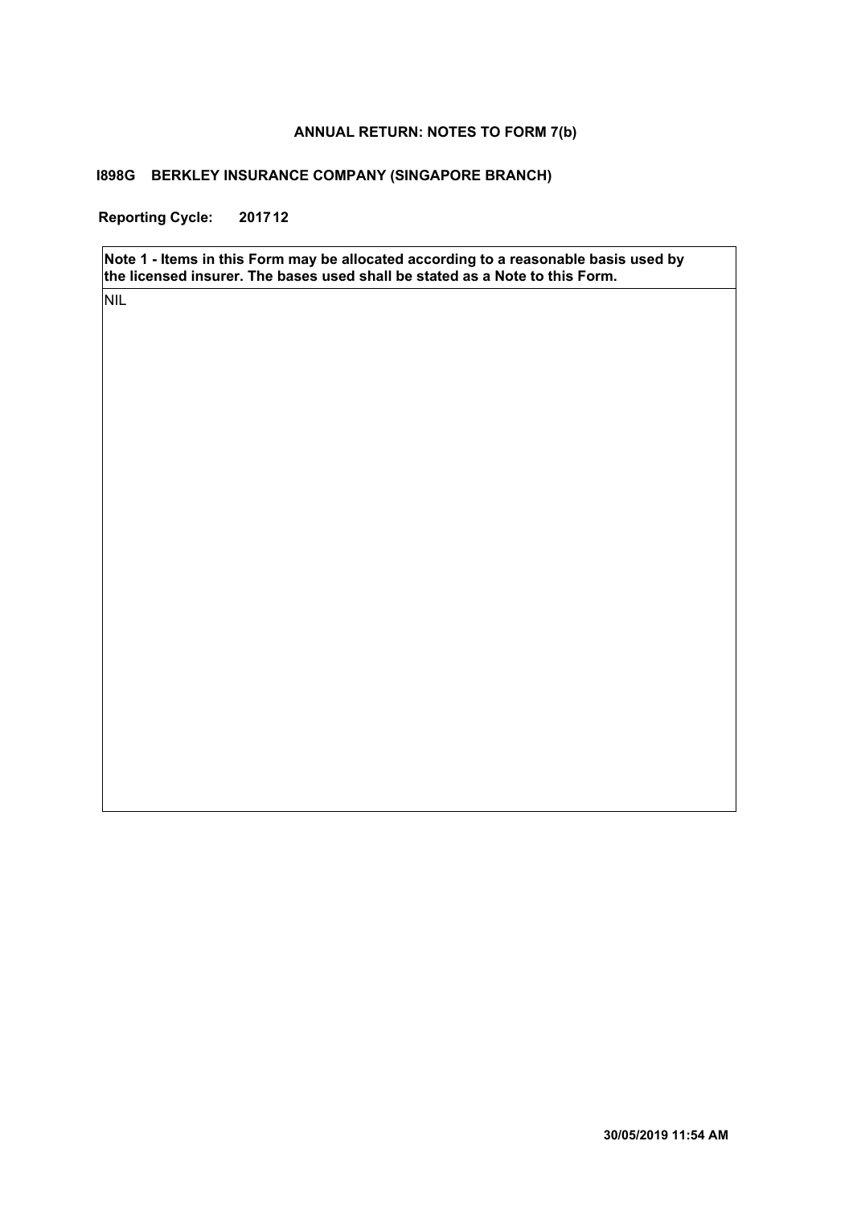# ANNUAL RETURN: NOTES TO FORM 7(b)

**I898G BERKLEY INSURANCE COMPANY (SINGAPORE BRANCH)**

**Reporting Cycle: 201712**

| **Note 1 - Items in this Form may be allocated according to a reasonable basis used by the licensed insurer. The bases used shall be stated as a Note to this Form.** |
| --- |
| NIL |

**30/05/2019 11:54 AM**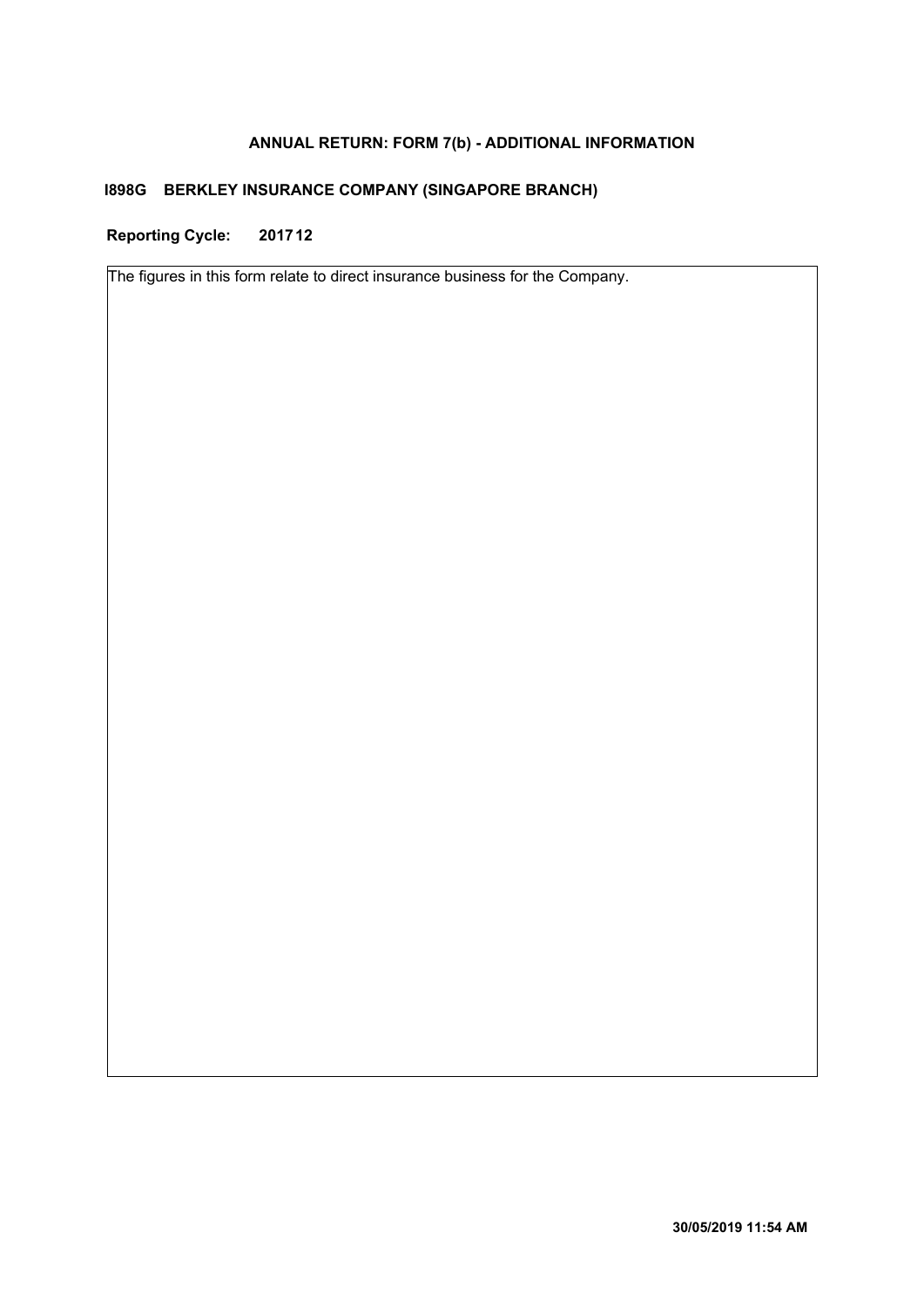**ANNUAL RETURN: FORM 7(b) - ADDITIONAL INFORMATION**

**I898G BERKLEY INSURANCE COMPANY (SINGAPORE BRANCH)**

**Reporting Cycle: 2017 12**

The figures in this form relate to direct insurance business for the Company.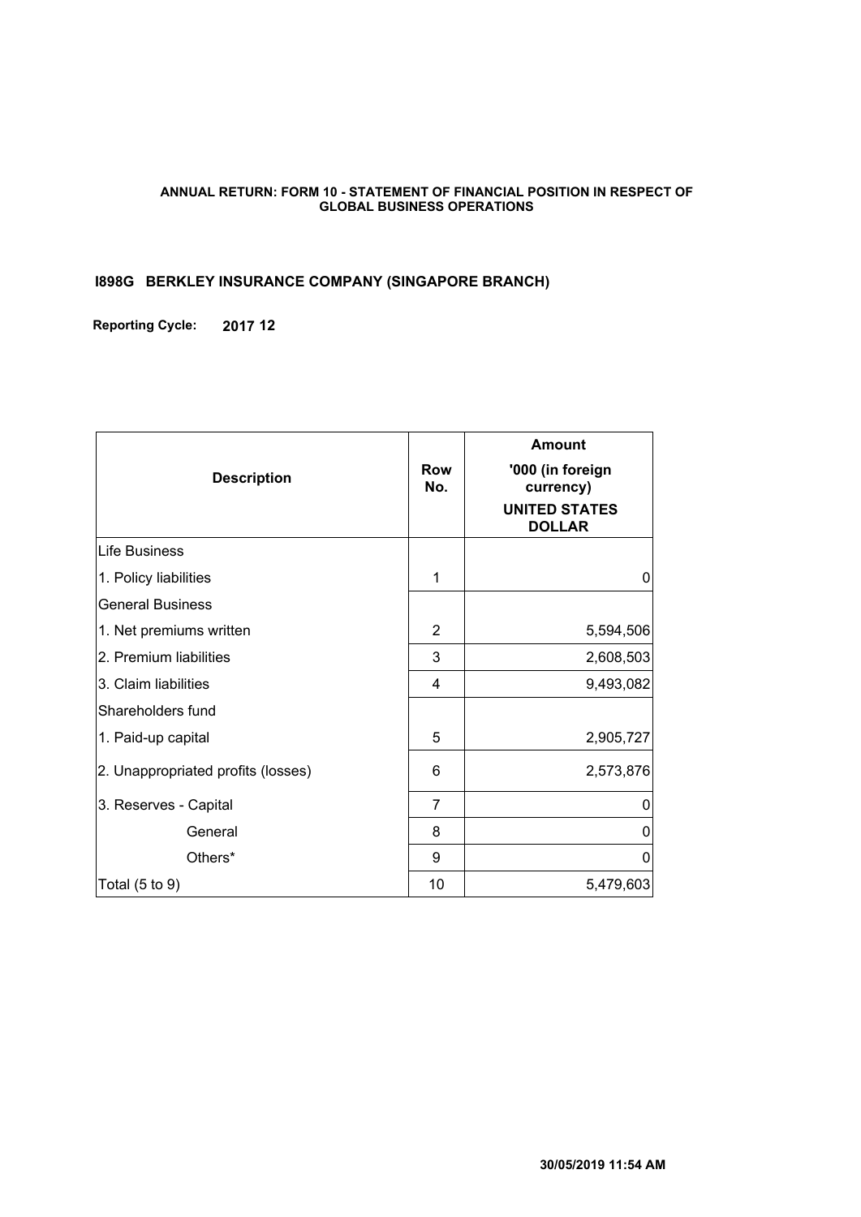**ANNUAL RETURN: FORM 10 - STATEMENT OF FINANCIAL POSITION IN RESPECT OF GLOBAL BUSINESS OPERATIONS**

**I898G BERKLEY INSURANCE COMPANY (SINGAPORE BRANCH)**

**Reporting Cycle: 2017 12**

| Description | Row No. | Amount '000 (in foreign currency) UNITED STATES DOLLAR |
|---|---|---|
| Life Business | | |
| 1. Policy liabilities | 1 | 0 |
| General Business | | |
| 1. Net premiums written | 2 | 5,594,506 |
| 2. Premium liabilities | 3 | 2,608,503 |
| 3. Claim liabilities | 4 | 9,493,082 |
| Shareholders fund | | |
| 1. Paid-up capital | 5 | 2,905,727 |
| 2. Unappropriated profits (losses) | 6 | 2,573,876 |
| 3. Reserves - Capital | 7 | 0 |
| General | 8 | 0 |
| Others* | 9 | 0 |
| Total (5 to 9) | 10 | 5,479,603 |

30/05/2019 11:54 AM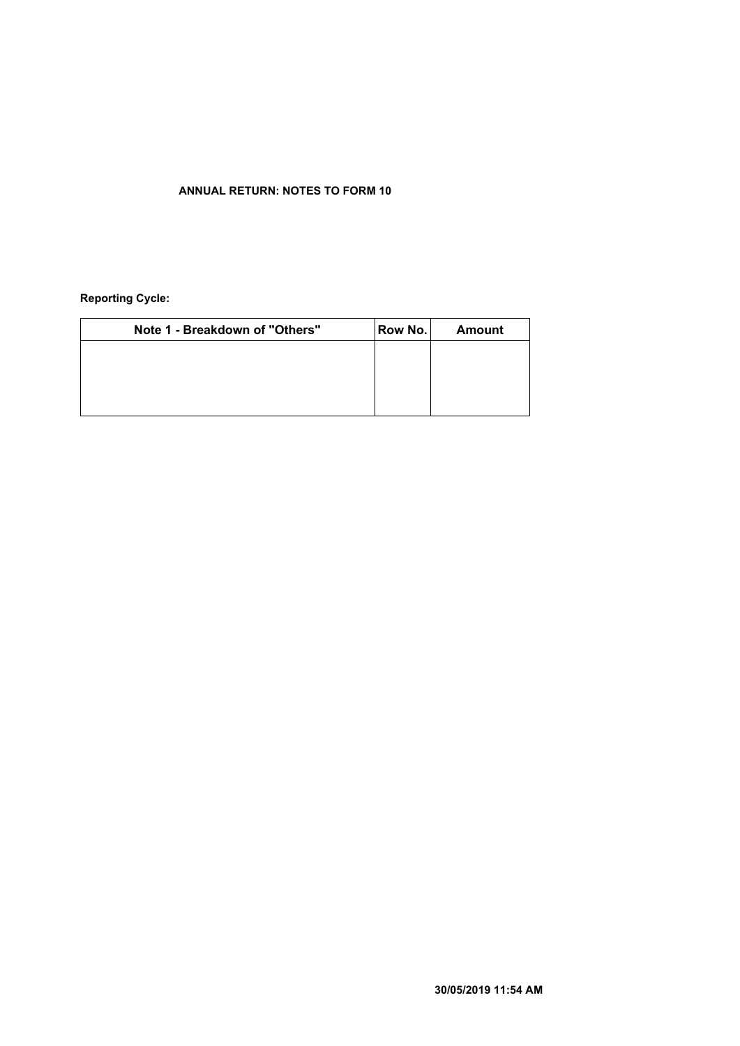**ANNUAL RETURN: NOTES TO FORM 10**

**Reporting Cycle:**

| Note 1 - Breakdown of "Others" | Row No. | Amount |
| --- | --- | --- |
| | | |

**30/05/2019 11:54 AM**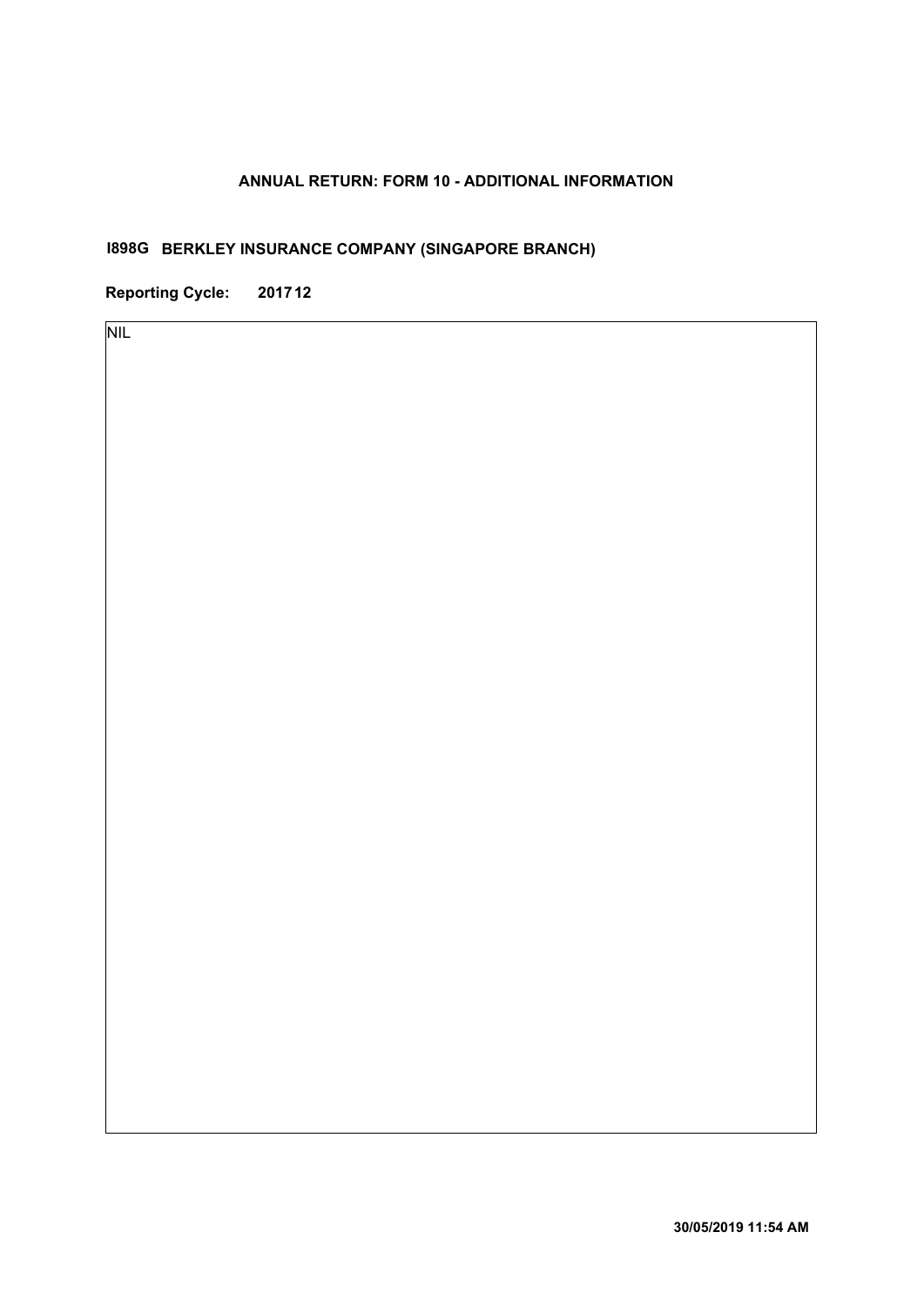**ANNUAL RETURN: FORM 10 - ADDITIONAL INFORMATION**

**I898G BERKLEY INSURANCE COMPANY (SINGAPORE BRANCH)**

**Reporting Cycle: 201712**

NIL

**30/05/2019 11:54 AM**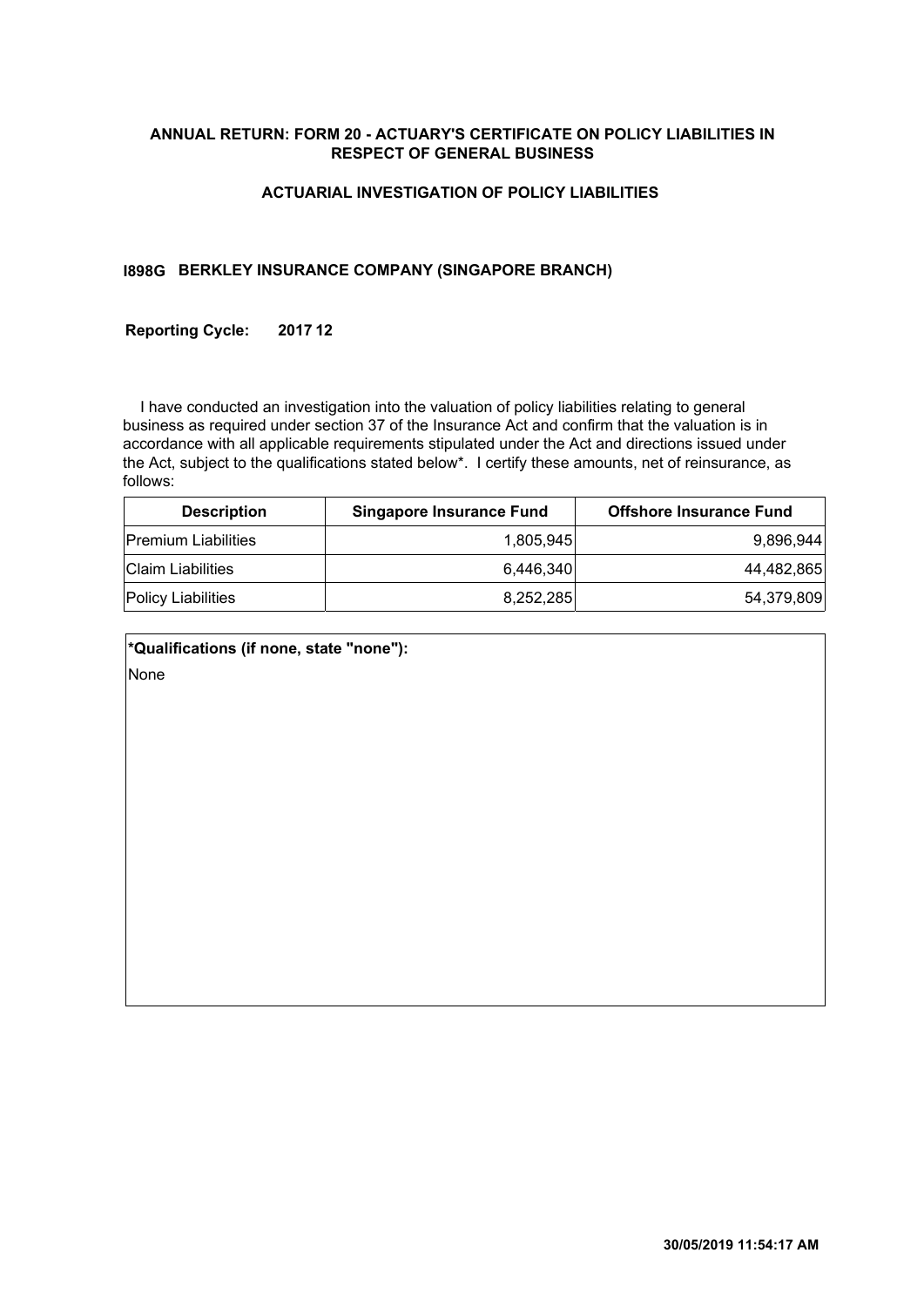## ANNUAL RETURN: FORM 20 - ACTUARY'S CERTIFICATE ON POLICY LIABILITIES IN RESPECT OF GENERAL BUSINESS

### ACTUARIAL INVESTIGATION OF POLICY LIABILITIES

**I898G BERKLEY INSURANCE COMPANY (SINGAPORE BRANCH)**

**Reporting Cycle: 2017 12**

I have conducted an investigation into the valuation of policy liabilities relating to general business as required under section 37 of the Insurance Act and confirm that the valuation is in accordance with all applicable requirements stipulated under the Act and directions issued under the Act, subject to the qualifications stated below*. I certify these amounts, net of reinsurance, as follows:

| Description | Singapore Insurance Fund | Offshore Insurance Fund |
|---|---|---|
| Premium Liabilities | 1,805,945 | 9,896,944 |
| Claim Liabilities | 6,446,340 | 44,482,865 |
| Policy Liabilities | 8,252,285 | 54,379,809 |

**\*Qualifications (if none, state "none"):**

None

**30/05/2019 11:54:17 AM**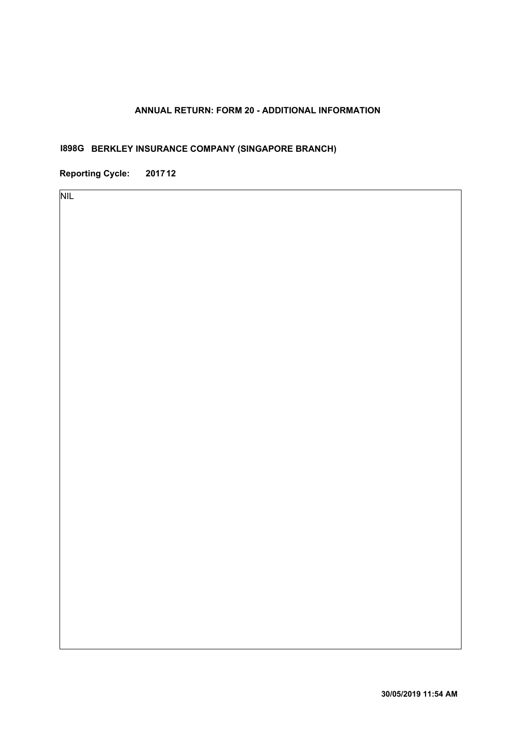# ANNUAL RETURN: FORM 20 - ADDITIONAL INFORMATION

**I898G BERKLEY INSURANCE COMPANY (SINGAPORE BRANCH)**

**Reporting Cycle: 2017 12**

NIL

**30/05/2019 11:54 AM**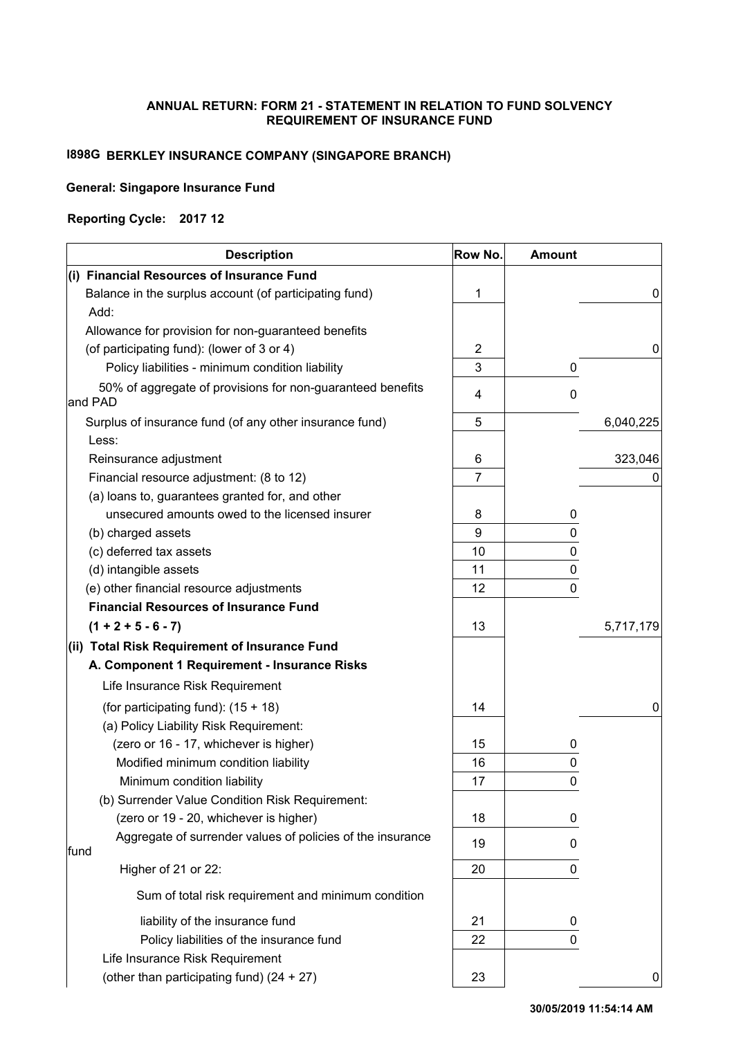**ANNUAL RETURN: FORM 21 - STATEMENT IN RELATION TO FUND SOLVENCY REQUIREMENT OF INSURANCE FUND**

**I898G BERKLEY INSURANCE COMPANY (SINGAPORE BRANCH)**

**General: Singapore Insurance Fund**

**Reporting Cycle: 2017 12**

| Description | Row No. | Amount | |
|---|---|---|---|
| **(i) Financial Resources of Insurance Fund** | | | |
| Balance in the surplus account (of participating fund) | 1 | | 0 |
| Add: | | | |
| Allowance for provision for non-guaranteed benefits (of participating fund): (lower of 3 or 4) | 2 | | 0 |
| Policy liabilities - minimum condition liability | 3 | 0 | |
| 50% of aggregate of provisions for non-guaranteed benefits and PAD | 4 | 0 | |
| Surplus of insurance fund (of any other insurance fund) | 5 | | 6,040,225 |
| Less: | | | |
| Reinsurance adjustment | 6 | | 323,046 |
| Financial resource adjustment: (8 to 12) | 7 | | 0 |
| (a) loans to, guarantees granted for, and other unsecured amounts owed to the licensed insurer | 8 | 0 | |
| (b) charged assets | 9 | 0 | |
| (c) deferred tax assets | 10 | 0 | |
| (d) intangible assets | 11 | 0 | |
| (e) other financial resource adjustments | 12 | 0 | |
| **Financial Resources of Insurance Fund (1 + 2 + 5 - 6 - 7)** | 13 | | 5,717,179 |
| **(ii) Total Risk Requirement of Insurance Fund** | | | |
| **A. Component 1 Requirement - Insurance Risks** | | | |
| Life Insurance Risk Requirement (for participating fund): (15 + 18) | 14 | | 0 |
| (a) Policy Liability Risk Requirement: (zero or 16 - 17, whichever is higher) | 15 | 0 | |
| Modified minimum condition liability | 16 | 0 | |
| Minimum condition liability | 17 | 0 | |
| (b) Surrender Value Condition Risk Requirement: (zero or 19 - 20, whichever is higher) | 18 | 0 | |
| Aggregate of surrender values of policies of the insurance fund | 19 | 0 | |
| Higher of 21 or 22: | 20 | 0 | |
| Sum of total risk requirement and minimum condition liability of the insurance fund | 21 | 0 | |
| Policy liabilities of the insurance fund | 22 | 0 | |
| Life Insurance Risk Requirement (other than participating fund) (24 + 27) | 23 | | 0 |

30/05/2019 11:54:14 AM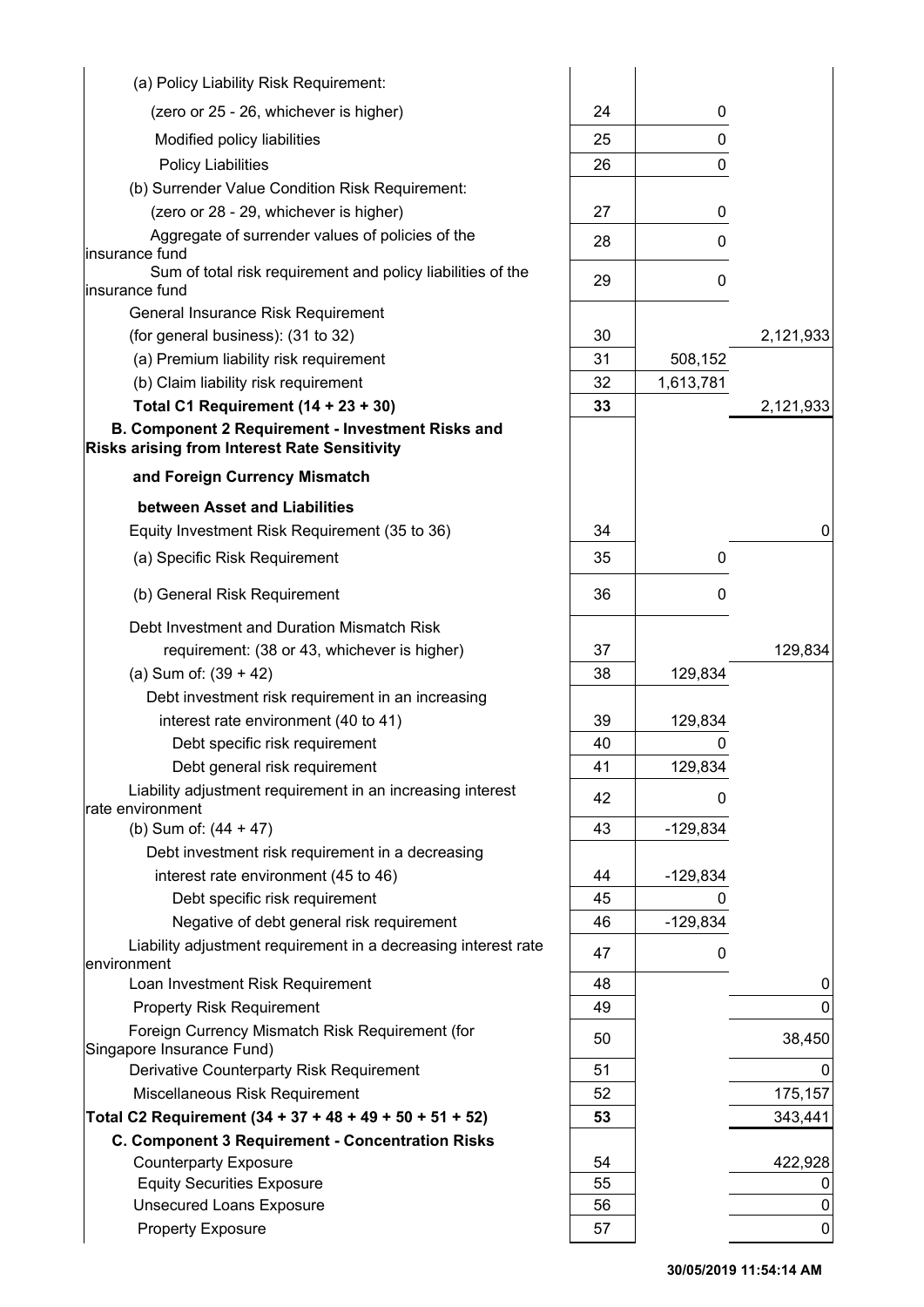| Item | Line | Amount | Total |
|---|---|---|---|
| (a) Policy Liability Risk Requirement: | | | |
| (zero or 25 - 26, whichever is higher) | 24 | 0 | |
| Modified policy liabilities | 25 | 0 | |
| Policy Liabilities | 26 | 0 | |
| (b) Surrender Value Condition Risk Requirement: | | | |
| (zero or 28 - 29, whichever is higher) | 27 | 0 | |
| Aggregate of surrender values of policies of the insurance fund | 28 | 0 | |
| Sum of total risk requirement and policy liabilities of the insurance fund | 29 | 0 | |
| General Insurance Risk Requirement | | | |
| (for general business): (31 to 32) | 30 | | 2,121,933 |
| (a) Premium liability risk requirement | 31 | 508,152 | |
| (b) Claim liability risk requirement | 32 | 1,613,781 | |
| **Total C1 Requirement (14 + 23 + 30)** | **33** | | 2,121,933 |
| **B. Component 2 Requirement - Investment Risks and Risks arising from Interest Rate Sensitivity** | | | |
| **and Foreign Currency Mismatch** | | | |
| **between Asset and Liabilities** | | | |
| Equity Investment Risk Requirement (35 to 36) | 34 | | 0 |
| (a) Specific Risk Requirement | 35 | 0 | |
| (b) General Risk Requirement | 36 | 0 | |
| Debt Investment and Duration Mismatch Risk | | | |
| requirement: (38 or 43, whichever is higher) | 37 | | 129,834 |
| (a) Sum of: (39 + 42) | 38 | 129,834 | |
| Debt investment risk requirement in an increasing | | | |
| interest rate environment (40 to 41) | 39 | 129,834 | |
| Debt specific risk requirement | 40 | 0 | |
| Debt general risk requirement | 41 | 129,834 | |
| Liability adjustment requirement in an increasing interest rate environment | 42 | 0 | |
| (b) Sum of: (44 + 47) | 43 | -129,834 | |
| Debt investment risk requirement in a decreasing | | | |
| interest rate environment (45 to 46) | 44 | -129,834 | |
| Debt specific risk requirement | 45 | 0 | |
| Negative of debt general risk requirement | 46 | -129,834 | |
| Liability adjustment requirement in a decreasing interest rate environment | 47 | 0 | |
| Loan Investment Risk Requirement | 48 | | 0 |
| Property Risk Requirement | 49 | | 0 |
| Foreign Currency Mismatch Risk Requirement (for Singapore Insurance Fund) | 50 | | 38,450 |
| Derivative Counterparty Risk Requirement | 51 | | 0 |
| Miscellaneous Risk Requirement | 52 | | 175,157 |
| **Total C2 Requirement (34 + 37 + 48 + 49 + 50 + 51 + 52)** | **53** | | 343,441 |
| **C. Component 3 Requirement - Concentration Risks** | | | |
| Counterparty Exposure | 54 | | 422,928 |
| Equity Securities Exposure | 55 | | 0 |
| Unsecured Loans Exposure | 56 | | 0 |
| Property Exposure | 57 | | 0 |

30/05/2019 11:54:14 AM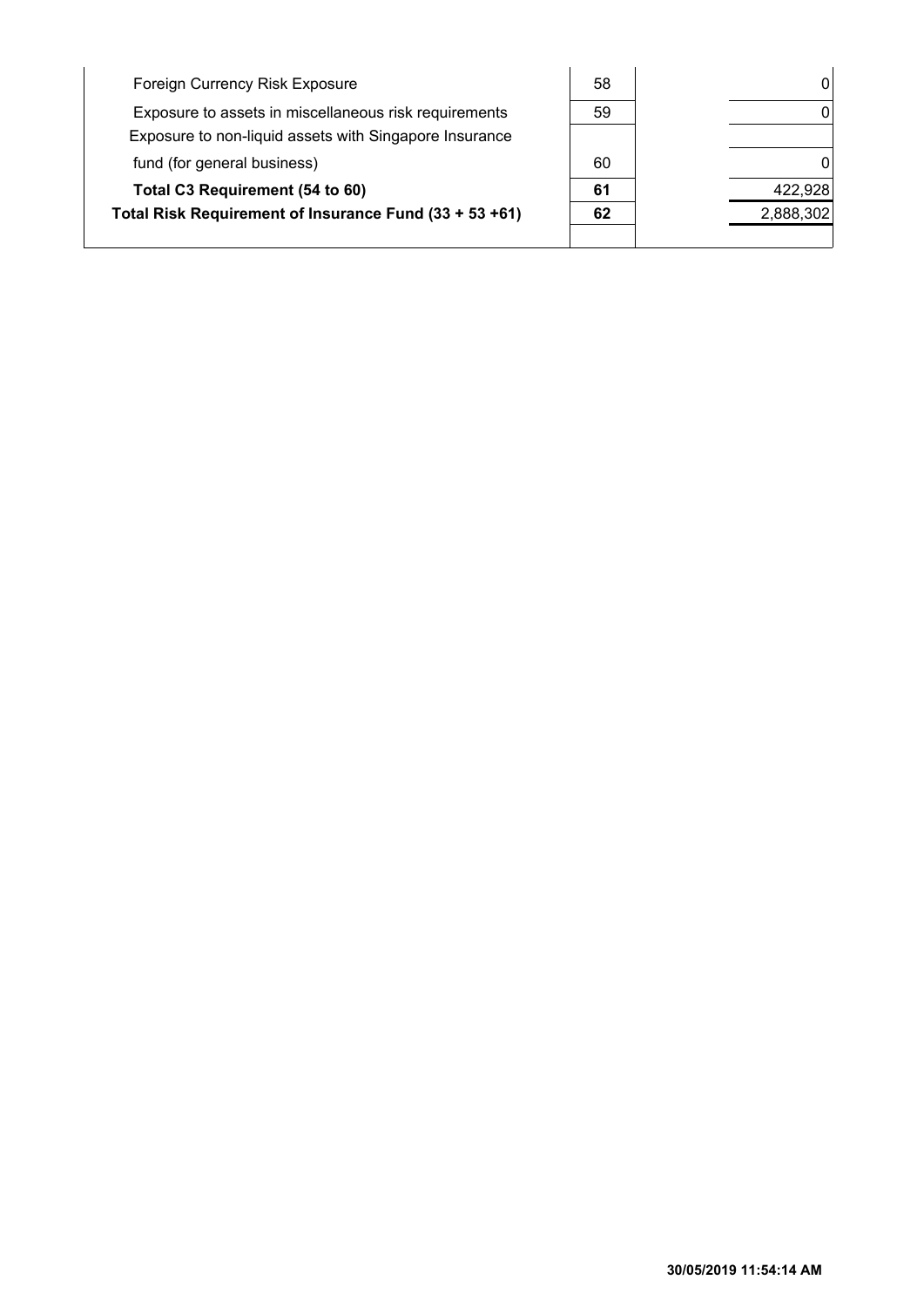| | | |
|---|---|---|
| Foreign Currency Risk Exposure | 58 | 0 |
| Exposure to assets in miscellaneous risk requirements | 59 | 0 |
| Exposure to non-liquid assets with Singapore Insurance fund (for general business) | 60 | 0 |
| **Total C3 Requirement (54 to 60)** | **61** | 422,928 |
| **Total Risk Requirement of Insurance Fund (33 + 53 +61)** | **62** | 2,888,302 |

**30/05/2019 11:54:14 AM**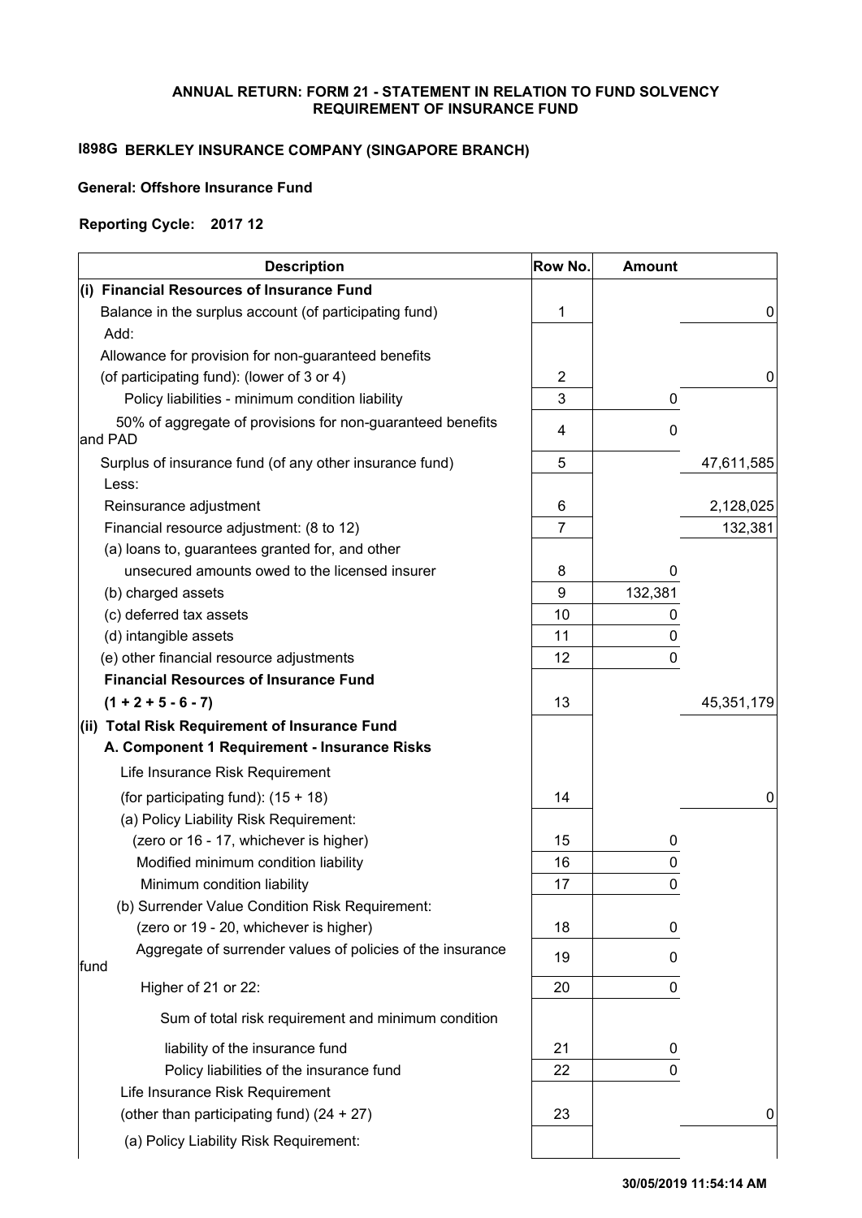**ANNUAL RETURN: FORM 21 - STATEMENT IN RELATION TO FUND SOLVENCY REQUIREMENT OF INSURANCE FUND**

**I898G BERKLEY INSURANCE COMPANY (SINGAPORE BRANCH)**

**General: Offshore Insurance Fund**

**Reporting Cycle: 2017 12**

| Description | Row No. | Amount | |
|---|---|---|---|
| **(i) Financial Resources of Insurance Fund** | | | |
| Balance in the surplus account (of participating fund) | 1 | | 0 |
| Add: | | | |
| Allowance for provision for non-guaranteed benefits (of participating fund): (lower of 3 or 4) | 2 | | 0 |
| Policy liabilities - minimum condition liability | 3 | 0 | |
| 50% of aggregate of provisions for non-guaranteed benefits and PAD | 4 | 0 | |
| Surplus of insurance fund (of any other insurance fund) | 5 | | 47,611,585 |
| Less: | | | |
| Reinsurance adjustment | 6 | | 2,128,025 |
| Financial resource adjustment: (8 to 12) | 7 | | 132,381 |
| (a) loans to, guarantees granted for, and other unsecured amounts owed to the licensed insurer | 8 | 0 | |
| (b) charged assets | 9 | 132,381 | |
| (c) deferred tax assets | 10 | 0 | |
| (d) intangible assets | 11 | 0 | |
| (e) other financial resource adjustments | 12 | 0 | |
| **Financial Resources of Insurance Fund (1 + 2 + 5 - 6 - 7)** | 13 | | 45,351,179 |
| **(ii) Total Risk Requirement of Insurance Fund** | | | |
| **A. Component 1 Requirement - Insurance Risks** | | | |
| Life Insurance Risk Requirement (for participating fund): (15 + 18) | 14 | | 0 |
| (a) Policy Liability Risk Requirement: (zero or 16 - 17, whichever is higher) | 15 | 0 | |
| Modified minimum condition liability | 16 | 0 | |
| Minimum condition liability | 17 | 0 | |
| (b) Surrender Value Condition Risk Requirement: (zero or 19 - 20, whichever is higher) | 18 | 0 | |
| Aggregate of surrender values of policies of the insurance fund | 19 | 0 | |
| Higher of 21 or 22: | 20 | 0 | |
| Sum of total risk requirement and minimum condition liability of the insurance fund | 21 | 0 | |
| Policy liabilities of the insurance fund | 22 | 0 | |
| Life Insurance Risk Requirement (other than participating fund) (24 + 27) | 23 | | 0 |
| (a) Policy Liability Risk Requirement: | | | |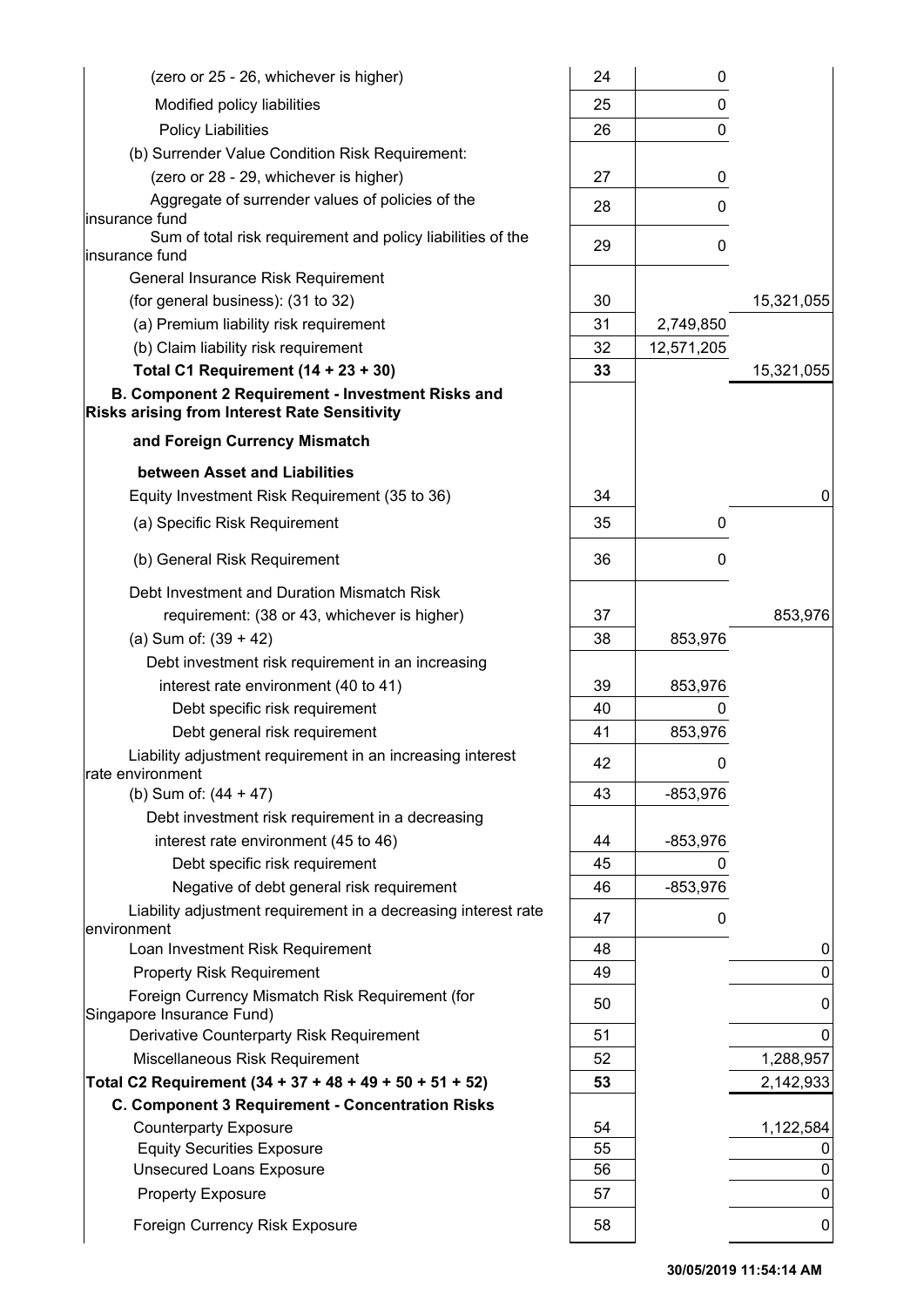| | | | |
|---|---|---|---|
| (zero or 25 - 26, whichever is higher) | 24 | 0 | |
| Modified policy liabilities | 25 | 0 | |
| Policy Liabilities | 26 | 0 | |
| (b) Surrender Value Condition Risk Requirement: | | | |
| (zero or 28 - 29, whichever is higher) | 27 | 0 | |
| Aggregate of surrender values of policies of the insurance fund | 28 | 0 | |
| Sum of total risk requirement and policy liabilities of the insurance fund | 29 | 0 | |
| General Insurance Risk Requirement | | | |
| (for general business): (31 to 32) | 30 | | 15,321,055 |
| (a) Premium liability risk requirement | 31 | 2,749,850 | |
| (b) Claim liability risk requirement | 32 | 12,571,205 | |
| **Total C1 Requirement (14 + 23 + 30)** | **33** | | 15,321,055 |
| **B. Component 2 Requirement - Investment Risks and Risks arising from Interest Rate Sensitivity** | | | |
| **and Foreign Currency Mismatch** | | | |
| **between Asset and Liabilities** | | | |
| Equity Investment Risk Requirement (35 to 36) | 34 | | 0 |
| (a) Specific Risk Requirement | 35 | 0 | |
| (b) General Risk Requirement | 36 | 0 | |
| Debt Investment and Duration Mismatch Risk | | | |
| requirement: (38 or 43, whichever is higher) | 37 | | 853,976 |
| (a) Sum of: (39 + 42) | 38 | 853,976 | |
| Debt investment risk requirement in an increasing | | | |
| interest rate environment (40 to 41) | 39 | 853,976 | |
| Debt specific risk requirement | 40 | 0 | |
| Debt general risk requirement | 41 | 853,976 | |
| Liability adjustment requirement in an increasing interest rate environment | 42 | 0 | |
| (b) Sum of: (44 + 47) | 43 | -853,976 | |
| Debt investment risk requirement in a decreasing | | | |
| interest rate environment (45 to 46) | 44 | -853,976 | |
| Debt specific risk requirement | 45 | 0 | |
| Negative of debt general risk requirement | 46 | -853,976 | |
| Liability adjustment requirement in a decreasing interest rate environment | 47 | 0 | |
| Loan Investment Risk Requirement | 48 | | 0 |
| Property Risk Requirement | 49 | | 0 |
| Foreign Currency Mismatch Risk Requirement (for Singapore Insurance Fund) | 50 | | 0 |
| Derivative Counterparty Risk Requirement | 51 | | 0 |
| Miscellaneous Risk Requirement | 52 | | 1,288,957 |
| **Total C2 Requirement (34 + 37 + 48 + 49 + 50 + 51 + 52)** | **53** | | 2,142,933 |
| **C. Component 3 Requirement - Concentration Risks** | | | |
| Counterparty Exposure | 54 | | 1,122,584 |
| Equity Securities Exposure | 55 | | 0 |
| Unsecured Loans Exposure | 56 | | 0 |
| Property Exposure | 57 | | 0 |
| Foreign Currency Risk Exposure | 58 | | 0 |

**30/05/2019 11:54:14 AM**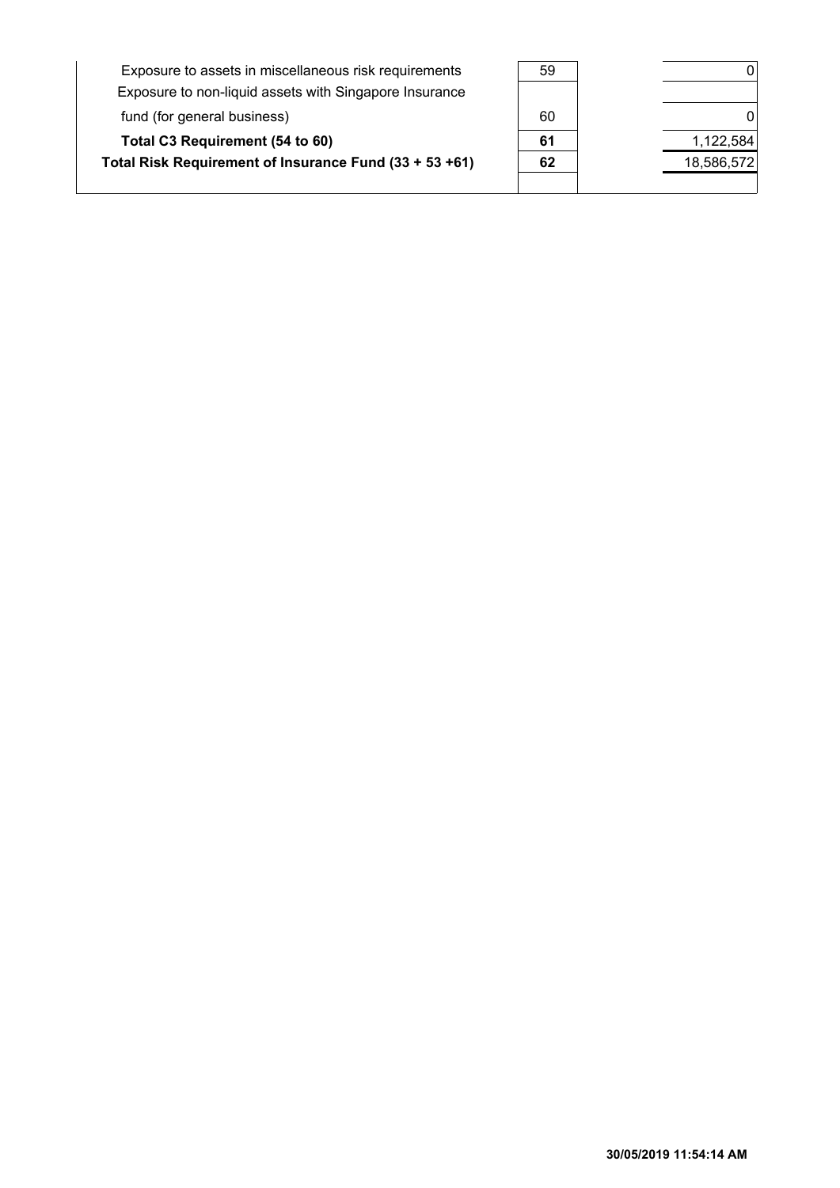| | | |
|---|---|---|
| Exposure to assets in miscellaneous risk requirements | 59 | 0 |
| Exposure to non-liquid assets with Singapore Insurance fund (for general business) | 60 | 0 |
| **Total C3 Requirement (54 to 60)** | **61** | 1,122,584 |
| **Total Risk Requirement of Insurance Fund (33 + 53 +61)** | **62** | 18,586,572 |

**30/05/2019 11:54:14 AM**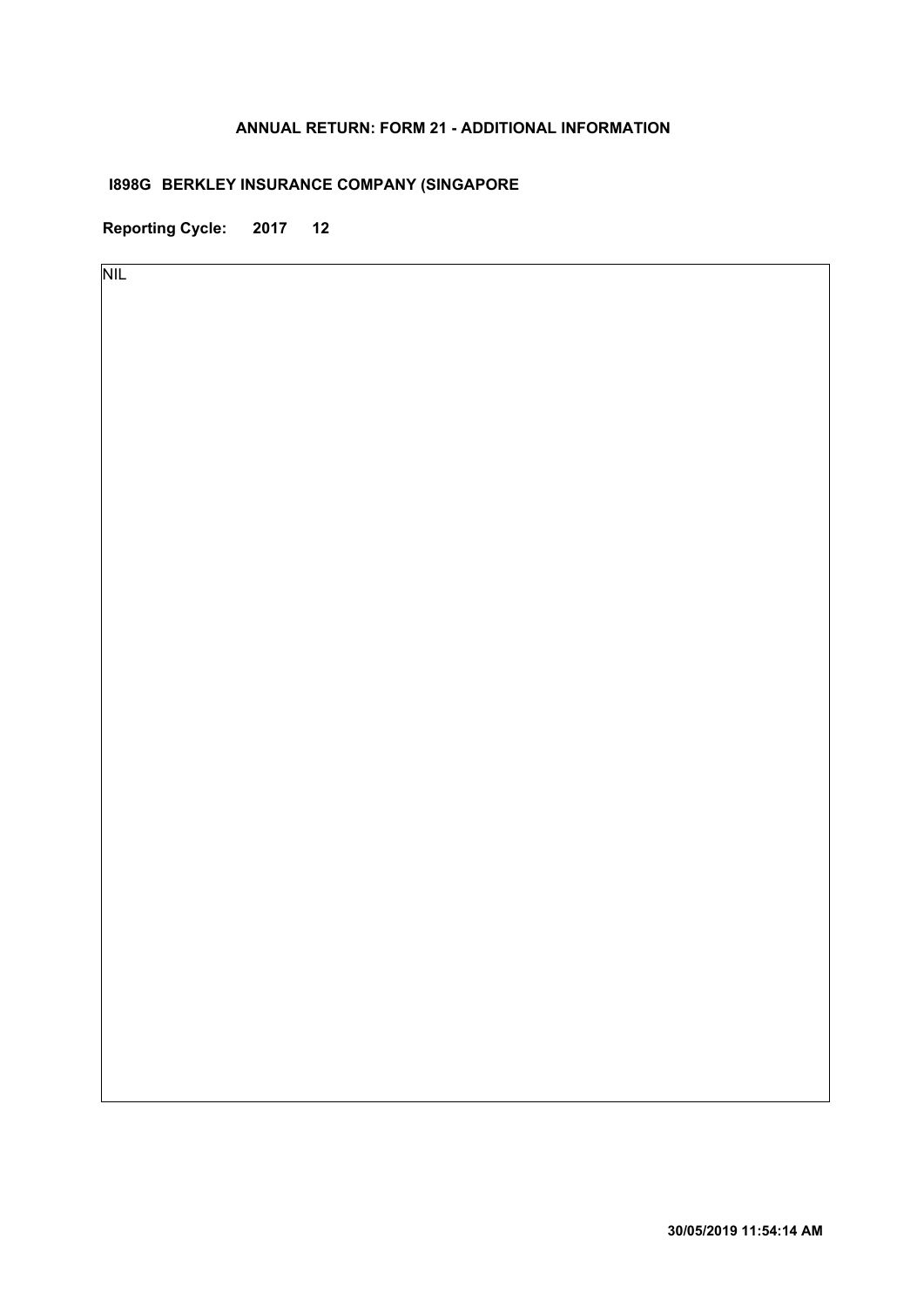**ANNUAL RETURN: FORM 21 - ADDITIONAL INFORMATION**

**I898G BERKLEY INSURANCE COMPANY (SINGAPORE**

**Reporting Cycle: 2017 12**

NIL

**30/05/2019 11:54:14 AM**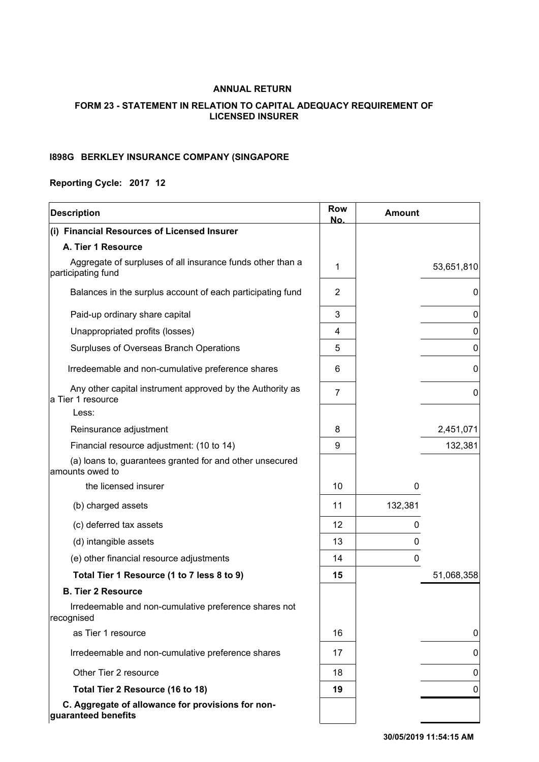**ANNUAL RETURN**

**FORM 23 - STATEMENT IN RELATION TO CAPITAL ADEQUACY REQUIREMENT OF LICENSED INSURER**

**I898G BERKLEY INSURANCE COMPANY (SINGAPORE**

**Reporting Cycle: 2017 12**

| Description | Row No. | Amount | |
|---|---|---|---|
| **(i) Financial Resources of Licensed Insurer** | | | |
| **A. Tier 1 Resource** | | | |
| Aggregate of surpluses of all insurance funds other than a participating fund | 1 | | 53,651,810 |
| Balances in the surplus account of each participating fund | 2 | | 0 |
| Paid-up ordinary share capital | 3 | | 0 |
| Unappropriated profits (losses) | 4 | | 0 |
| Surpluses of Overseas Branch Operations | 5 | | 0 |
| Irredeemable and non-cumulative preference shares | 6 | | 0 |
| Any other capital instrument approved by the Authority as a Tier 1 resource | 7 | | 0 |
| Less: | | | |
| Reinsurance adjustment | 8 | | 2,451,071 |
| Financial resource adjustment: (10 to 14) | 9 | | 132,381 |
| (a) loans to, guarantees granted for and other unsecured amounts owed to the licensed insurer | 10 | 0 | |
| (b) charged assets | 11 | 132,381 | |
| (c) deferred tax assets | 12 | 0 | |
| (d) intangible assets | 13 | 0 | |
| (e) other financial resource adjustments | 14 | 0 | |
| **Total Tier 1 Resource (1 to 7 less 8 to 9)** | **15** | | 51,068,358 |
| **B. Tier 2 Resource** | | | |
| Irredeemable and non-cumulative preference shares not recognised as Tier 1 resource | 16 | | 0 |
| Irredeemable and non-cumulative preference shares | 17 | | 0 |
| Other Tier 2 resource | 18 | | 0 |
| **Total Tier 2 Resource (16 to 18)** | **19** | | 0 |
| **C. Aggregate of allowance for provisions for non-guaranteed benefits** | | | |

30/05/2019 11:54:15 AM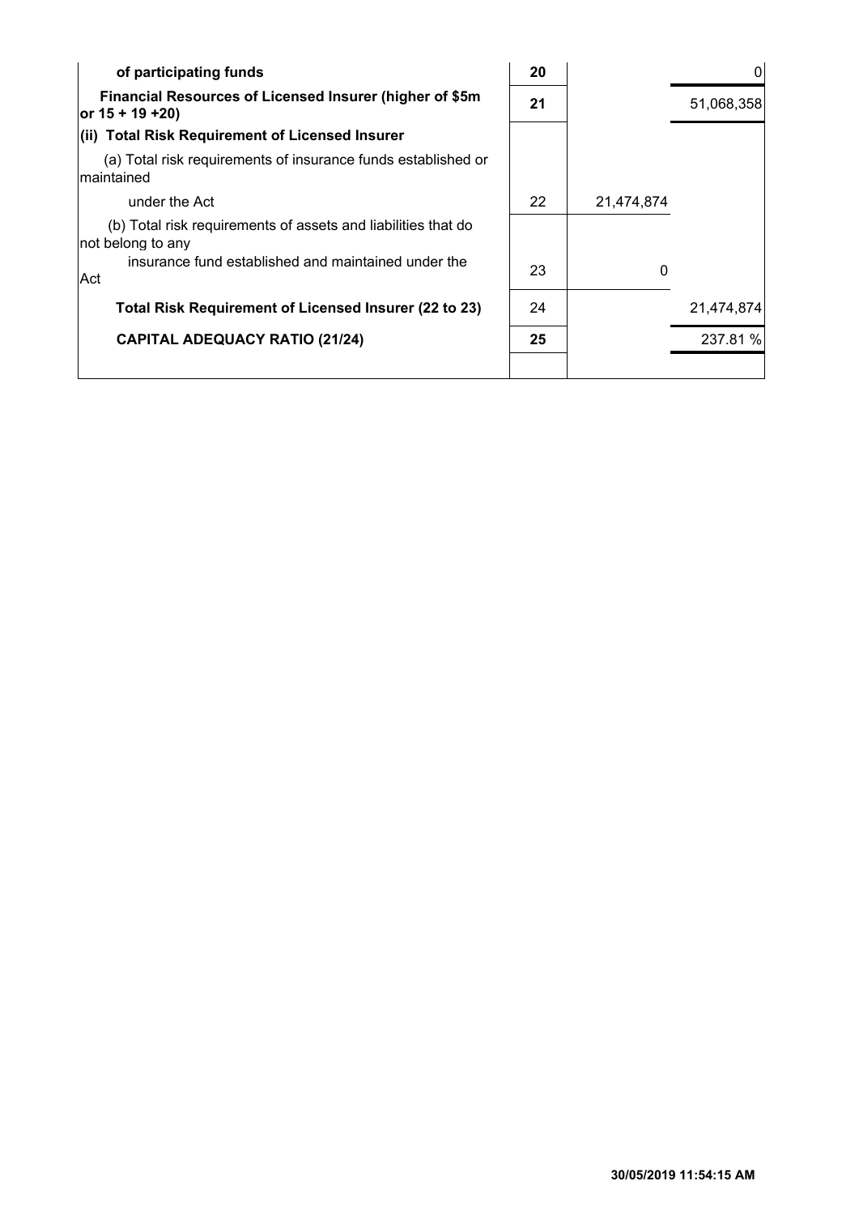| | | | |
|---|---|---|---|
| **of participating funds** | **20** | | 0 |
| **Financial Resources of Licensed Insurer (higher of $5m or 15 + 19 +20)** | **21** | | 51,068,358 |
| **(ii) Total Risk Requirement of Licensed Insurer** | | | |
| (a) Total risk requirements of insurance funds established or maintained under the Act | 22 | 21,474,874 | |
| (b) Total risk requirements of assets and liabilities that do not belong to any insurance fund established and maintained under the Act | 23 | 0 | |
| **Total Risk Requirement of Licensed Insurer (22 to 23)** | 24 | | 21,474,874 |
| **CAPITAL ADEQUACY RATIO (21/24)** | **25** | | 237.81 % |

30/05/2019 11:54:15 AM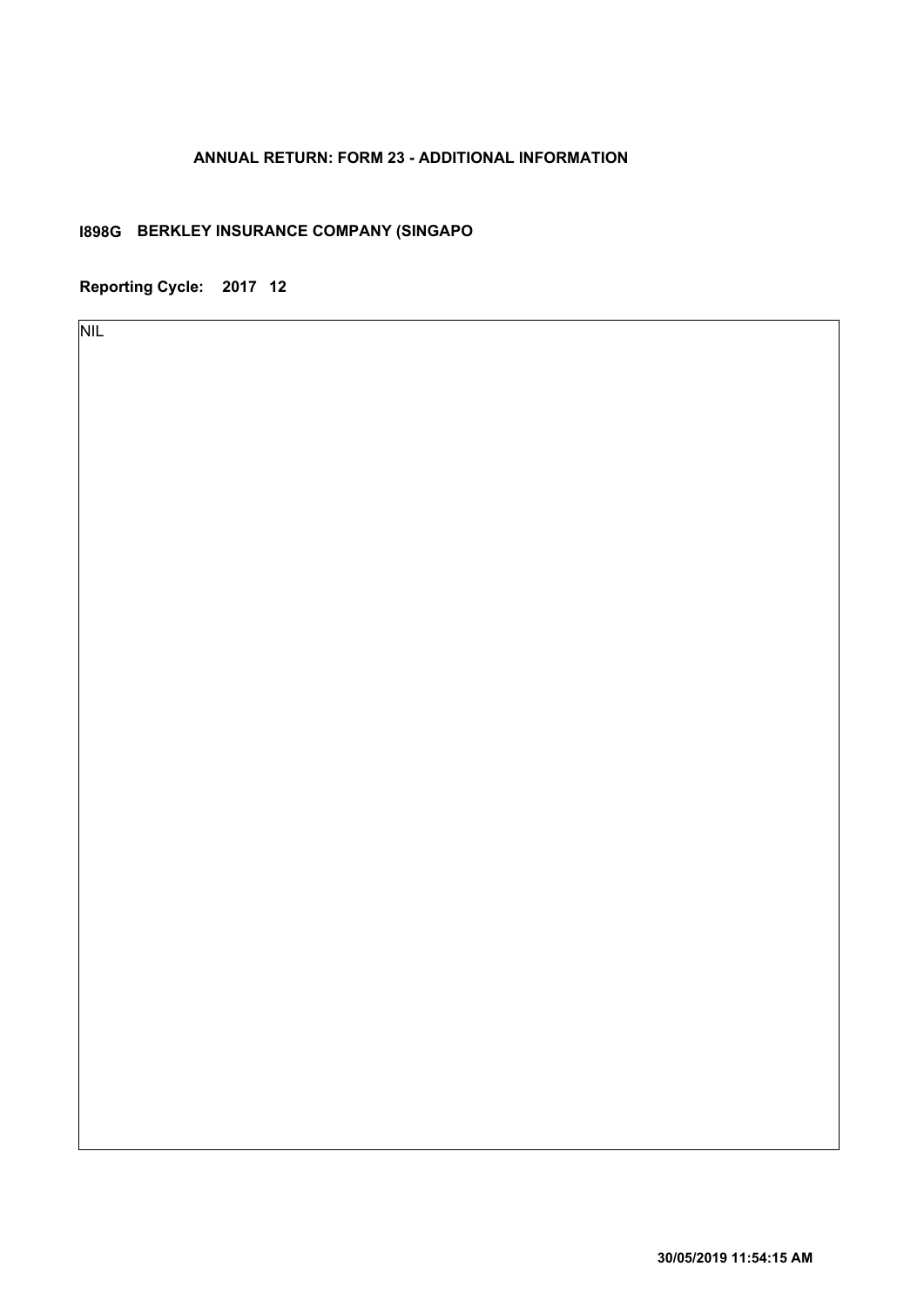**ANNUAL RETURN: FORM 23 - ADDITIONAL INFORMATION**

**I898G BERKLEY INSURANCE COMPANY (SINGAPO**

**Reporting Cycle: 2017 12**

NIL

**30/05/2019 11:54:15 AM**